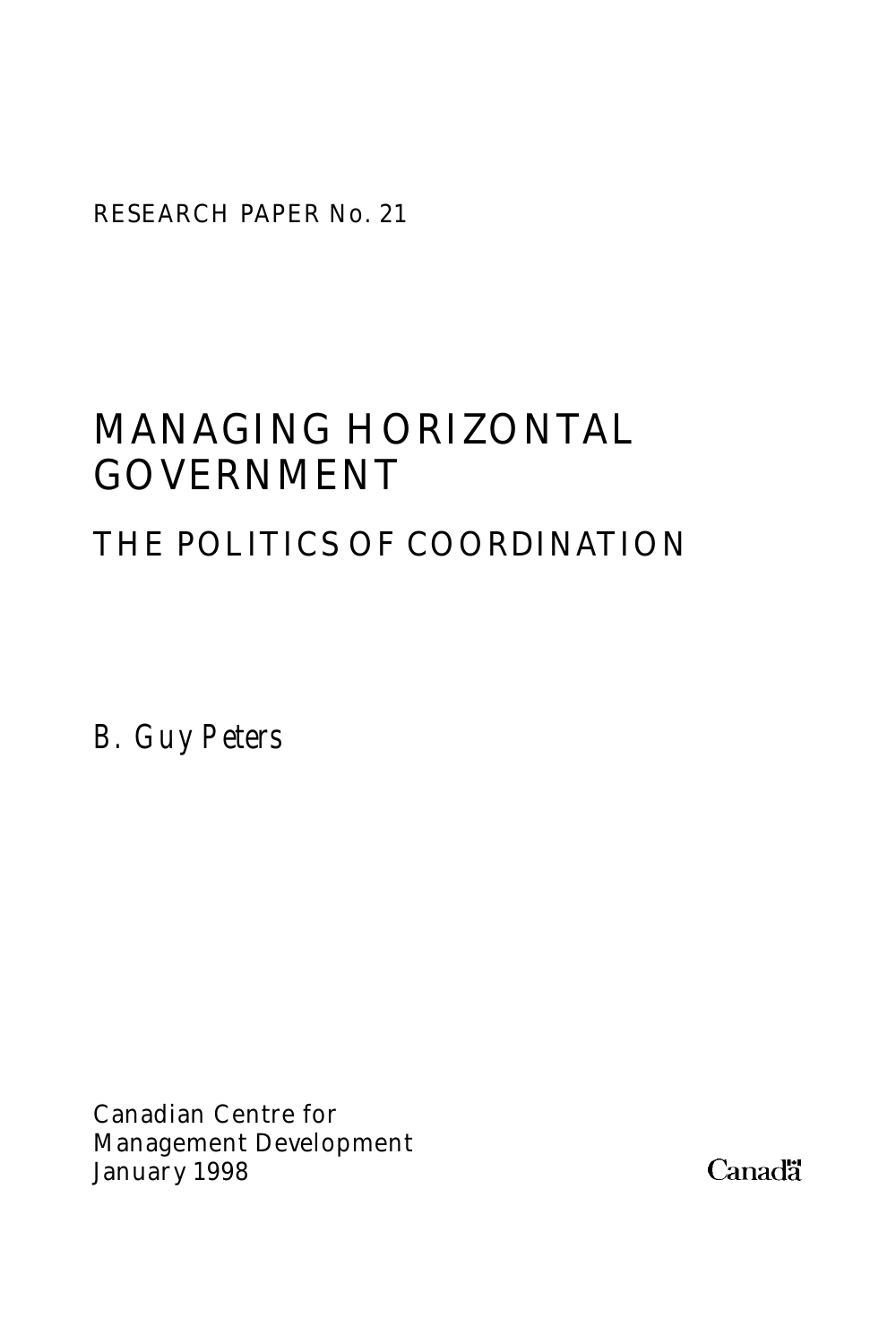RESEARCH PAPER No. 21

# MANAGING HORIZONTAL GOVERNMENT

## THE POLITICS OF COORDINATION

*B. Guy Peters*

Canadian Centre for
Management Development
January 1998

Canada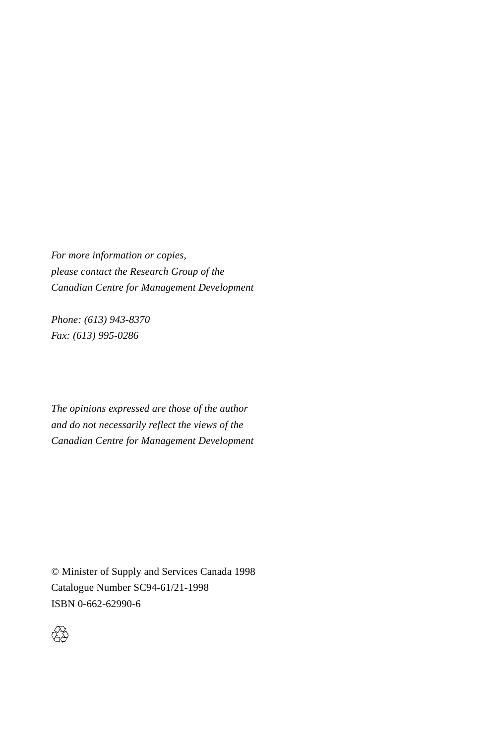*For more information or copies,*
*please contact the Research Group of the*
*Canadian Centre for Management Development*

*Phone: (613) 943-8370*
*Fax: (613) 995-0286*

*The opinions expressed are those of the author*
*and do not necessarily reflect the views of the*
*Canadian Centre for Management Development*

© Minister of Supply and Services Canada 1998
Catalogue Number SC94-61/21-1998
ISBN 0-662-62990-6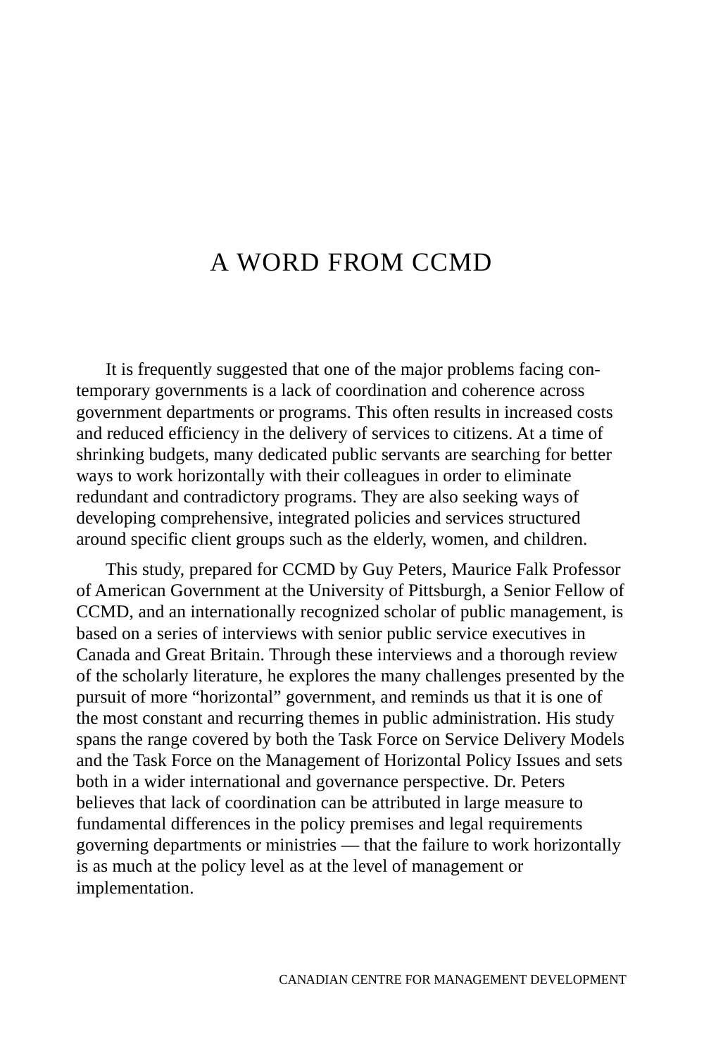# A WORD FROM CCMD

It is frequently suggested that one of the major problems facing contemporary governments is a lack of coordination and coherence across government departments or programs. This often results in increased costs and reduced efficiency in the delivery of services to citizens. At a time of shrinking budgets, many dedicated public servants are searching for better ways to work horizontally with their colleagues in order to eliminate redundant and contradictory programs. They are also seeking ways of developing comprehensive, integrated policies and services structured around specific client groups such as the elderly, women, and children.

This study, prepared for CCMD by Guy Peters, Maurice Falk Professor of American Government at the University of Pittsburgh, a Senior Fellow of CCMD, and an internationally recognized scholar of public management, is based on a series of interviews with senior public service executives in Canada and Great Britain. Through these interviews and a thorough review of the scholarly literature, he explores the many challenges presented by the pursuit of more "horizontal" government, and reminds us that it is one of the most constant and recurring themes in public administration. His study spans the range covered by both the Task Force on Service Delivery Models and the Task Force on the Management of Horizontal Policy Issues and sets both in a wider international and governance perspective. Dr. Peters believes that lack of coordination can be attributed in large measure to fundamental differences in the policy premises and legal requirements governing departments or ministries — that the failure to work horizontally is as much at the policy level as at the level of management or implementation.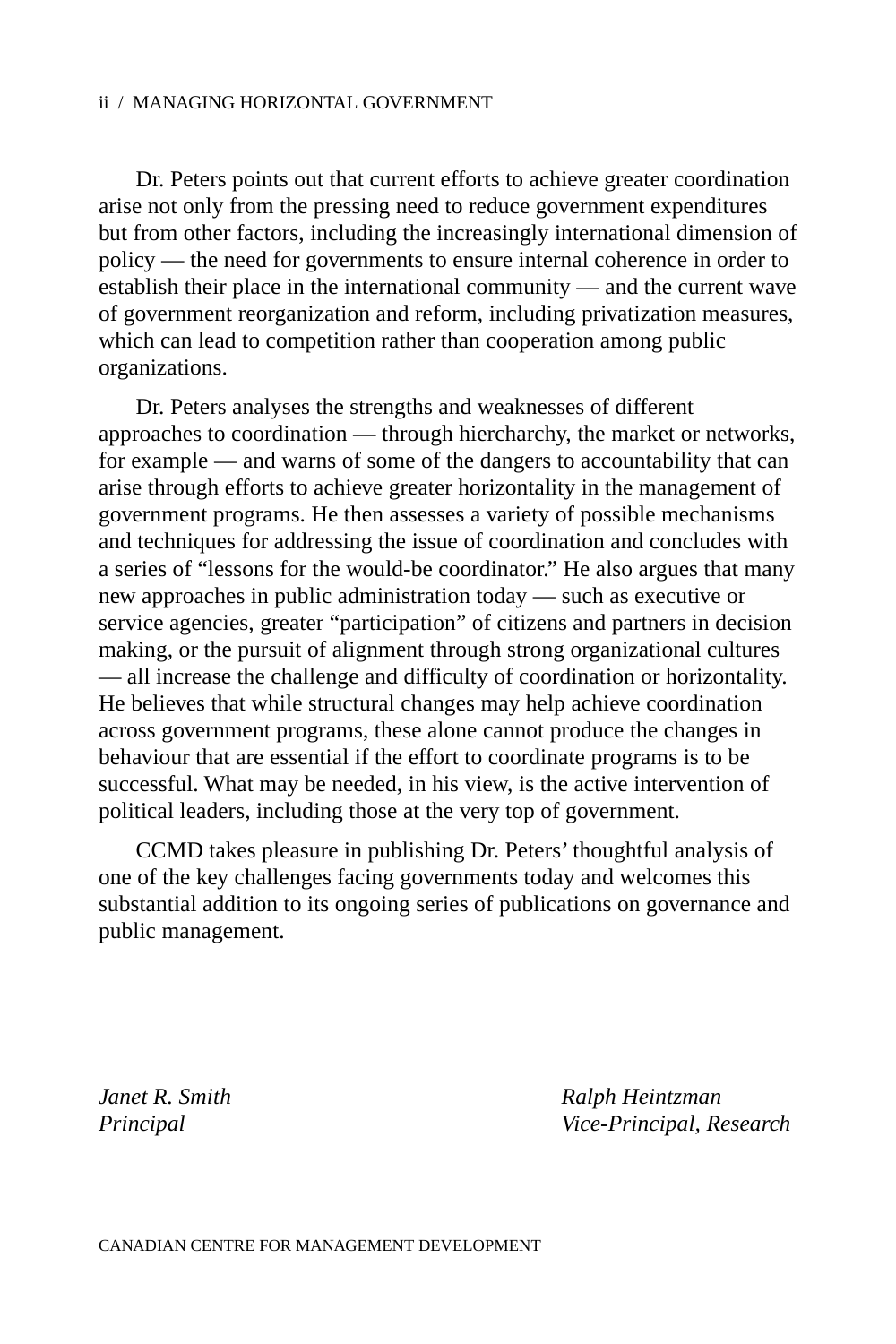Dr. Peters points out that current efforts to achieve greater coordination arise not only from the pressing need to reduce government expenditures but from other factors, including the increasingly international dimension of policy — the need for governments to ensure internal coherence in order to establish their place in the international community — and the current wave of government reorganization and reform, including privatization measures, which can lead to competition rather than cooperation among public organizations.

Dr. Peters analyses the strengths and weaknesses of different approaches to coordination — through hiercharchy, the market or networks, for example — and warns of some of the dangers to accountability that can arise through efforts to achieve greater horizontality in the management of government programs. He then assesses a variety of possible mechanisms and techniques for addressing the issue of coordination and concludes with a series of "lessons for the would-be coordinator." He also argues that many new approaches in public administration today — such as executive or service agencies, greater "participation" of citizens and partners in decision making, or the pursuit of alignment through strong organizational cultures — all increase the challenge and difficulty of coordination or horizontality. He believes that while structural changes may help achieve coordination across government programs, these alone cannot produce the changes in behaviour that are essential if the effort to coordinate programs is to be successful. What may be needed, in his view, is the active intervention of political leaders, including those at the very top of government.

CCMD takes pleasure in publishing Dr. Peters' thoughtful analysis of one of the key challenges facing governments today and welcomes this substantial addition to its ongoing series of publications on governance and public management.

*Janet R. Smith*
*Principal*

*Ralph Heintzman*
*Vice-Principal, Research*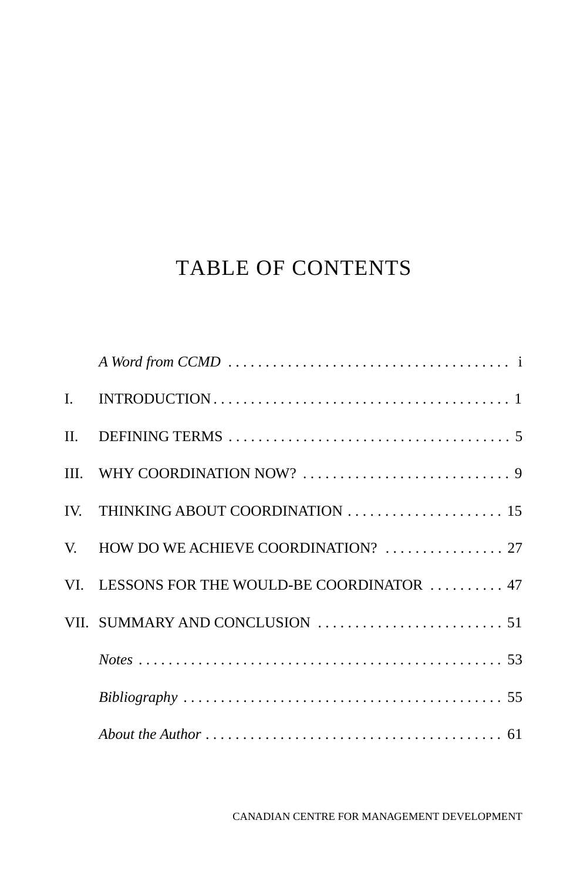# TABLE OF CONTENTS

| | | |
|---|---|---|
| | *A Word from CCMD* | i |
| I. | INTRODUCTION | 1 |
| II. | DEFINING TERMS | 5 |
| III. | WHY COORDINATION NOW? | 9 |
| IV. | THINKING ABOUT COORDINATION | 15 |
| V. | HOW DO WE ACHIEVE COORDINATION? | 27 |
| VI. | LESSONS FOR THE WOULD-BE COORDINATOR | 47 |
| VII. | SUMMARY AND CONCLUSION | 51 |
| | *Notes* | 53 |
| | *Bibliography* | 55 |
| | *About the Author* | 61 |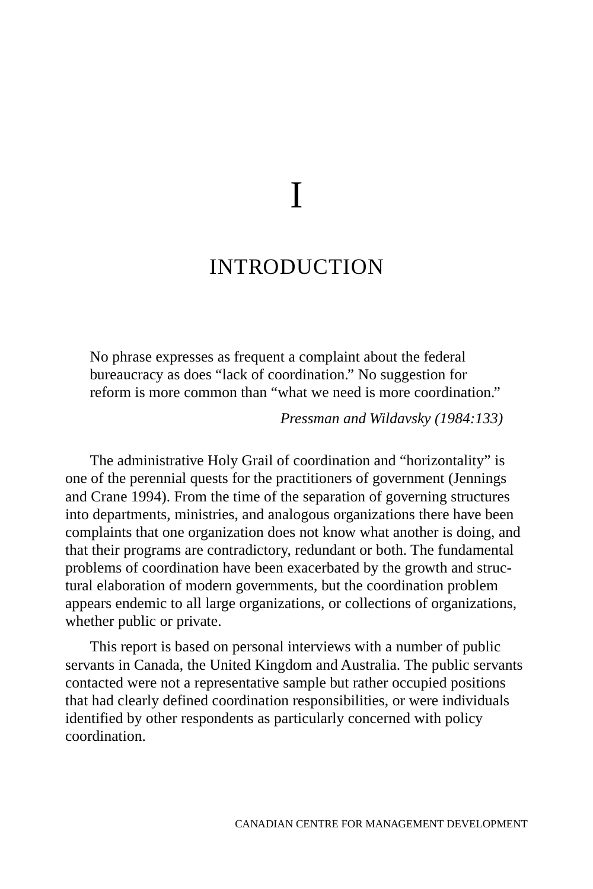# I

# INTRODUCTION

> No phrase expresses as frequent a complaint about the federal bureaucracy as does "lack of coordination." No suggestion for reform is more common than "what we need is more coordination."
>
> *Pressman and Wildavsky (1984:133)*

The administrative Holy Grail of coordination and "horizontality" is one of the perennial quests for the practitioners of government (Jennings and Crane 1994). From the time of the separation of governing structures into departments, ministries, and analogous organizations there have been complaints that one organization does not know what another is doing, and that their programs are contradictory, redundant or both. The fundamental problems of coordination have been exacerbated by the growth and structural elaboration of modern governments, but the coordination problem appears endemic to all large organizations, or collections of organizations, whether public or private.

This report is based on personal interviews with a number of public servants in Canada, the United Kingdom and Australia. The public servants contacted were not a representative sample but rather occupied positions that had clearly defined coordination responsibilities, or were individuals identified by other respondents as particularly concerned with policy coordination.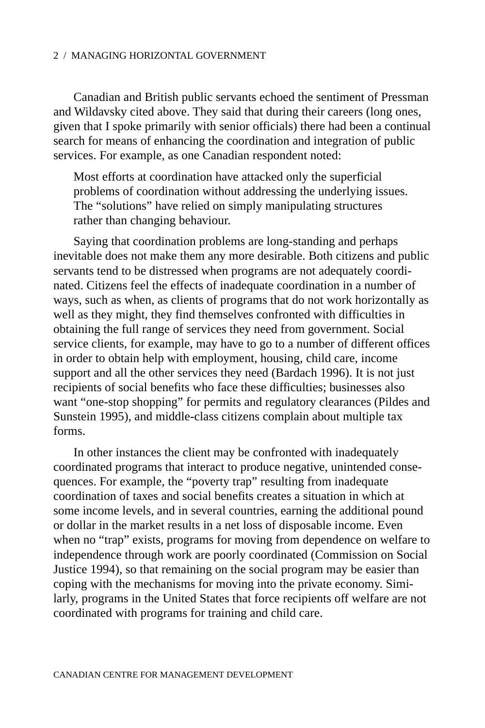Canadian and British public servants echoed the sentiment of Pressman and Wildavsky cited above. They said that during their careers (long ones, given that I spoke primarily with senior officials) there had been a continual search for means of enhancing the coordination and integration of public services. For example, as one Canadian respondent noted:

> Most efforts at coordination have attacked only the superficial problems of coordination without addressing the underlying issues. The "solutions" have relied on simply manipulating structures rather than changing behaviour.

Saying that coordination problems are long-standing and perhaps inevitable does not make them any more desirable. Both citizens and public servants tend to be distressed when programs are not adequately coordinated. Citizens feel the effects of inadequate coordination in a number of ways, such as when, as clients of programs that do not work horizontally as well as they might, they find themselves confronted with difficulties in obtaining the full range of services they need from government. Social service clients, for example, may have to go to a number of different offices in order to obtain help with employment, housing, child care, income support and all the other services they need (Bardach 1996). It is not just recipients of social benefits who face these difficulties; businesses also want "one-stop shopping" for permits and regulatory clearances (Pildes and Sunstein 1995), and middle-class citizens complain about multiple tax forms.

In other instances the client may be confronted with inadequately coordinated programs that interact to produce negative, unintended consequences. For example, the "poverty trap" resulting from inadequate coordination of taxes and social benefits creates a situation in which at some income levels, and in several countries, earning the additional pound or dollar in the market results in a net loss of disposable income. Even when no "trap" exists, programs for moving from dependence on welfare to independence through work are poorly coordinated (Commission on Social Justice 1994), so that remaining on the social program may be easier than coping with the mechanisms for moving into the private economy. Similarly, programs in the United States that force recipients off welfare are not coordinated with programs for training and child care.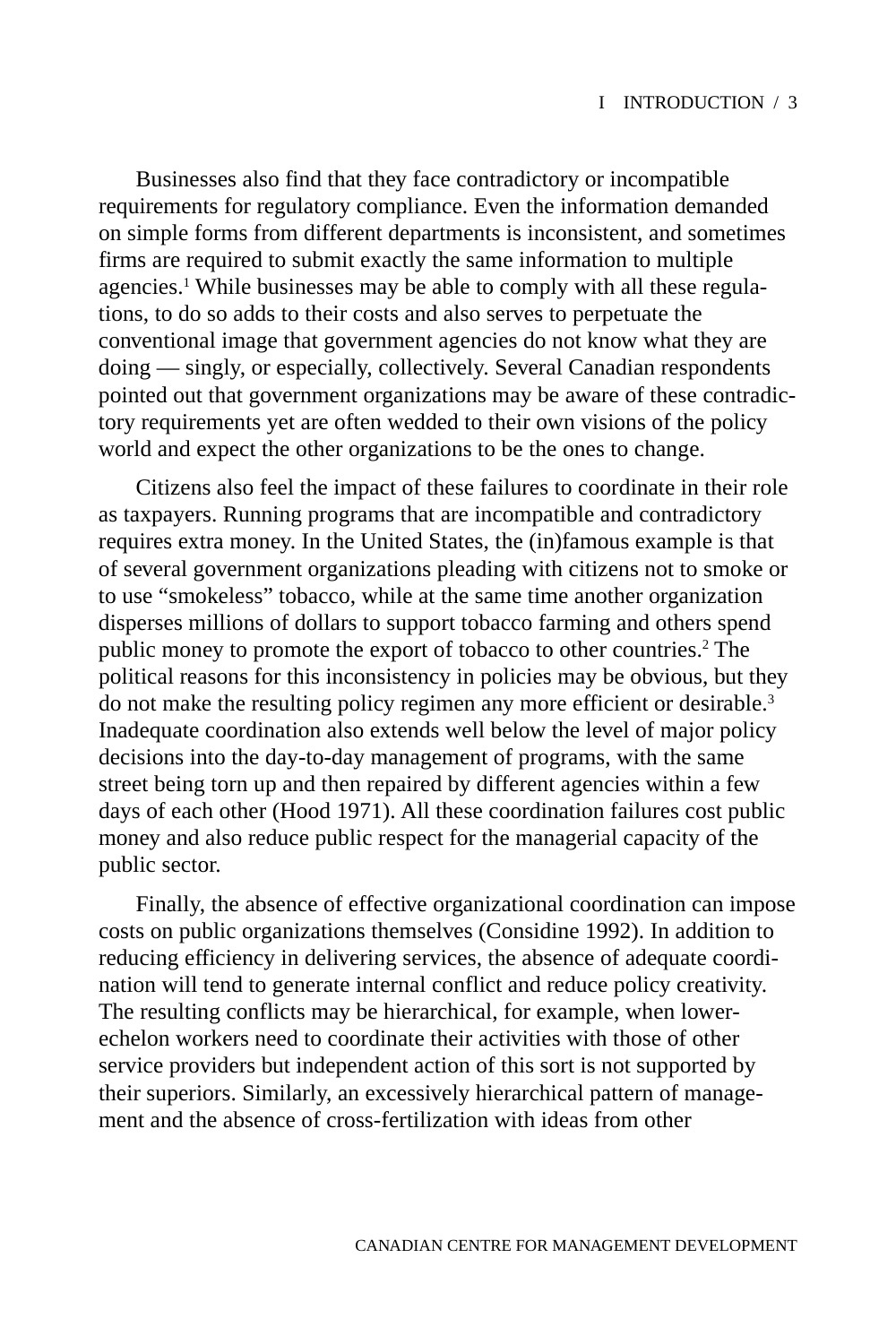Businesses also find that they face contradictory or incompatible requirements for regulatory compliance. Even the information demanded on simple forms from different departments is inconsistent, and sometimes firms are required to submit exactly the same information to multiple agencies.[1] While businesses may be able to comply with all these regulations, to do so adds to their costs and also serves to perpetuate the conventional image that government agencies do not know what they are doing — singly, or especially, collectively. Several Canadian respondents pointed out that government organizations may be aware of these contradictory requirements yet are often wedded to their own visions of the policy world and expect the other organizations to be the ones to change.

Citizens also feel the impact of these failures to coordinate in their role as taxpayers. Running programs that are incompatible and contradictory requires extra money. In the United States, the (in)famous example is that of several government organizations pleading with citizens not to smoke or to use "smokeless" tobacco, while at the same time another organization disperses millions of dollars to support tobacco farming and others spend public money to promote the export of tobacco to other countries.[2] The political reasons for this inconsistency in policies may be obvious, but they do not make the resulting policy regimen any more efficient or desirable.[3] Inadequate coordination also extends well below the level of major policy decisions into the day-to-day management of programs, with the same street being torn up and then repaired by different agencies within a few days of each other (Hood 1971). All these coordination failures cost public money and also reduce public respect for the managerial capacity of the public sector.

Finally, the absence of effective organizational coordination can impose costs on public organizations themselves (Considine 1992). In addition to reducing efficiency in delivering services, the absence of adequate coordination will tend to generate internal conflict and reduce policy creativity. The resulting conflicts may be hierarchical, for example, when lower-echelon workers need to coordinate their activities with those of other service providers but independent action of this sort is not supported by their superiors. Similarly, an excessively hierarchical pattern of management and the absence of cross-fertilization with ideas from other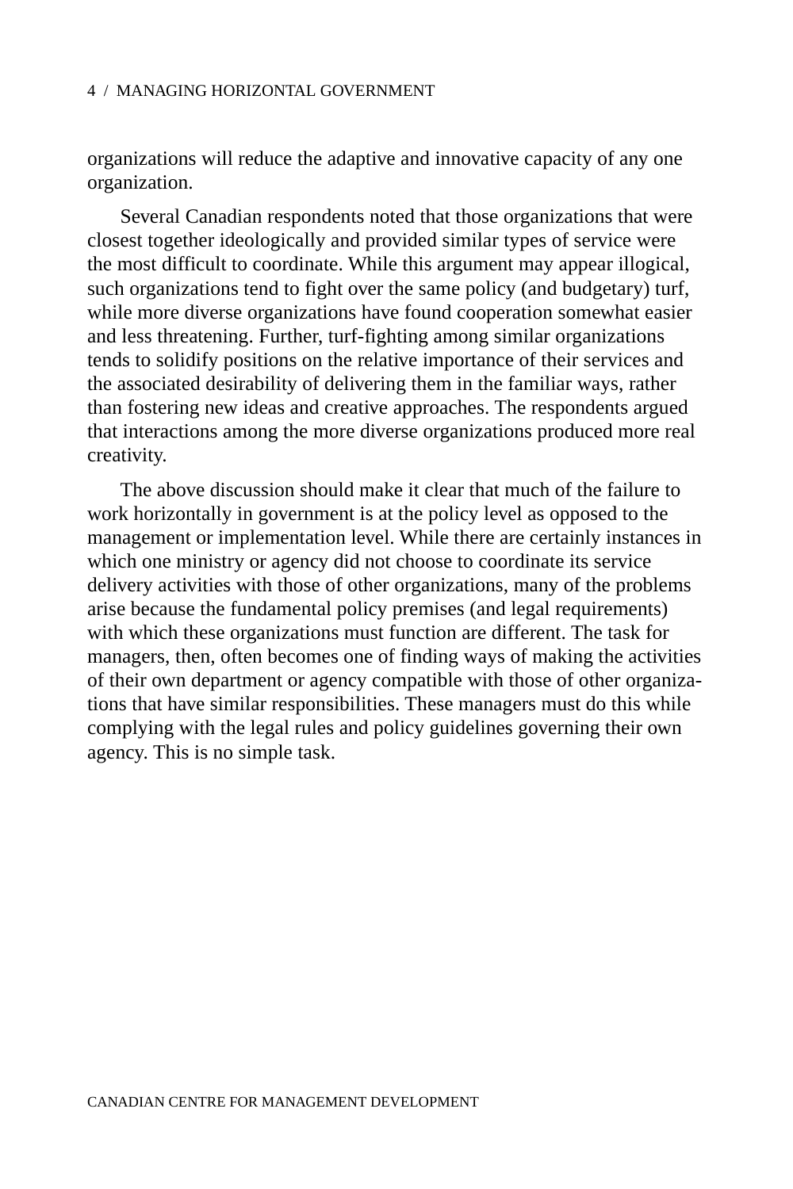organizations will reduce the adaptive and innovative capacity of any one organization.

Several Canadian respondents noted that those organizations that were closest together ideologically and provided similar types of service were the most difficult to coordinate. While this argument may appear illogical, such organizations tend to fight over the same policy (and budgetary) turf, while more diverse organizations have found cooperation somewhat easier and less threatening. Further, turf-fighting among similar organizations tends to solidify positions on the relative importance of their services and the associated desirability of delivering them in the familiar ways, rather than fostering new ideas and creative approaches. The respondents argued that interactions among the more diverse organizations produced more real creativity.

The above discussion should make it clear that much of the failure to work horizontally in government is at the policy level as opposed to the management or implementation level. While there are certainly instances in which one ministry or agency did not choose to coordinate its service delivery activities with those of other organizations, many of the problems arise because the fundamental policy premises (and legal requirements) with which these organizations must function are different. The task for managers, then, often becomes one of finding ways of making the activities of their own department or agency compatible with those of other organizations that have similar responsibilities. These managers must do this while complying with the legal rules and policy guidelines governing their own agency. This is no simple task.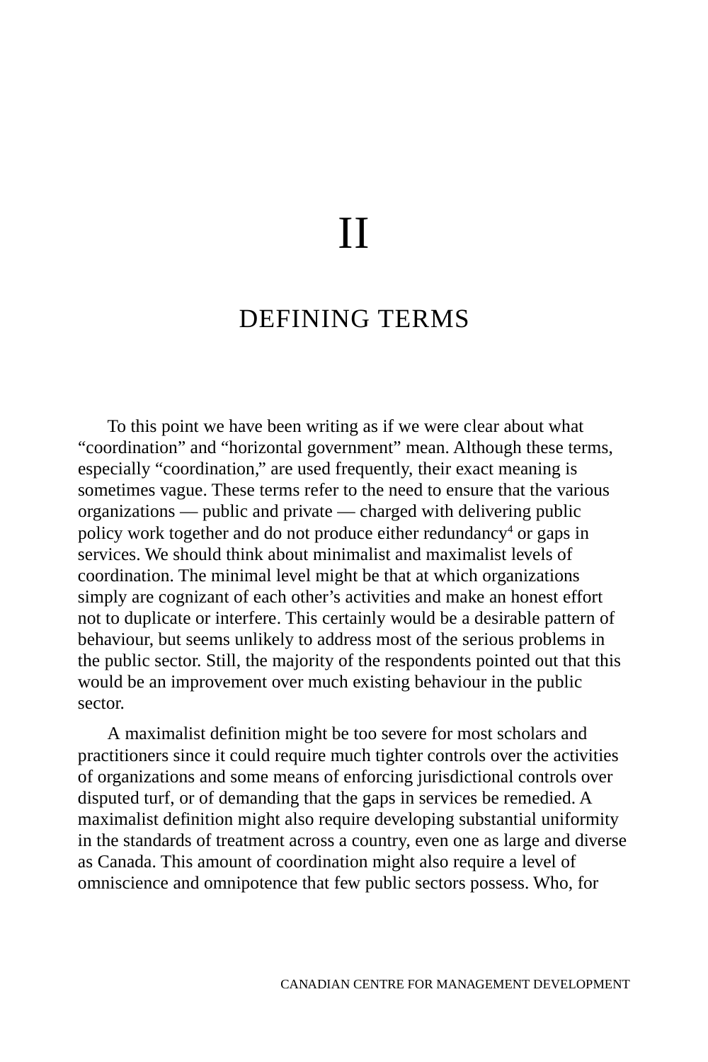# II

# DEFINING TERMS

To this point we have been writing as if we were clear about what "coordination" and "horizontal government" mean. Although these terms, especially "coordination," are used frequently, their exact meaning is sometimes vague. These terms refer to the need to ensure that the various organizations — public and private — charged with delivering public policy work together and do not produce either redundancy[4] or gaps in services. We should think about minimalist and maximalist levels of coordination. The minimal level might be that at which organizations simply are cognizant of each other's activities and make an honest effort not to duplicate or interfere. This certainly would be a desirable pattern of behaviour, but seems unlikely to address most of the serious problems in the public sector. Still, the majority of the respondents pointed out that this would be an improvement over much existing behaviour in the public sector.

A maximalist definition might be too severe for most scholars and practitioners since it could require much tighter controls over the activities of organizations and some means of enforcing jurisdictional controls over disputed turf, or of demanding that the gaps in services be remedied. A maximalist definition might also require developing substantial uniformity in the standards of treatment across a country, even one as large and diverse as Canada. This amount of coordination might also require a level of omniscience and omnipotence that few public sectors possess. Who, for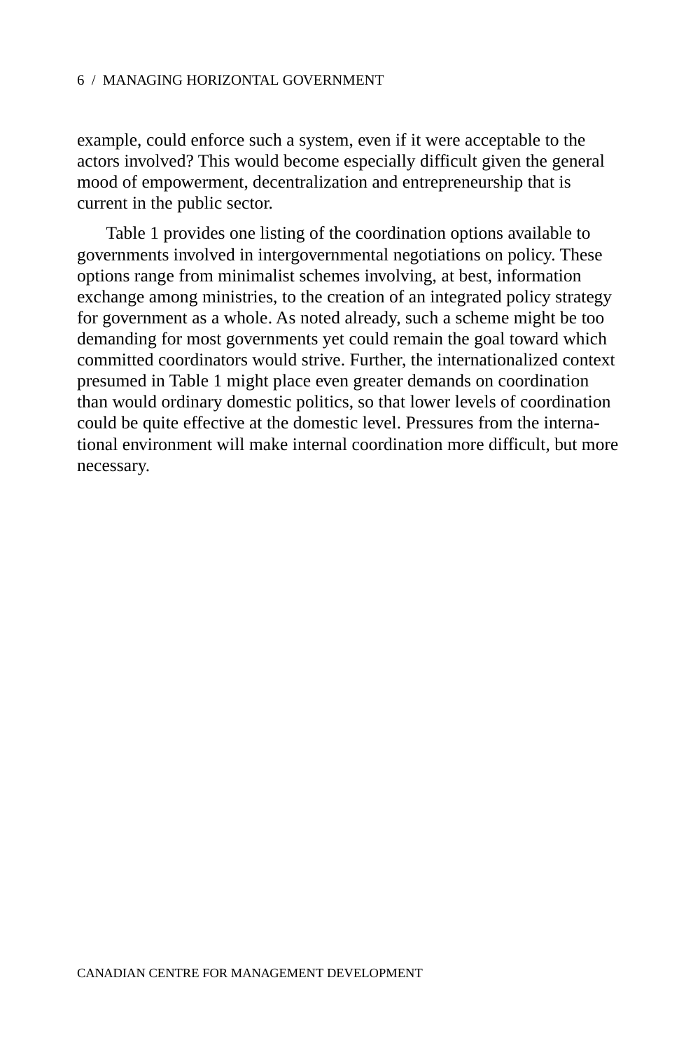example, could enforce such a system, even if it were acceptable to the actors involved? This would become especially difficult given the general mood of empowerment, decentralization and entrepreneurship that is current in the public sector.

Table 1 provides one listing of the coordination options available to governments involved in intergovernmental negotiations on policy. These options range from minimalist schemes involving, at best, information exchange among ministries, to the creation of an integrated policy strategy for government as a whole. As noted already, such a scheme might be too demanding for most governments yet could remain the goal toward which committed coordinators would strive. Further, the internationalized context presumed in Table 1 might place even greater demands on coordination than would ordinary domestic politics, so that lower levels of coordination could be quite effective at the domestic level. Pressures from the international environment will make internal coordination more difficult, but more necessary.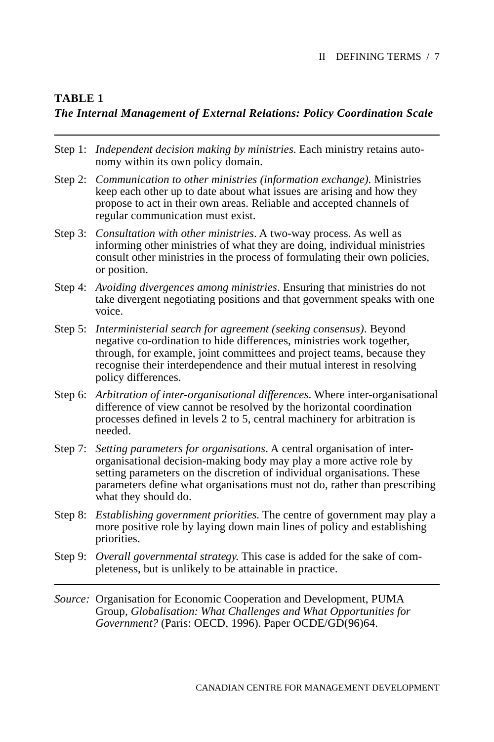**TABLE 1**
***The Internal Management of External Relations: Policy Coordination Scale***

---

Step 1: *Independent decision making by ministries.* Each ministry retains autonomy within its own policy domain.

Step 2: *Communication to other ministries (information exchange).* Ministries keep each other up to date about what issues are arising and how they propose to act in their own areas. Reliable and accepted channels of regular communication must exist.

Step 3: *Consultation with other ministries*. A two-way process. As well as informing other ministries of what they are doing, individual ministries consult other ministries in the process of formulating their own policies, or position.

Step 4: *Avoiding divergences among ministries*. Ensuring that ministries do not take divergent negotiating positions and that government speaks with one voice.

Step 5: *Interministerial search for agreement (seeking consensus)*. Beyond negative co-ordination to hide differences, ministries work together, through, for example, joint committees and project teams, because they recognise their interdependence and their mutual interest in resolving policy differences.

Step 6: *Arbitration of inter-organisational differences*. Where inter-organisational difference of view cannot be resolved by the horizontal coordination processes defined in levels 2 to 5, central machinery for arbitration is needed.

Step 7: *Setting parameters for organisations*. A central organisation of inter-organisational decision-making body may play a more active role by setting parameters on the discretion of individual organisations. These parameters define what organisations must not do, rather than prescribing what they should do.

Step 8: *Establishing government priorities.* The centre of government may play a more positive role by laying down main lines of policy and establishing priorities.

Step 9: *Overall governmental strategy.* This case is added for the sake of completeness, but is unlikely to be attainable in practice.

---

*Source:* Organisation for Economic Cooperation and Development, PUMA Group, *Globalisation: What Challenges and What Opportunities for Government?* (Paris: OECD, 1996). Paper OCDE/GD(96)64.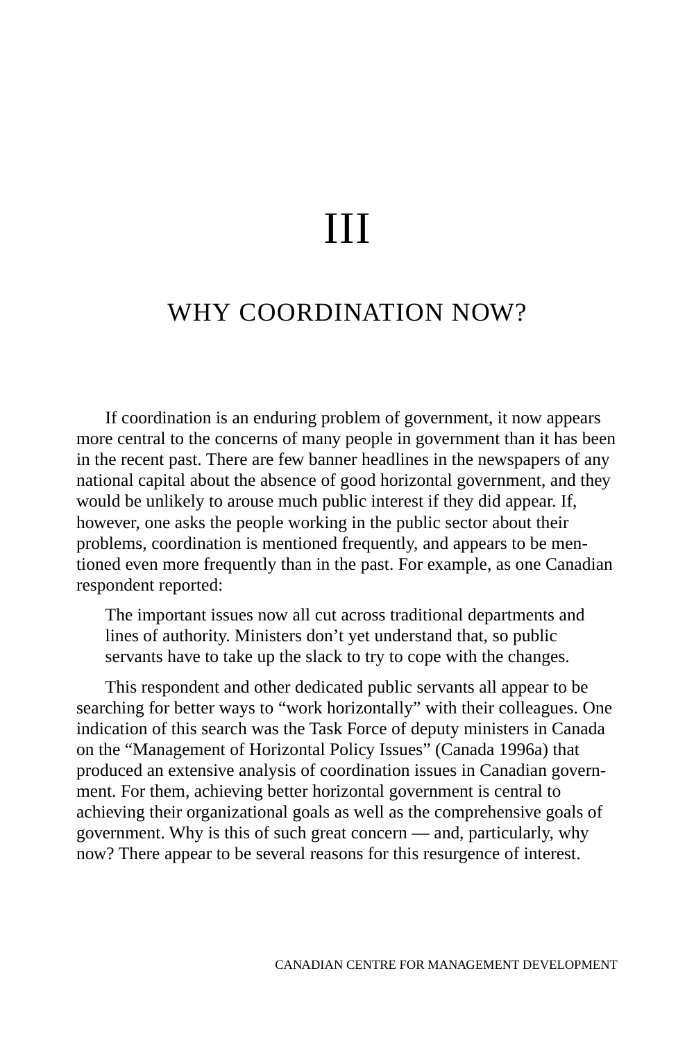# III

## WHY COORDINATION NOW?

If coordination is an enduring problem of government, it now appears more central to the concerns of many people in government than it has been in the recent past. There are few banner headlines in the newspapers of any national capital about the absence of good horizontal government, and they would be unlikely to arouse much public interest if they did appear. If, however, one asks the people working in the public sector about their problems, coordination is mentioned frequently, and appears to be mentioned even more frequently than in the past. For example, as one Canadian respondent reported:

> The important issues now all cut across traditional departments and lines of authority. Ministers don't yet understand that, so public servants have to take up the slack to try to cope with the changes.

This respondent and other dedicated public servants all appear to be searching for better ways to "work horizontally" with their colleagues. One indication of this search was the Task Force of deputy ministers in Canada on the "Management of Horizontal Policy Issues" (Canada 1996a) that produced an extensive analysis of coordination issues in Canadian government. For them, achieving better horizontal government is central to achieving their organizational goals as well as the comprehensive goals of government. Why is this of such great concern — and, particularly, why now? There appear to be several reasons for this resurgence of interest.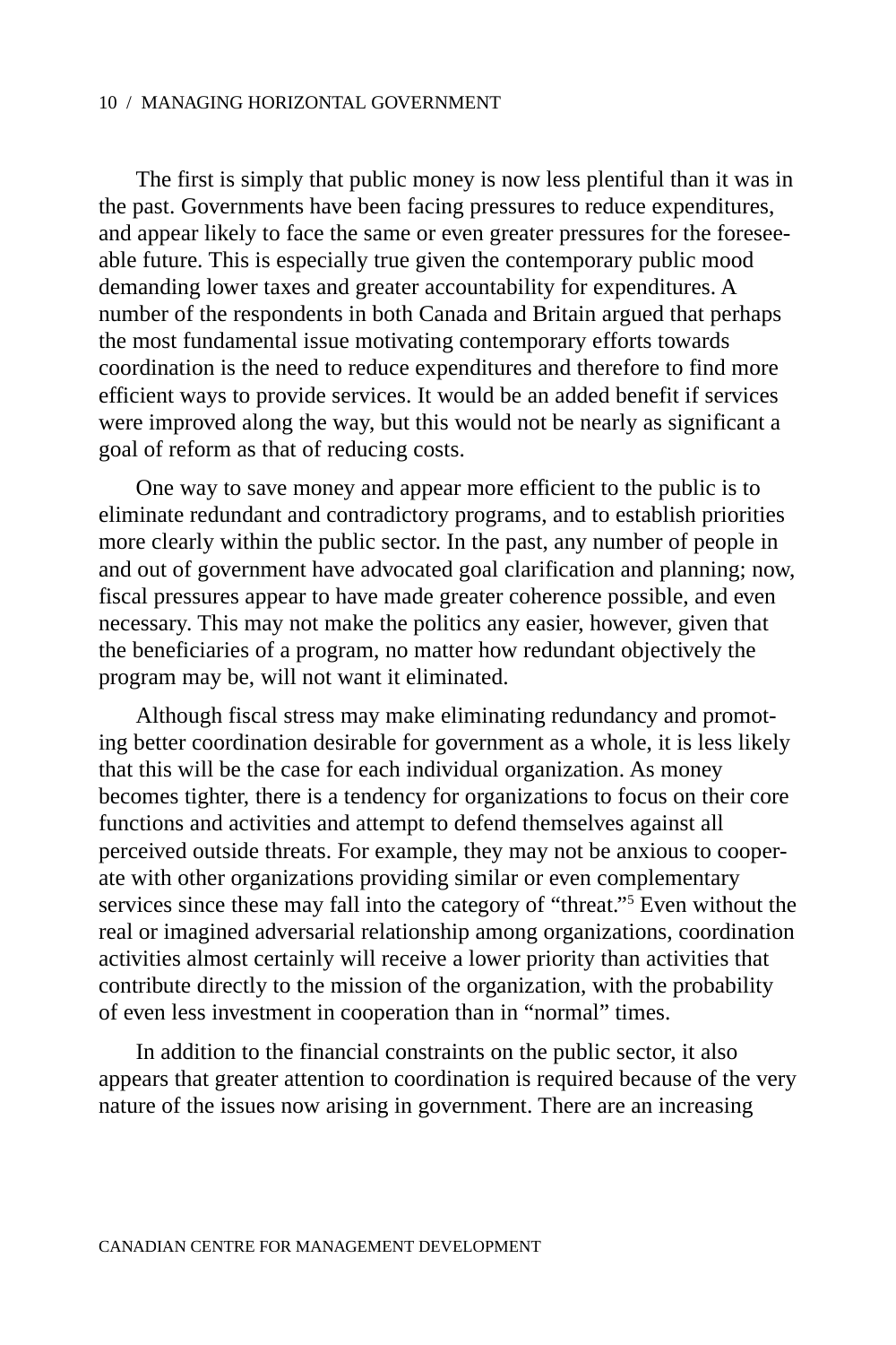The first is simply that public money is now less plentiful than it was in the past. Governments have been facing pressures to reduce expenditures, and appear likely to face the same or even greater pressures for the foreseeable future. This is especially true given the contemporary public mood demanding lower taxes and greater accountability for expenditures. A number of the respondents in both Canada and Britain argued that perhaps the most fundamental issue motivating contemporary efforts towards coordination is the need to reduce expenditures and therefore to find more efficient ways to provide services. It would be an added benefit if services were improved along the way, but this would not be nearly as significant a goal of reform as that of reducing costs.

One way to save money and appear more efficient to the public is to eliminate redundant and contradictory programs, and to establish priorities more clearly within the public sector. In the past, any number of people in and out of government have advocated goal clarification and planning; now, fiscal pressures appear to have made greater coherence possible, and even necessary. This may not make the politics any easier, however, given that the beneficiaries of a program, no matter how redundant objectively the program may be, will not want it eliminated.

Although fiscal stress may make eliminating redundancy and promoting better coordination desirable for government as a whole, it is less likely that this will be the case for each individual organization. As money becomes tighter, there is a tendency for organizations to focus on their core functions and activities and attempt to defend themselves against all perceived outside threats. For example, they may not be anxious to cooperate with other organizations providing similar or even complementary services since these may fall into the category of "threat."[5] Even without the real or imagined adversarial relationship among organizations, coordination activities almost certainly will receive a lower priority than activities that contribute directly to the mission of the organization, with the probability of even less investment in cooperation than in "normal" times.

In addition to the financial constraints on the public sector, it also appears that greater attention to coordination is required because of the very nature of the issues now arising in government. There are an increasing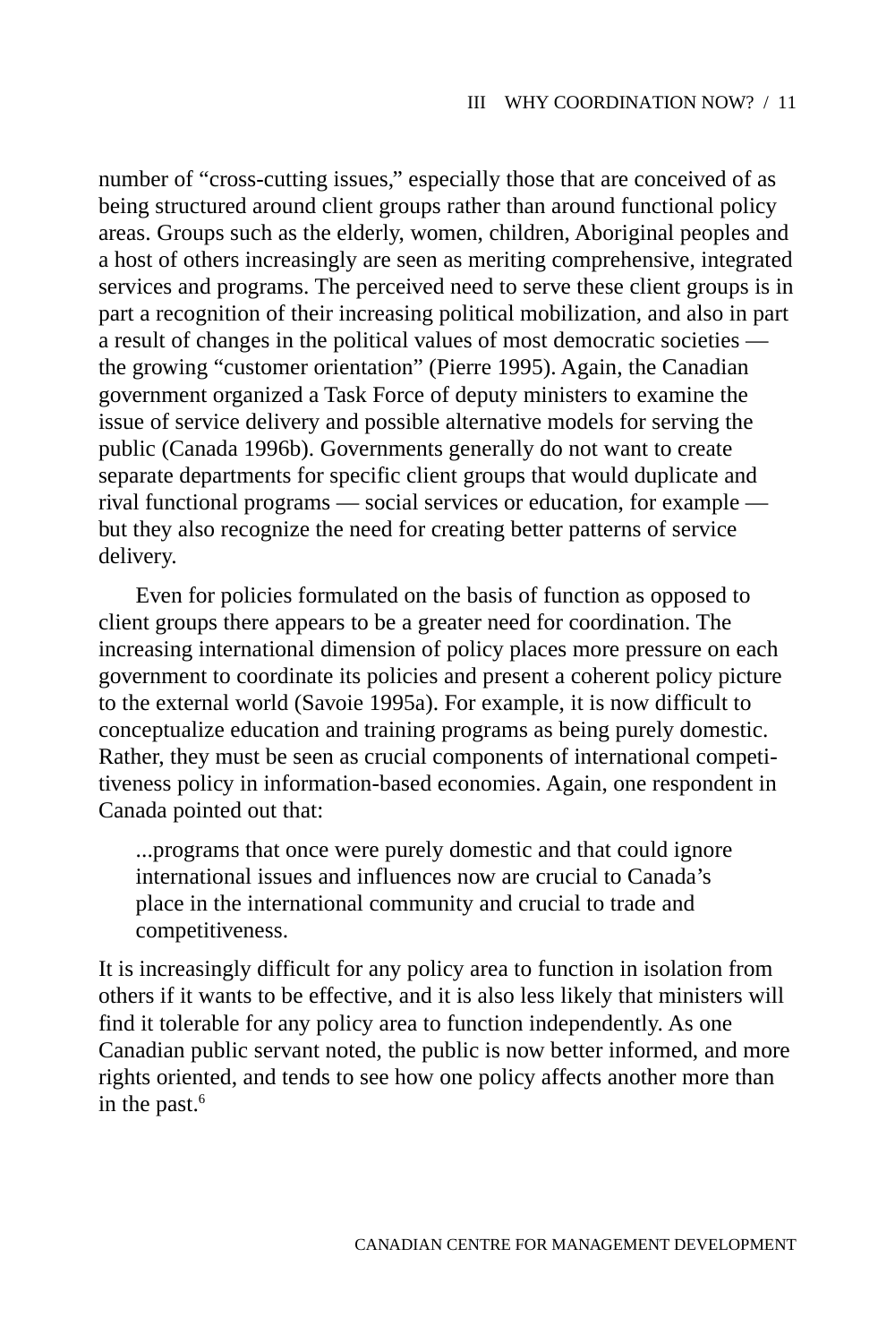number of “cross-cutting issues,” especially those that are conceived of as being structured around client groups rather than around functional policy areas. Groups such as the elderly, women, children, Aboriginal peoples and a host of others increasingly are seen as meriting comprehensive, integrated services and programs. The perceived need to serve these client groups is in part a recognition of their increasing political mobilization, and also in part a result of changes in the political values of most democratic societies — the growing “customer orientation” (Pierre 1995). Again, the Canadian government organized a Task Force of deputy ministers to examine the issue of service delivery and possible alternative models for serving the public (Canada 1996b). Governments generally do not want to create separate departments for specific client groups that would duplicate and rival functional programs — social services or education, for example — but they also recognize the need for creating better patterns of service delivery.

Even for policies formulated on the basis of function as opposed to client groups there appears to be a greater need for coordination. The increasing international dimension of policy places more pressure on each government to coordinate its policies and present a coherent policy picture to the external world (Savoie 1995a). For example, it is now difficult to conceptualize education and training programs as being purely domestic. Rather, they must be seen as crucial components of international competitiveness policy in information-based economies. Again, one respondent in Canada pointed out that:

> ...programs that once were purely domestic and that could ignore international issues and influences now are crucial to Canada’s place in the international community and crucial to trade and competitiveness.

It is increasingly difficult for any policy area to function in isolation from others if it wants to be effective, and it is also less likely that ministers will find it tolerable for any policy area to function independently. As one Canadian public servant noted, the public is now better informed, and more rights oriented, and tends to see how one policy affects another more than in the past.[6]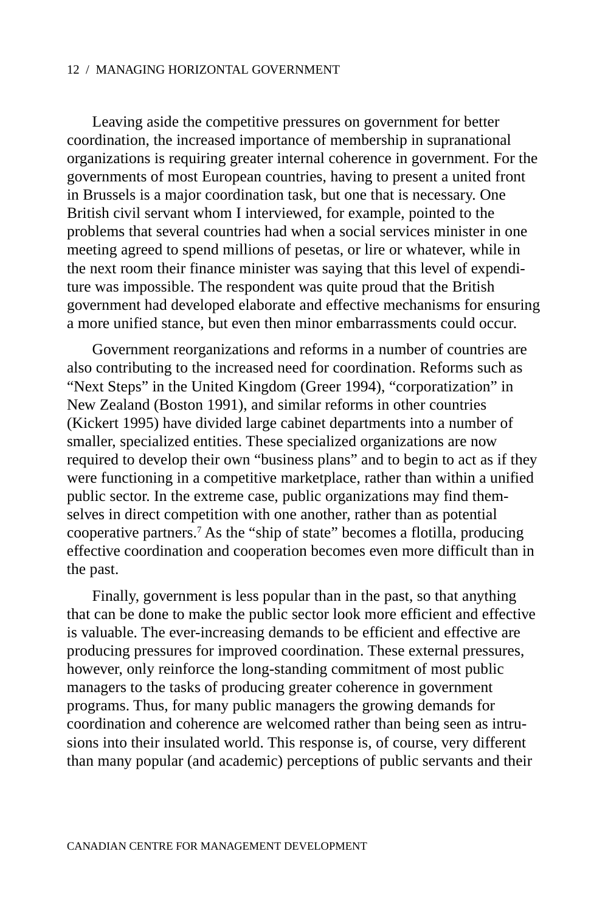Leaving aside the competitive pressures on government for better coordination, the increased importance of membership in supranational organizations is requiring greater internal coherence in government. For the governments of most European countries, having to present a united front in Brussels is a major coordination task, but one that is necessary. One British civil servant whom I interviewed, for example, pointed to the problems that several countries had when a social services minister in one meeting agreed to spend millions of pesetas, or lire or whatever, while in the next room their finance minister was saying that this level of expenditure was impossible. The respondent was quite proud that the British government had developed elaborate and effective mechanisms for ensuring a more unified stance, but even then minor embarrassments could occur.

Government reorganizations and reforms in a number of countries are also contributing to the increased need for coordination. Reforms such as "Next Steps" in the United Kingdom (Greer 1994), "corporatization" in New Zealand (Boston 1991), and similar reforms in other countries (Kickert 1995) have divided large cabinet departments into a number of smaller, specialized entities. These specialized organizations are now required to develop their own "business plans" and to begin to act as if they were functioning in a competitive marketplace, rather than within a unified public sector. In the extreme case, public organizations may find themselves in direct competition with one another, rather than as potential cooperative partners.[7] As the "ship of state" becomes a flotilla, producing effective coordination and cooperation becomes even more difficult than in the past.

Finally, government is less popular than in the past, so that anything that can be done to make the public sector look more efficient and effective is valuable. The ever-increasing demands to be efficient and effective are producing pressures for improved coordination. These external pressures, however, only reinforce the long-standing commitment of most public managers to the tasks of producing greater coherence in government programs. Thus, for many public managers the growing demands for coordination and coherence are welcomed rather than being seen as intrusions into their insulated world. This response is, of course, very different than many popular (and academic) perceptions of public servants and their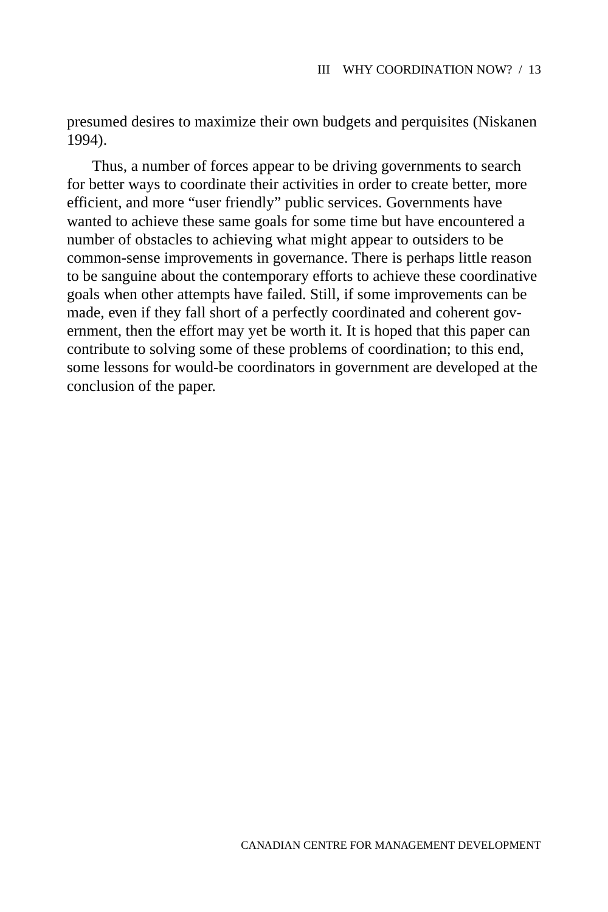presumed desires to maximize their own budgets and perquisites (Niskanen 1994).

Thus, a number of forces appear to be driving governments to search for better ways to coordinate their activities in order to create better, more efficient, and more "user friendly" public services. Governments have wanted to achieve these same goals for some time but have encountered a number of obstacles to achieving what might appear to outsiders to be common-sense improvements in governance. There is perhaps little reason to be sanguine about the contemporary efforts to achieve these coordinative goals when other attempts have failed. Still, if some improvements can be made, even if they fall short of a perfectly coordinated and coherent government, then the effort may yet be worth it. It is hoped that this paper can contribute to solving some of these problems of coordination; to this end, some lessons for would-be coordinators in government are developed at the conclusion of the paper.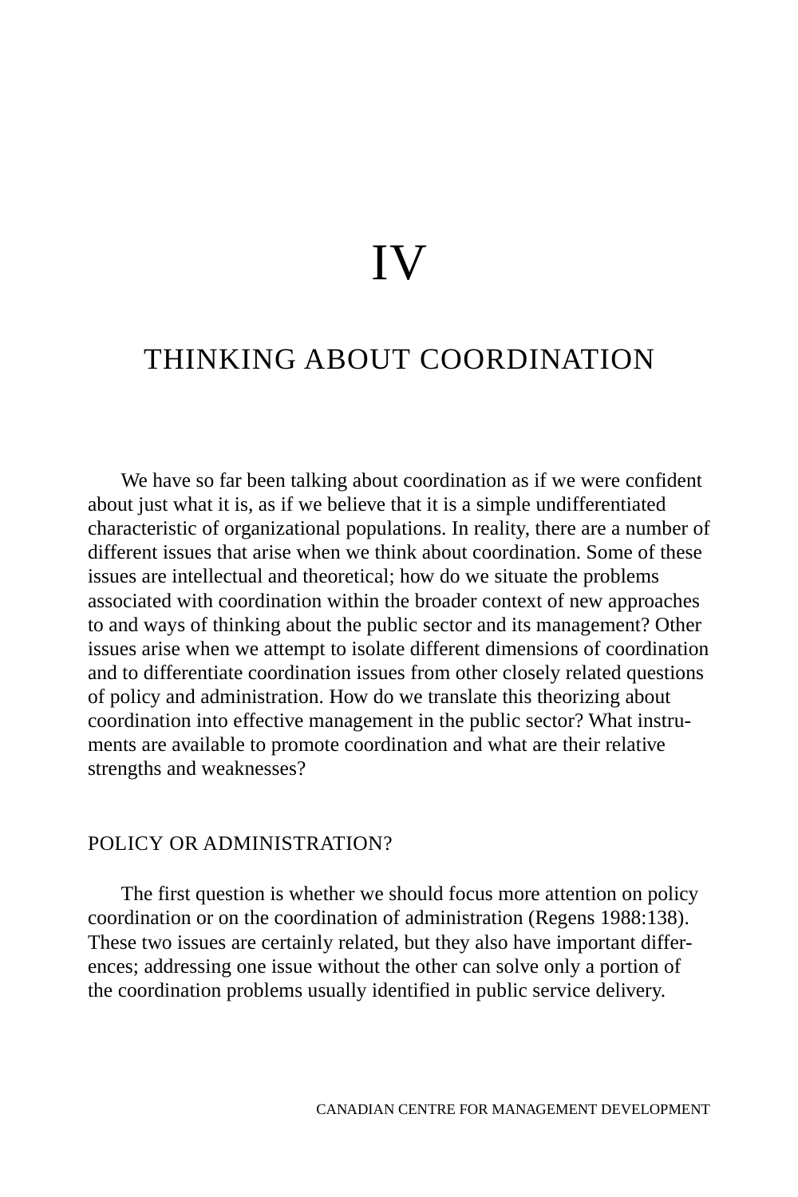# IV

# THINKING ABOUT COORDINATION

We have so far been talking about coordination as if we were confident about just what it is, as if we believe that it is a simple undifferentiated characteristic of organizational populations. In reality, there are a number of different issues that arise when we think about coordination. Some of these issues are intellectual and theoretical; how do we situate the problems associated with coordination within the broader context of new approaches to and ways of thinking about the public sector and its management? Other issues arise when we attempt to isolate different dimensions of coordination and to differentiate coordination issues from other closely related questions of policy and administration. How do we translate this theorizing about coordination into effective management in the public sector? What instruments are available to promote coordination and what are their relative strengths and weaknesses?

## POLICY OR ADMINISTRATION?

The first question is whether we should focus more attention on policy coordination or on the coordination of administration (Regens 1988:138). These two issues are certainly related, but they also have important differences; addressing one issue without the other can solve only a portion of the coordination problems usually identified in public service delivery.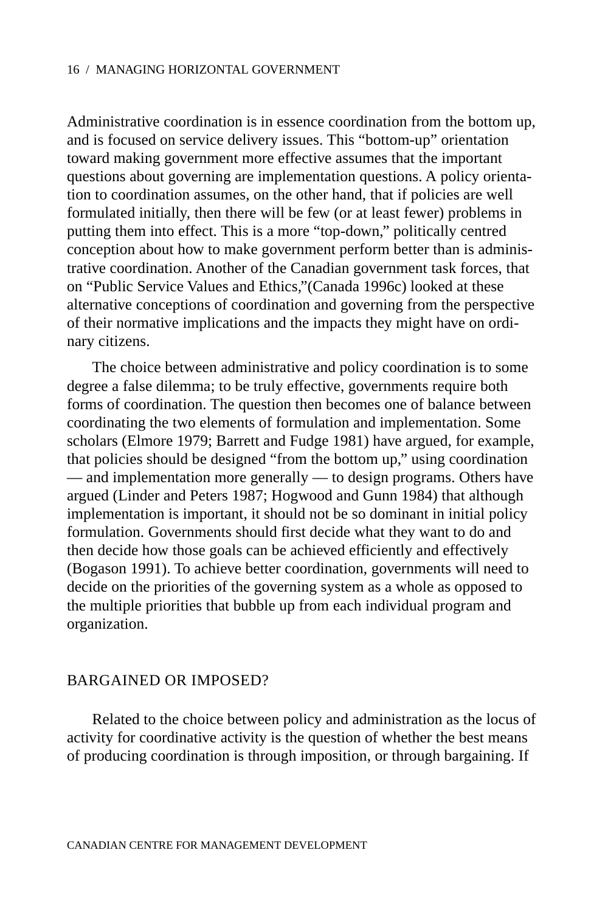Administrative coordination is in essence coordination from the bottom up, and is focused on service delivery issues. This "bottom-up" orientation toward making government more effective assumes that the important questions about governing are implementation questions. A policy orientation to coordination assumes, on the other hand, that if policies are well formulated initially, then there will be few (or at least fewer) problems in putting them into effect. This is a more "top-down," politically centred conception about how to make government perform better than is administrative coordination. Another of the Canadian government task forces, that on "Public Service Values and Ethics,"(Canada 1996c) looked at these alternative conceptions of coordination and governing from the perspective of their normative implications and the impacts they might have on ordinary citizens.

The choice between administrative and policy coordination is to some degree a false dilemma; to be truly effective, governments require both forms of coordination. The question then becomes one of balance between coordinating the two elements of formulation and implementation. Some scholars (Elmore 1979; Barrett and Fudge 1981) have argued, for example, that policies should be designed "from the bottom up," using coordination — and implementation more generally — to design programs. Others have argued (Linder and Peters 1987; Hogwood and Gunn 1984) that although implementation is important, it should not be so dominant in initial policy formulation. Governments should first decide what they want to do and then decide how those goals can be achieved efficiently and effectively (Bogason 1991). To achieve better coordination, governments will need to decide on the priorities of the governing system as a whole as opposed to the multiple priorities that bubble up from each individual program and organization.

## BARGAINED OR IMPOSED?

Related to the choice between policy and administration as the locus of activity for coordinative activity is the question of whether the best means of producing coordination is through imposition, or through bargaining. If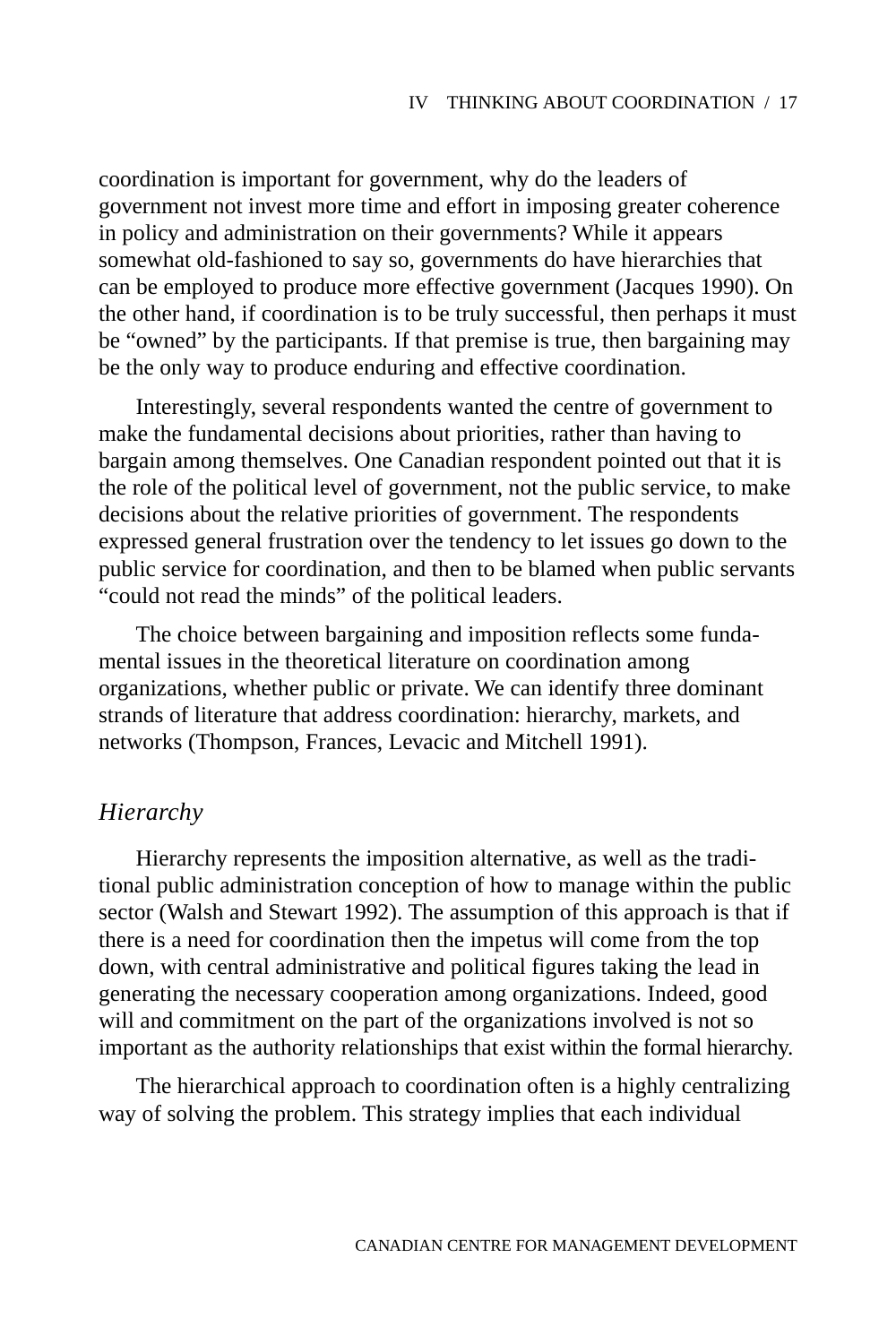coordination is important for government, why do the leaders of government not invest more time and effort in imposing greater coherence in policy and administration on their governments? While it appears somewhat old-fashioned to say so, governments do have hierarchies that can be employed to produce more effective government (Jacques 1990). On the other hand, if coordination is to be truly successful, then perhaps it must be "owned" by the participants. If that premise is true, then bargaining may be the only way to produce enduring and effective coordination.

Interestingly, several respondents wanted the centre of government to make the fundamental decisions about priorities, rather than having to bargain among themselves. One Canadian respondent pointed out that it is the role of the political level of government, not the public service, to make decisions about the relative priorities of government. The respondents expressed general frustration over the tendency to let issues go down to the public service for coordination, and then to be blamed when public servants "could not read the minds" of the political leaders.

The choice between bargaining and imposition reflects some fundamental issues in the theoretical literature on coordination among organizations, whether public or private. We can identify three dominant strands of literature that address coordination: hierarchy, markets, and networks (Thompson, Frances, Levacic and Mitchell 1991).

### *Hierarchy*

Hierarchy represents the imposition alternative, as well as the traditional public administration conception of how to manage within the public sector (Walsh and Stewart 1992). The assumption of this approach is that if there is a need for coordination then the impetus will come from the top down, with central administrative and political figures taking the lead in generating the necessary cooperation among organizations. Indeed, good will and commitment on the part of the organizations involved is not so important as the authority relationships that exist within the formal hierarchy.

The hierarchical approach to coordination often is a highly centralizing way of solving the problem. This strategy implies that each individual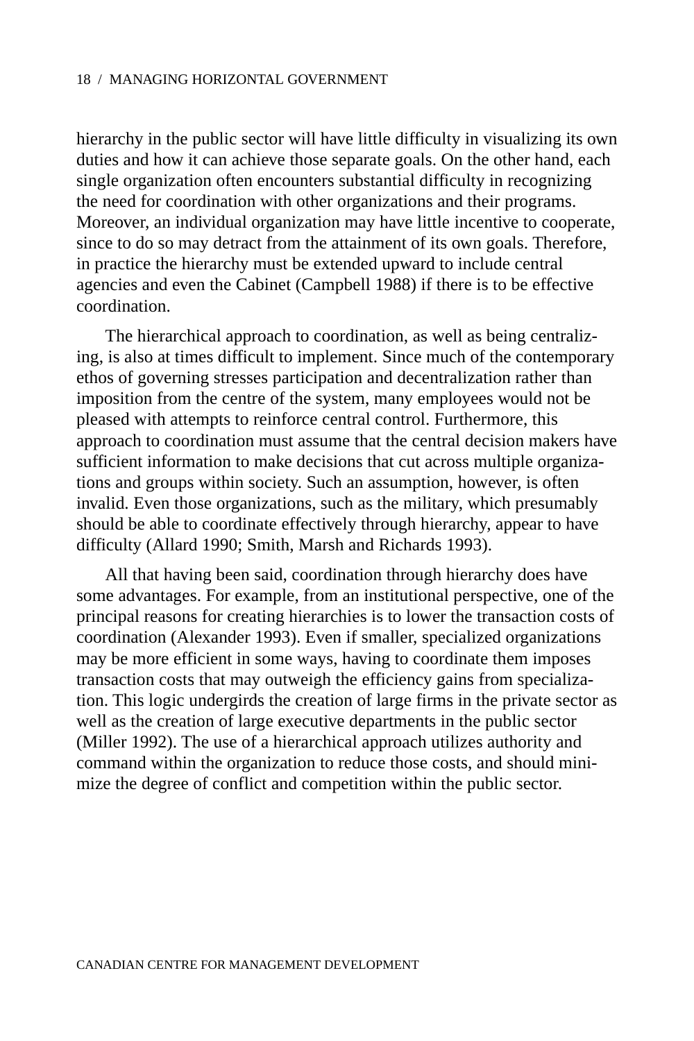hierarchy in the public sector will have little difficulty in visualizing its own duties and how it can achieve those separate goals. On the other hand, each single organization often encounters substantial difficulty in recognizing the need for coordination with other organizations and their programs. Moreover, an individual organization may have little incentive to cooperate, since to do so may detract from the attainment of its own goals. Therefore, in practice the hierarchy must be extended upward to include central agencies and even the Cabinet (Campbell 1988) if there is to be effective coordination.

The hierarchical approach to coordination, as well as being centralizing, is also at times difficult to implement. Since much of the contemporary ethos of governing stresses participation and decentralization rather than imposition from the centre of the system, many employees would not be pleased with attempts to reinforce central control. Furthermore, this approach to coordination must assume that the central decision makers have sufficient information to make decisions that cut across multiple organizations and groups within society. Such an assumption, however, is often invalid. Even those organizations, such as the military, which presumably should be able to coordinate effectively through hierarchy, appear to have difficulty (Allard 1990; Smith, Marsh and Richards 1993).

All that having been said, coordination through hierarchy does have some advantages. For example, from an institutional perspective, one of the principal reasons for creating hierarchies is to lower the transaction costs of coordination (Alexander 1993). Even if smaller, specialized organizations may be more efficient in some ways, having to coordinate them imposes transaction costs that may outweigh the efficiency gains from specialization. This logic undergirds the creation of large firms in the private sector as well as the creation of large executive departments in the public sector (Miller 1992). The use of a hierarchical approach utilizes authority and command within the organization to reduce those costs, and should minimize the degree of conflict and competition within the public sector.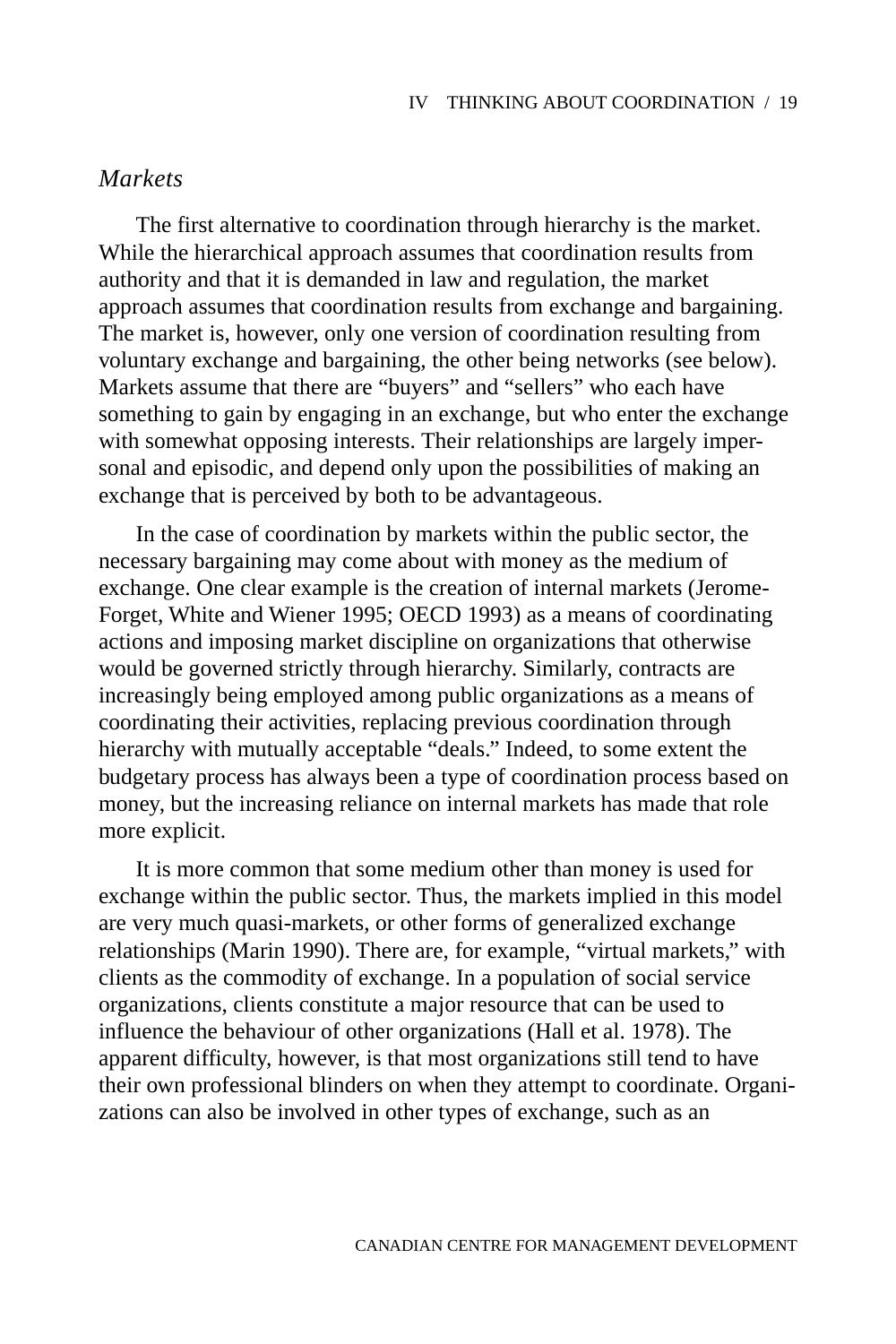### *Markets*

The first alternative to coordination through hierarchy is the market. While the hierarchical approach assumes that coordination results from authority and that it is demanded in law and regulation, the market approach assumes that coordination results from exchange and bargaining. The market is, however, only one version of coordination resulting from voluntary exchange and bargaining, the other being networks (see below). Markets assume that there are "buyers" and "sellers" who each have something to gain by engaging in an exchange, but who enter the exchange with somewhat opposing interests. Their relationships are largely impersonal and episodic, and depend only upon the possibilities of making an exchange that is perceived by both to be advantageous.

In the case of coordination by markets within the public sector, the necessary bargaining may come about with money as the medium of exchange. One clear example is the creation of internal markets (Jerome-Forget, White and Wiener 1995; OECD 1993) as a means of coordinating actions and imposing market discipline on organizations that otherwise would be governed strictly through hierarchy. Similarly, contracts are increasingly being employed among public organizations as a means of coordinating their activities, replacing previous coordination through hierarchy with mutually acceptable "deals." Indeed, to some extent the budgetary process has always been a type of coordination process based on money, but the increasing reliance on internal markets has made that role more explicit.

It is more common that some medium other than money is used for exchange within the public sector. Thus, the markets implied in this model are very much quasi-markets, or other forms of generalized exchange relationships (Marin 1990). There are, for example, "virtual markets," with clients as the commodity of exchange. In a population of social service organizations, clients constitute a major resource that can be used to influence the behaviour of other organizations (Hall et al. 1978). The apparent difficulty, however, is that most organizations still tend to have their own professional blinders on when they attempt to coordinate. Organizations can also be involved in other types of exchange, such as an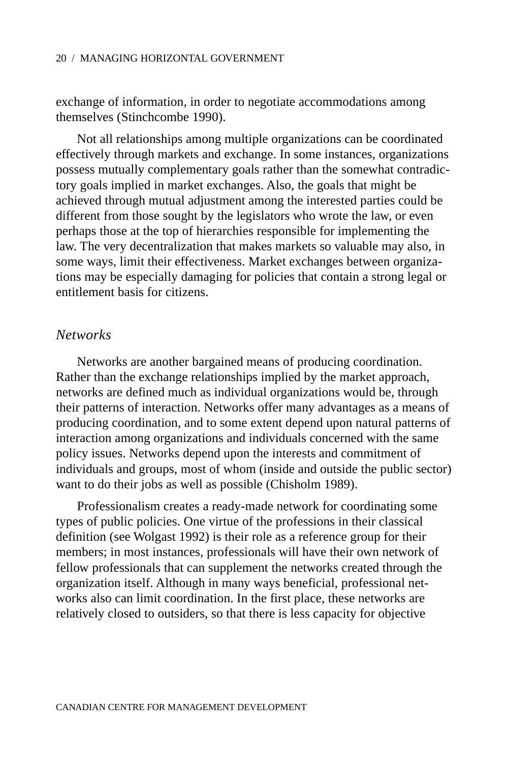exchange of information, in order to negotiate accommodations among themselves (Stinchcombe 1990).

Not all relationships among multiple organizations can be coordinated effectively through markets and exchange. In some instances, organizations possess mutually complementary goals rather than the somewhat contradictory goals implied in market exchanges. Also, the goals that might be achieved through mutual adjustment among the interested parties could be different from those sought by the legislators who wrote the law, or even perhaps those at the top of hierarchies responsible for implementing the law. The very decentralization that makes markets so valuable may also, in some ways, limit their effectiveness. Market exchanges between organizations may be especially damaging for policies that contain a strong legal or entitlement basis for citizens.

### *Networks*

Networks are another bargained means of producing coordination. Rather than the exchange relationships implied by the market approach, networks are defined much as individual organizations would be, through their patterns of interaction. Networks offer many advantages as a means of producing coordination, and to some extent depend upon natural patterns of interaction among organizations and individuals concerned with the same policy issues. Networks depend upon the interests and commitment of individuals and groups, most of whom (inside and outside the public sector) want to do their jobs as well as possible (Chisholm 1989).

Professionalism creates a ready-made network for coordinating some types of public policies. One virtue of the professions in their classical definition (see Wolgast 1992) is their role as a reference group for their members; in most instances, professionals will have their own network of fellow professionals that can supplement the networks created through the organization itself. Although in many ways beneficial, professional networks also can limit coordination. In the first place, these networks are relatively closed to outsiders, so that there is less capacity for objective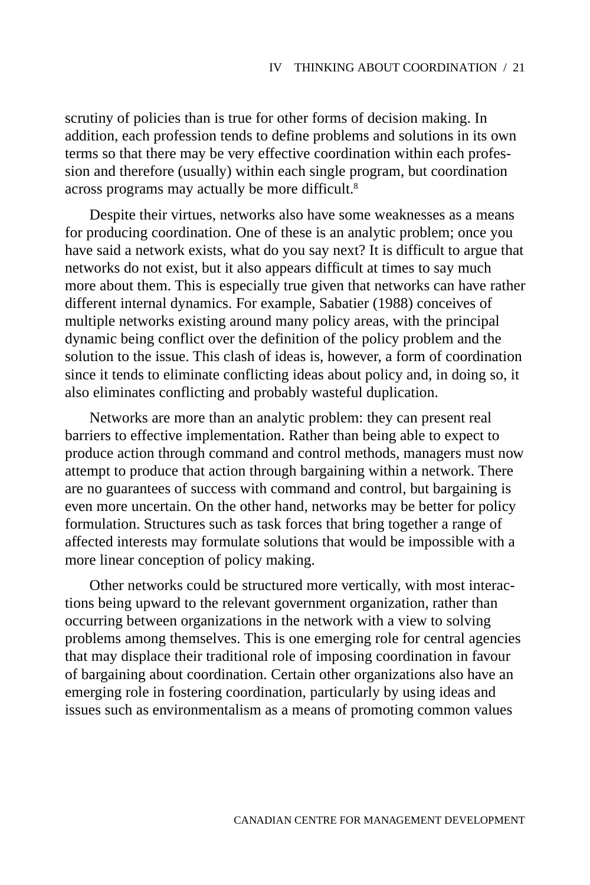scrutiny of policies than is true for other forms of decision making. In addition, each profession tends to define problems and solutions in its own terms so that there may be very effective coordination within each profession and therefore (usually) within each single program, but coordination across programs may actually be more difficult.[8]

Despite their virtues, networks also have some weaknesses as a means for producing coordination. One of these is an analytic problem; once you have said a network exists, what do you say next? It is difficult to argue that networks do not exist, but it also appears difficult at times to say much more about them. This is especially true given that networks can have rather different internal dynamics. For example, Sabatier (1988) conceives of multiple networks existing around many policy areas, with the principal dynamic being conflict over the definition of the policy problem and the solution to the issue. This clash of ideas is, however, a form of coordination since it tends to eliminate conflicting ideas about policy and, in doing so, it also eliminates conflicting and probably wasteful duplication.

Networks are more than an analytic problem: they can present real barriers to effective implementation. Rather than being able to expect to produce action through command and control methods, managers must now attempt to produce that action through bargaining within a network. There are no guarantees of success with command and control, but bargaining is even more uncertain. On the other hand, networks may be better for policy formulation. Structures such as task forces that bring together a range of affected interests may formulate solutions that would be impossible with a more linear conception of policy making.

Other networks could be structured more vertically, with most interactions being upward to the relevant government organization, rather than occurring between organizations in the network with a view to solving problems among themselves. This is one emerging role for central agencies that may displace their traditional role of imposing coordination in favour of bargaining about coordination. Certain other organizations also have an emerging role in fostering coordination, particularly by using ideas and issues such as environmentalism as a means of promoting common values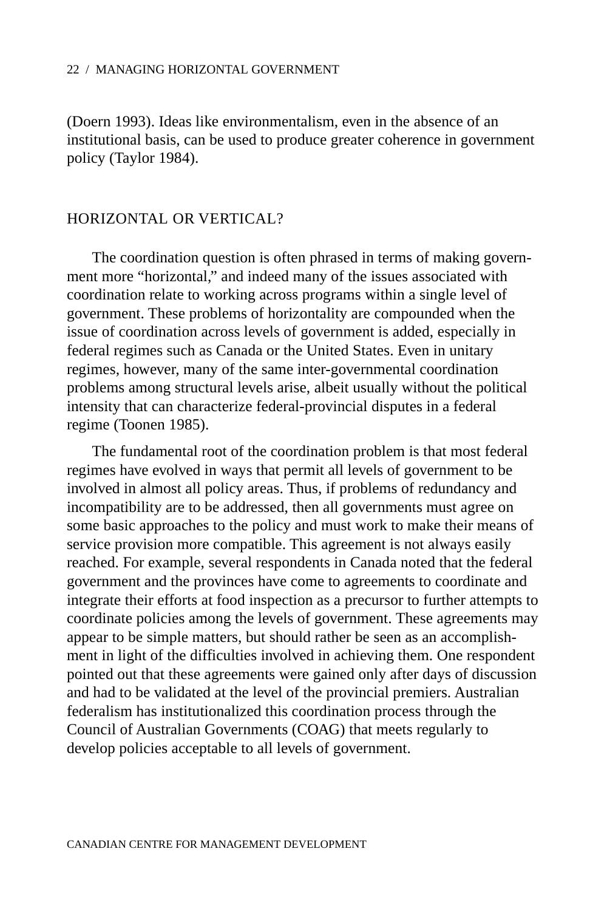(Doern 1993). Ideas like environmentalism, even in the absence of an institutional basis, can be used to produce greater coherence in government policy (Taylor 1984).

## HORIZONTAL OR VERTICAL?

The coordination question is often phrased in terms of making government more "horizontal," and indeed many of the issues associated with coordination relate to working across programs within a single level of government. These problems of horizontality are compounded when the issue of coordination across levels of government is added, especially in federal regimes such as Canada or the United States. Even in unitary regimes, however, many of the same inter-governmental coordination problems among structural levels arise, albeit usually without the political intensity that can characterize federal-provincial disputes in a federal regime (Toonen 1985).

The fundamental root of the coordination problem is that most federal regimes have evolved in ways that permit all levels of government to be involved in almost all policy areas. Thus, if problems of redundancy and incompatibility are to be addressed, then all governments must agree on some basic approaches to the policy and must work to make their means of service provision more compatible. This agreement is not always easily reached. For example, several respondents in Canada noted that the federal government and the provinces have come to agreements to coordinate and integrate their efforts at food inspection as a precursor to further attempts to coordinate policies among the levels of government. These agreements may appear to be simple matters, but should rather be seen as an accomplishment in light of the difficulties involved in achieving them. One respondent pointed out that these agreements were gained only after days of discussion and had to be validated at the level of the provincial premiers. Australian federalism has institutionalized this coordination process through the Council of Australian Governments (COAG) that meets regularly to develop policies acceptable to all levels of government.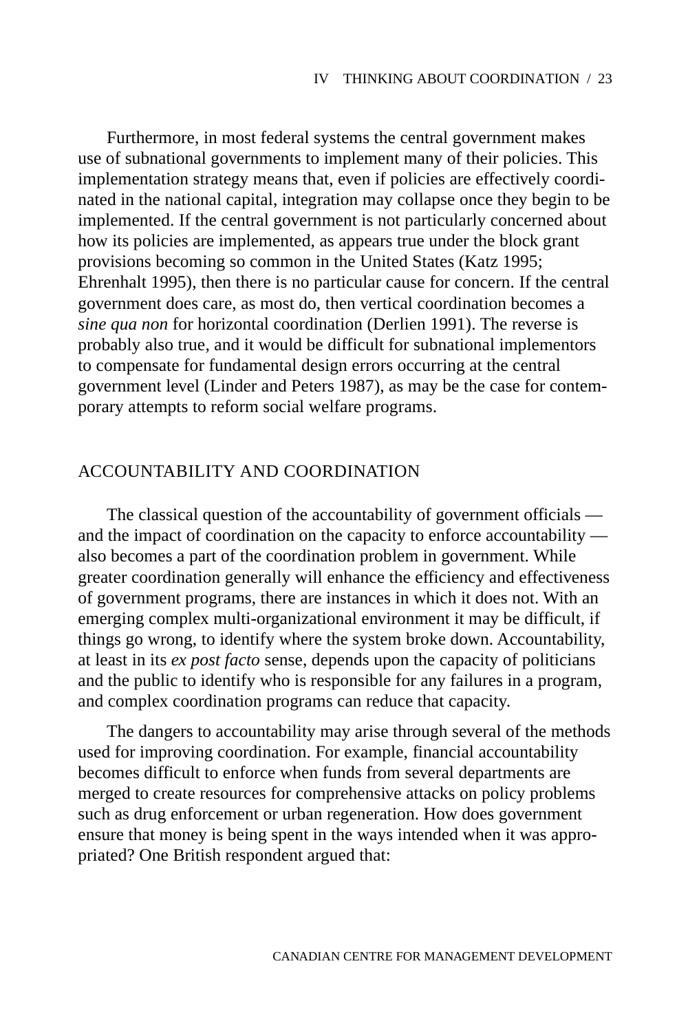Furthermore, in most federal systems the central government makes use of subnational governments to implement many of their policies. This implementation strategy means that, even if policies are effectively coordinated in the national capital, integration may collapse once they begin to be implemented. If the central government is not particularly concerned about how its policies are implemented, as appears true under the block grant provisions becoming so common in the United States (Katz 1995; Ehrenhalt 1995), then there is no particular cause for concern. If the central government does care, as most do, then vertical coordination becomes a *sine qua non* for horizontal coordination (Derlien 1991). The reverse is probably also true, and it would be difficult for subnational implementors to compensate for fundamental design errors occurring at the central government level (Linder and Peters 1987), as may be the case for contemporary attempts to reform social welfare programs.

## ACCOUNTABILITY AND COORDINATION

The classical question of the accountability of government officials — and the impact of coordination on the capacity to enforce accountability — also becomes a part of the coordination problem in government. While greater coordination generally will enhance the efficiency and effectiveness of government programs, there are instances in which it does not. With an emerging complex multi-organizational environment it may be difficult, if things go wrong, to identify where the system broke down. Accountability, at least in its *ex post facto* sense, depends upon the capacity of politicians and the public to identify who is responsible for any failures in a program, and complex coordination programs can reduce that capacity.

The dangers to accountability may arise through several of the methods used for improving coordination. For example, financial accountability becomes difficult to enforce when funds from several departments are merged to create resources for comprehensive attacks on policy problems such as drug enforcement or urban regeneration. How does government ensure that money is being spent in the ways intended when it was appropriated? One British respondent argued that: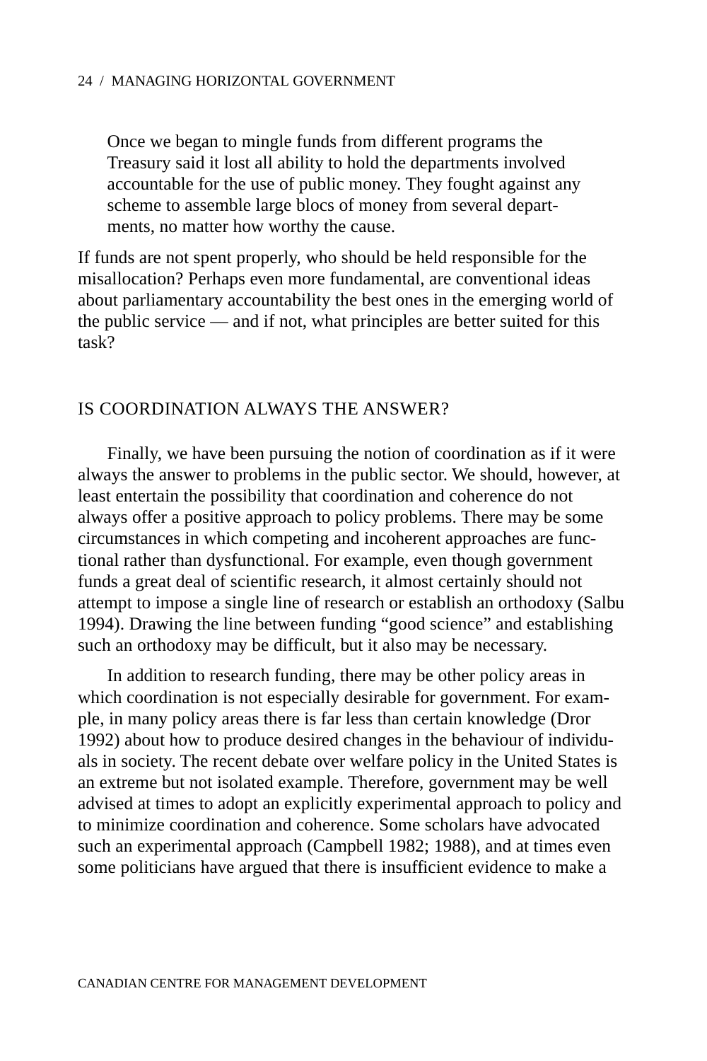> Once we began to mingle funds from different programs the Treasury said it lost all ability to hold the departments involved accountable for the use of public money. They fought against any scheme to assemble large blocs of money from several departments, no matter how worthy the cause.

If funds are not spent properly, who should be held responsible for the misallocation? Perhaps even more fundamental, are conventional ideas about parliamentary accountability the best ones in the emerging world of the public service — and if not, what principles are better suited for this task?

## IS COORDINATION ALWAYS THE ANSWER?

Finally, we have been pursuing the notion of coordination as if it were always the answer to problems in the public sector. We should, however, at least entertain the possibility that coordination and coherence do not always offer a positive approach to policy problems. There may be some circumstances in which competing and incoherent approaches are functional rather than dysfunctional. For example, even though government funds a great deal of scientific research, it almost certainly should not attempt to impose a single line of research or establish an orthodoxy (Salbu 1994). Drawing the line between funding "good science" and establishing such an orthodoxy may be difficult, but it also may be necessary.

In addition to research funding, there may be other policy areas in which coordination is not especially desirable for government. For example, in many policy areas there is far less than certain knowledge (Dror 1992) about how to produce desired changes in the behaviour of individuals in society. The recent debate over welfare policy in the United States is an extreme but not isolated example. Therefore, government may be well advised at times to adopt an explicitly experimental approach to policy and to minimize coordination and coherence. Some scholars have advocated such an experimental approach (Campbell 1982; 1988), and at times even some politicians have argued that there is insufficient evidence to make a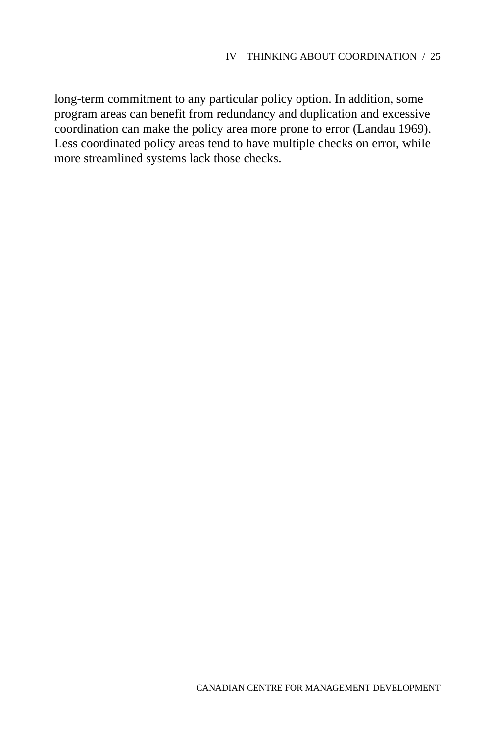long-term commitment to any particular policy option. In addition, some program areas can benefit from redundancy and duplication and excessive coordination can make the policy area more prone to error (Landau 1969). Less coordinated policy areas tend to have multiple checks on error, while more streamlined systems lack those checks.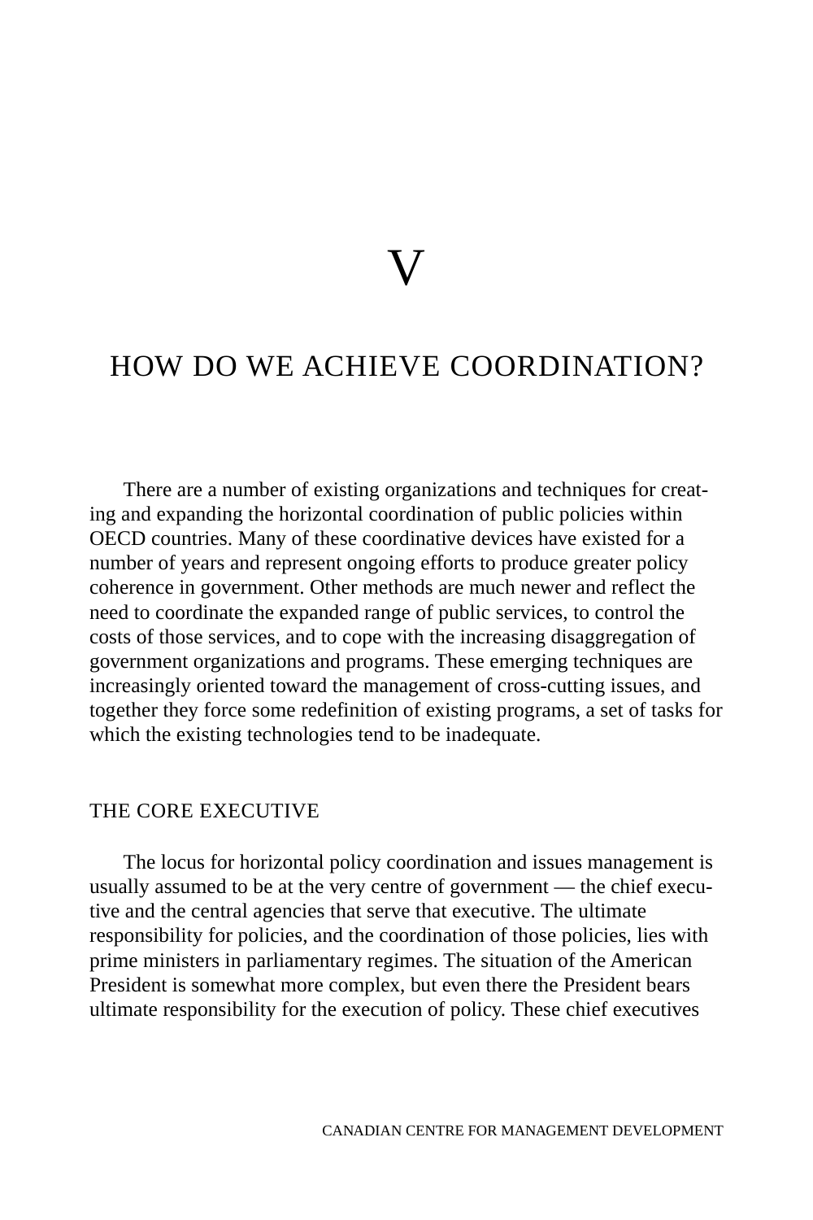# V

# HOW DO WE ACHIEVE COORDINATION?

There are a number of existing organizations and techniques for creating and expanding the horizontal coordination of public policies within OECD countries. Many of these coordinative devices have existed for a number of years and represent ongoing efforts to produce greater policy coherence in government. Other methods are much newer and reflect the need to coordinate the expanded range of public services, to control the costs of those services, and to cope with the increasing disaggregation of government organizations and programs. These emerging techniques are increasingly oriented toward the management of cross-cutting issues, and together they force some redefinition of existing programs, a set of tasks for which the existing technologies tend to be inadequate.

## THE CORE EXECUTIVE

The locus for horizontal policy coordination and issues management is usually assumed to be at the very centre of government — the chief executive and the central agencies that serve that executive. The ultimate responsibility for policies, and the coordination of those policies, lies with prime ministers in parliamentary regimes. The situation of the American President is somewhat more complex, but even there the President bears ultimate responsibility for the execution of policy. These chief executives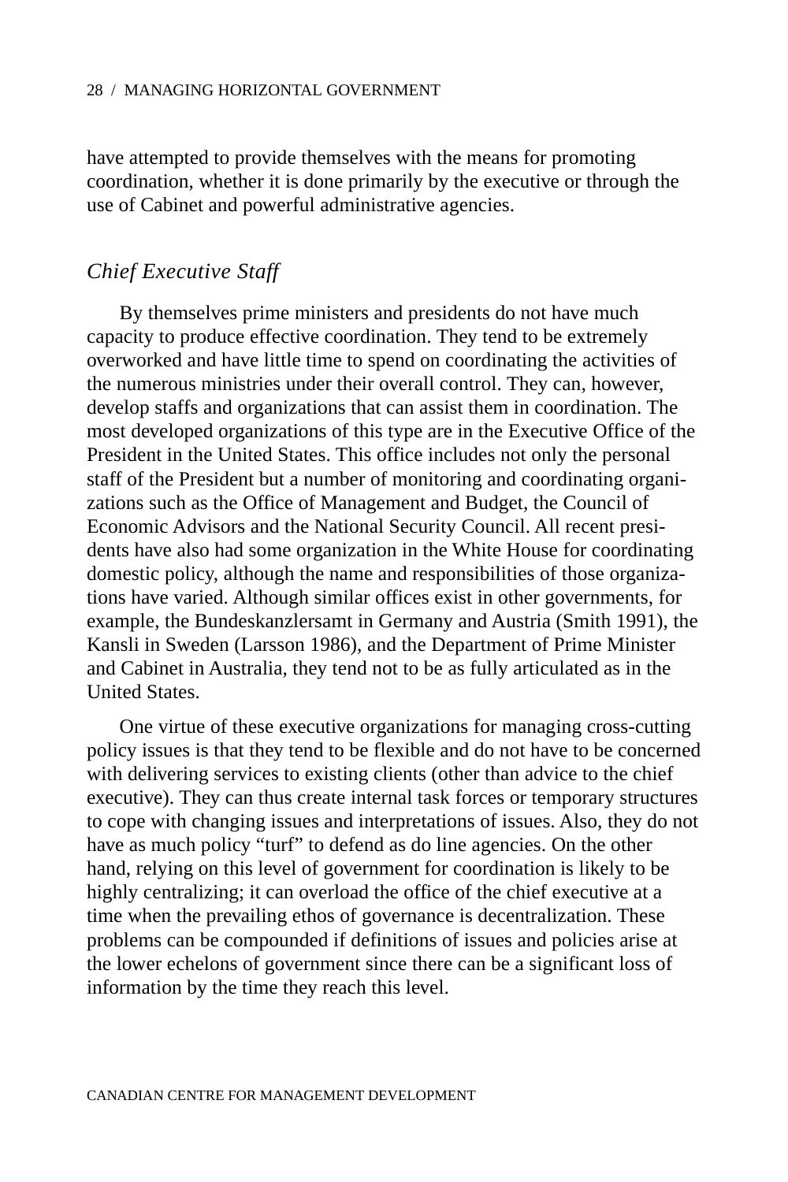have attempted to provide themselves with the means for promoting coordination, whether it is done primarily by the executive or through the use of Cabinet and powerful administrative agencies.

### *Chief Executive Staff*

By themselves prime ministers and presidents do not have much capacity to produce effective coordination. They tend to be extremely overworked and have little time to spend on coordinating the activities of the numerous ministries under their overall control. They can, however, develop staffs and organizations that can assist them in coordination. The most developed organizations of this type are in the Executive Office of the President in the United States. This office includes not only the personal staff of the President but a number of monitoring and coordinating organizations such as the Office of Management and Budget, the Council of Economic Advisors and the National Security Council. All recent presidents have also had some organization in the White House for coordinating domestic policy, although the name and responsibilities of those organizations have varied. Although similar offices exist in other governments, for example, the Bundeskanzlersamt in Germany and Austria (Smith 1991), the Kansli in Sweden (Larsson 1986), and the Department of Prime Minister and Cabinet in Australia, they tend not to be as fully articulated as in the United States.

One virtue of these executive organizations for managing cross-cutting policy issues is that they tend to be flexible and do not have to be concerned with delivering services to existing clients (other than advice to the chief executive). They can thus create internal task forces or temporary structures to cope with changing issues and interpretations of issues. Also, they do not have as much policy "turf" to defend as do line agencies. On the other hand, relying on this level of government for coordination is likely to be highly centralizing; it can overload the office of the chief executive at a time when the prevailing ethos of governance is decentralization. These problems can be compounded if definitions of issues and policies arise at the lower echelons of government since there can be a significant loss of information by the time they reach this level.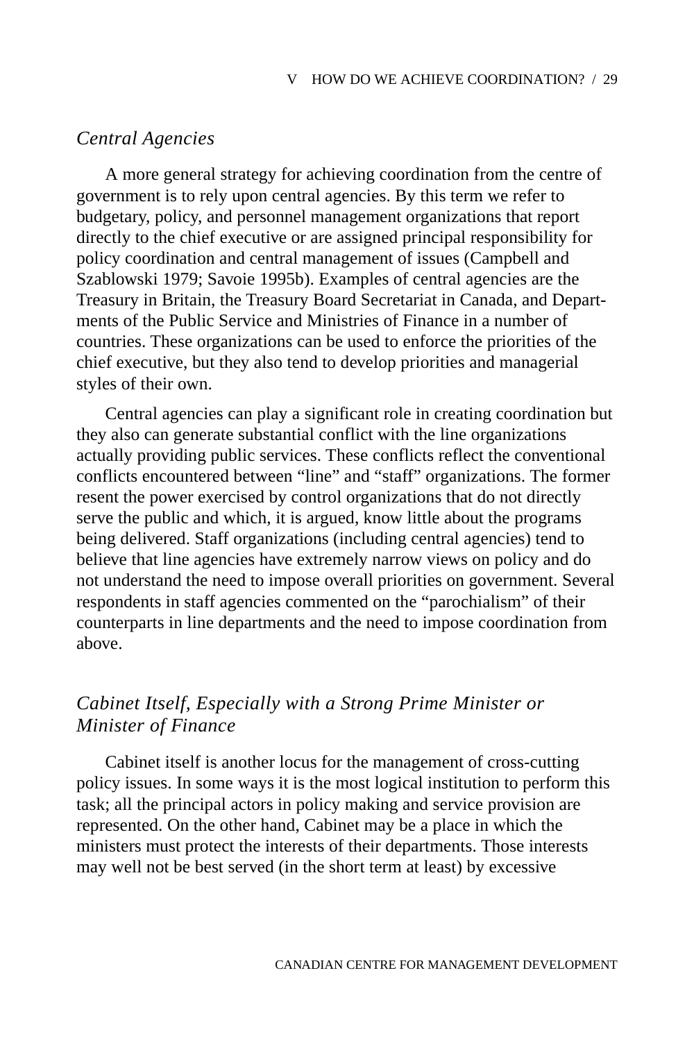### *Central Agencies*

A more general strategy for achieving coordination from the centre of government is to rely upon central agencies. By this term we refer to budgetary, policy, and personnel management organizations that report directly to the chief executive or are assigned principal responsibility for policy coordination and central management of issues (Campbell and Szablowski 1979; Savoie 1995b). Examples of central agencies are the Treasury in Britain, the Treasury Board Secretariat in Canada, and Departments of the Public Service and Ministries of Finance in a number of countries. These organizations can be used to enforce the priorities of the chief executive, but they also tend to develop priorities and managerial styles of their own.

Central agencies can play a significant role in creating coordination but they also can generate substantial conflict with the line organizations actually providing public services. These conflicts reflect the conventional conflicts encountered between “line” and “staff” organizations. The former resent the power exercised by control organizations that do not directly serve the public and which, it is argued, know little about the programs being delivered. Staff organizations (including central agencies) tend to believe that line agencies have extremely narrow views on policy and do not understand the need to impose overall priorities on government. Several respondents in staff agencies commented on the “parochialism” of their counterparts in line departments and the need to impose coordination from above.

### *Cabinet Itself, Especially with a Strong Prime Minister or Minister of Finance*

Cabinet itself is another locus for the management of cross-cutting policy issues. In some ways it is the most logical institution to perform this task; all the principal actors in policy making and service provision are represented. On the other hand, Cabinet may be a place in which the ministers must protect the interests of their departments. Those interests may well not be best served (in the short term at least) by excessive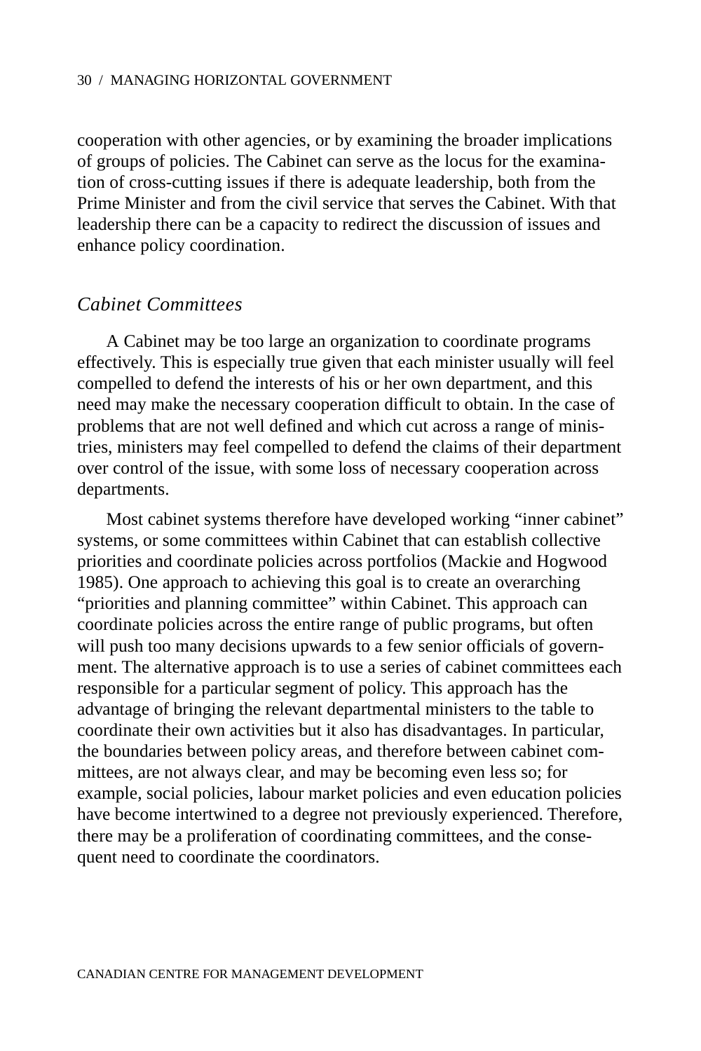cooperation with other agencies, or by examining the broader implications of groups of policies. The Cabinet can serve as the locus for the examination of cross-cutting issues if there is adequate leadership, both from the Prime Minister and from the civil service that serves the Cabinet. With that leadership there can be a capacity to redirect the discussion of issues and enhance policy coordination.

### *Cabinet Committees*

A Cabinet may be too large an organization to coordinate programs effectively. This is especially true given that each minister usually will feel compelled to defend the interests of his or her own department, and this need may make the necessary cooperation difficult to obtain. In the case of problems that are not well defined and which cut across a range of ministries, ministers may feel compelled to defend the claims of their department over control of the issue, with some loss of necessary cooperation across departments.

Most cabinet systems therefore have developed working "inner cabinet" systems, or some committees within Cabinet that can establish collective priorities and coordinate policies across portfolios (Mackie and Hogwood 1985). One approach to achieving this goal is to create an overarching "priorities and planning committee" within Cabinet. This approach can coordinate policies across the entire range of public programs, but often will push too many decisions upwards to a few senior officials of government. The alternative approach is to use a series of cabinet committees each responsible for a particular segment of policy. This approach has the advantage of bringing the relevant departmental ministers to the table to coordinate their own activities but it also has disadvantages. In particular, the boundaries between policy areas, and therefore between cabinet committees, are not always clear, and may be becoming even less so; for example, social policies, labour market policies and even education policies have become intertwined to a degree not previously experienced. Therefore, there may be a proliferation of coordinating committees, and the consequent need to coordinate the coordinators.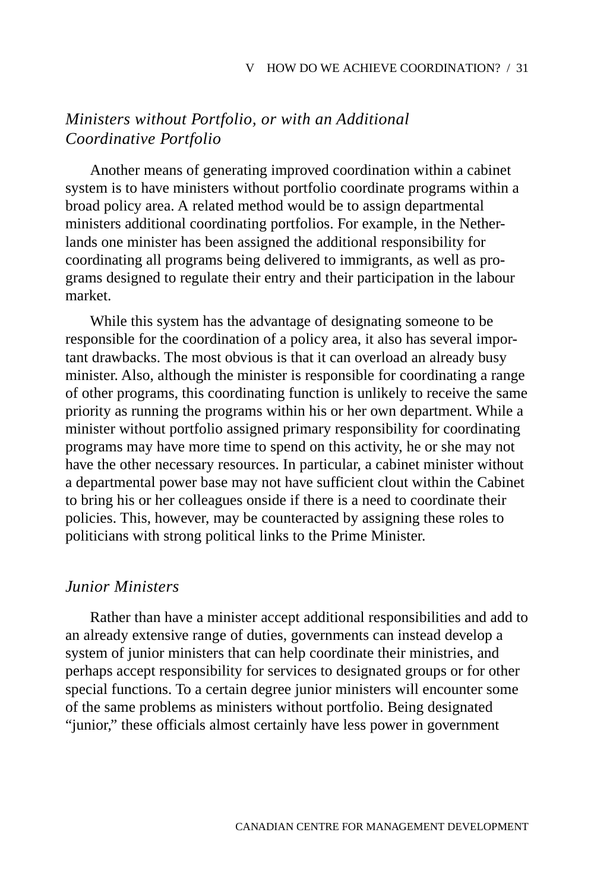### *Ministers without Portfolio, or with an Additional Coordinative Portfolio*

Another means of generating improved coordination within a cabinet system is to have ministers without portfolio coordinate programs within a broad policy area. A related method would be to assign departmental ministers additional coordinating portfolios. For example, in the Netherlands one minister has been assigned the additional responsibility for coordinating all programs being delivered to immigrants, as well as programs designed to regulate their entry and their participation in the labour market.

While this system has the advantage of designating someone to be responsible for the coordination of a policy area, it also has several important drawbacks. The most obvious is that it can overload an already busy minister. Also, although the minister is responsible for coordinating a range of other programs, this coordinating function is unlikely to receive the same priority as running the programs within his or her own department. While a minister without portfolio assigned primary responsibility for coordinating programs may have more time to spend on this activity, he or she may not have the other necessary resources. In particular, a cabinet minister without a departmental power base may not have sufficient clout within the Cabinet to bring his or her colleagues onside if there is a need to coordinate their policies. This, however, may be counteracted by assigning these roles to politicians with strong political links to the Prime Minister.

### *Junior Ministers*

Rather than have a minister accept additional responsibilities and add to an already extensive range of duties, governments can instead develop a system of junior ministers that can help coordinate their ministries, and perhaps accept responsibility for services to designated groups or for other special functions. To a certain degree junior ministers will encounter some of the same problems as ministers without portfolio. Being designated "junior," these officials almost certainly have less power in government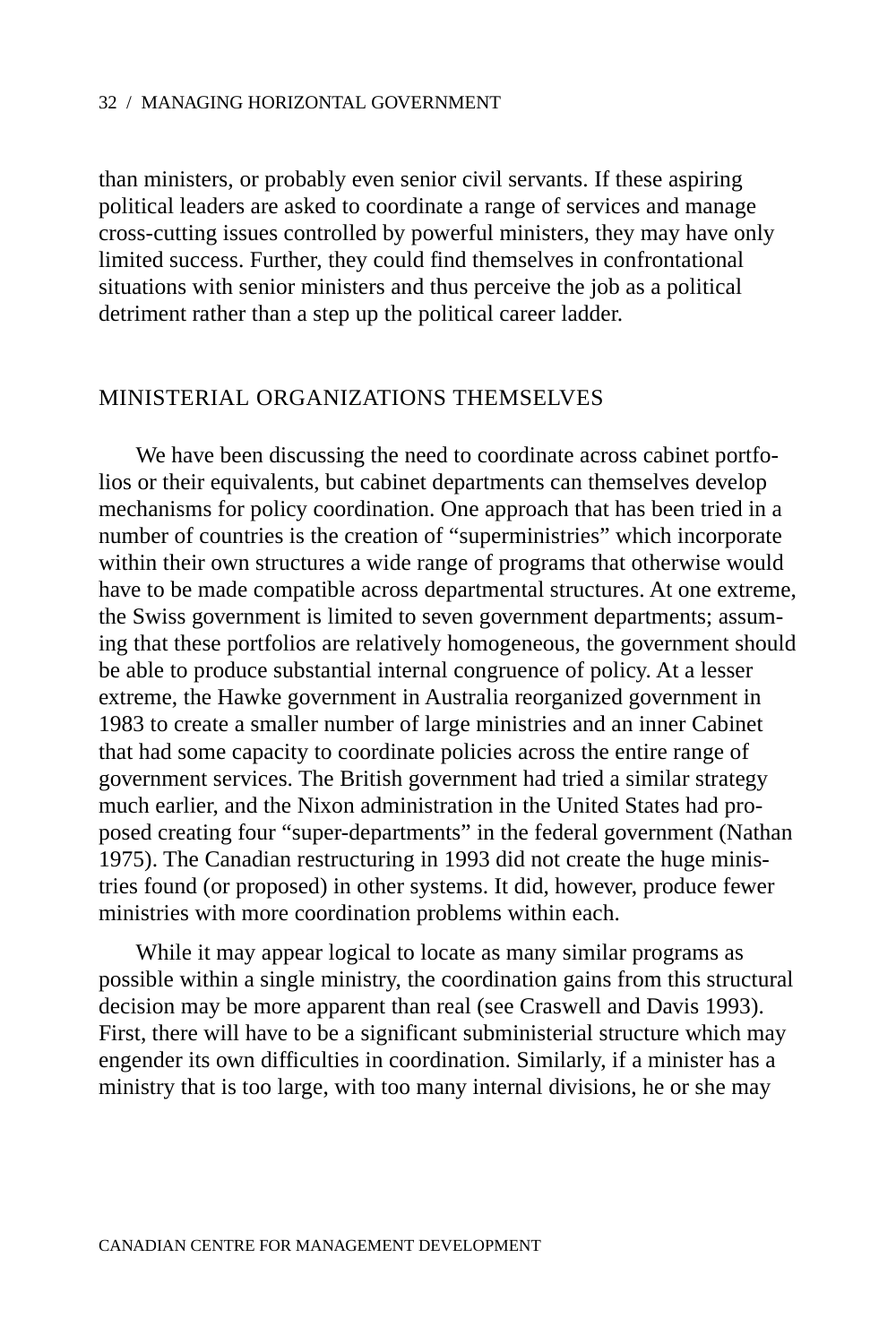than ministers, or probably even senior civil servants. If these aspiring political leaders are asked to coordinate a range of services and manage cross-cutting issues controlled by powerful ministers, they may have only limited success. Further, they could find themselves in confrontational situations with senior ministers and thus perceive the job as a political detriment rather than a step up the political career ladder.

## MINISTERIAL ORGANIZATIONS THEMSELVES

We have been discussing the need to coordinate across cabinet portfolios or their equivalents, but cabinet departments can themselves develop mechanisms for policy coordination. One approach that has been tried in a number of countries is the creation of "superministries" which incorporate within their own structures a wide range of programs that otherwise would have to be made compatible across departmental structures. At one extreme, the Swiss government is limited to seven government departments; assuming that these portfolios are relatively homogeneous, the government should be able to produce substantial internal congruence of policy. At a lesser extreme, the Hawke government in Australia reorganized government in 1983 to create a smaller number of large ministries and an inner Cabinet that had some capacity to coordinate policies across the entire range of government services. The British government had tried a similar strategy much earlier, and the Nixon administration in the United States had proposed creating four "super-departments" in the federal government (Nathan 1975). The Canadian restructuring in 1993 did not create the huge ministries found (or proposed) in other systems. It did, however, produce fewer ministries with more coordination problems within each.

While it may appear logical to locate as many similar programs as possible within a single ministry, the coordination gains from this structural decision may be more apparent than real (see Craswell and Davis 1993). First, there will have to be a significant subministerial structure which may engender its own difficulties in coordination. Similarly, if a minister has a ministry that is too large, with too many internal divisions, he or she may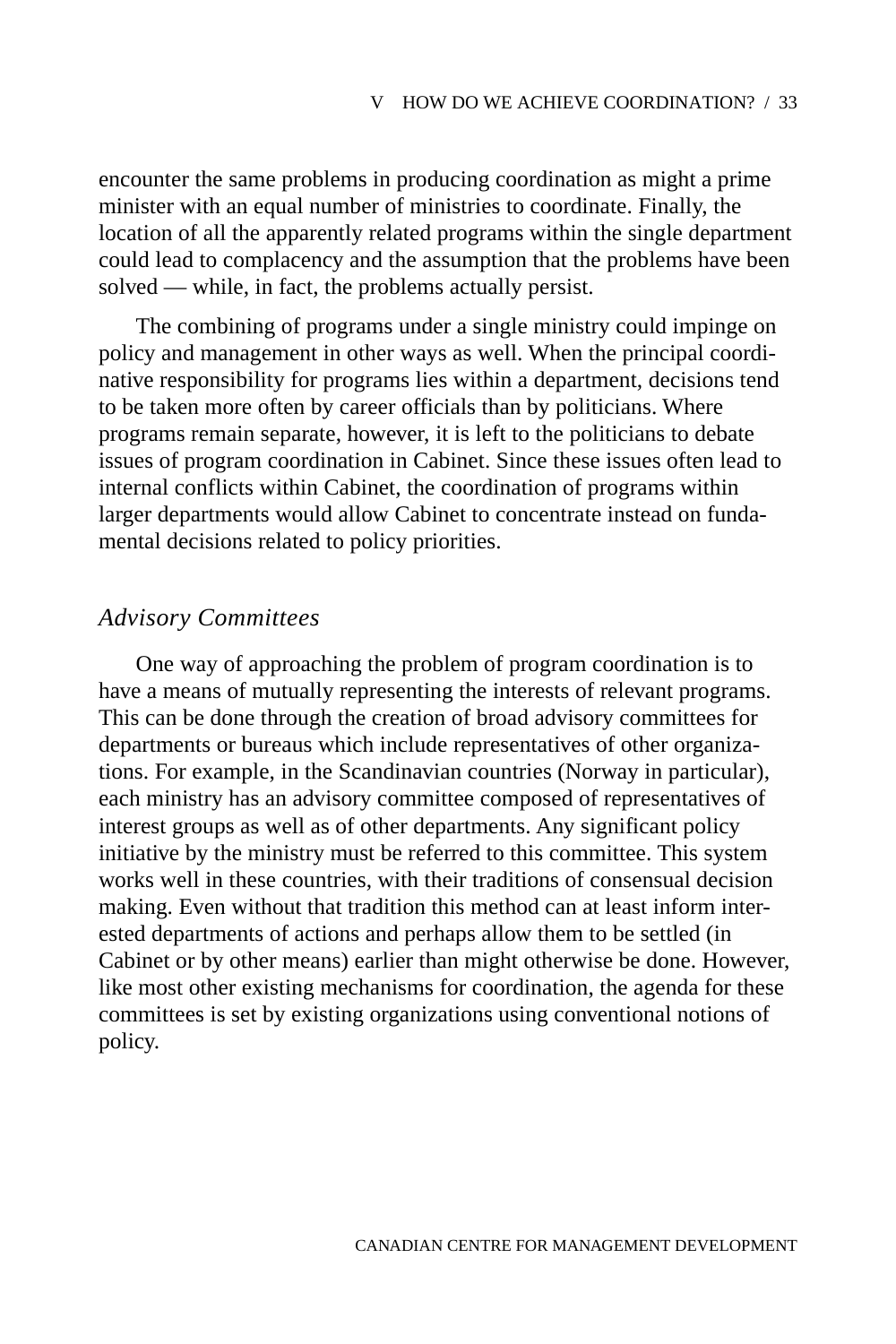encounter the same problems in producing coordination as might a prime minister with an equal number of ministries to coordinate. Finally, the location of all the apparently related programs within the single department could lead to complacency and the assumption that the problems have been solved — while, in fact, the problems actually persist.

The combining of programs under a single ministry could impinge on policy and management in other ways as well. When the principal coordinative responsibility for programs lies within a department, decisions tend to be taken more often by career officials than by politicians. Where programs remain separate, however, it is left to the politicians to debate issues of program coordination in Cabinet. Since these issues often lead to internal conflicts within Cabinet, the coordination of programs within larger departments would allow Cabinet to concentrate instead on fundamental decisions related to policy priorities.

### *Advisory Committees*

One way of approaching the problem of program coordination is to have a means of mutually representing the interests of relevant programs. This can be done through the creation of broad advisory committees for departments or bureaus which include representatives of other organizations. For example, in the Scandinavian countries (Norway in particular), each ministry has an advisory committee composed of representatives of interest groups as well as of other departments. Any significant policy initiative by the ministry must be referred to this committee. This system works well in these countries, with their traditions of consensual decision making. Even without that tradition this method can at least inform interested departments of actions and perhaps allow them to be settled (in Cabinet or by other means) earlier than might otherwise be done. However, like most other existing mechanisms for coordination, the agenda for these committees is set by existing organizations using conventional notions of policy.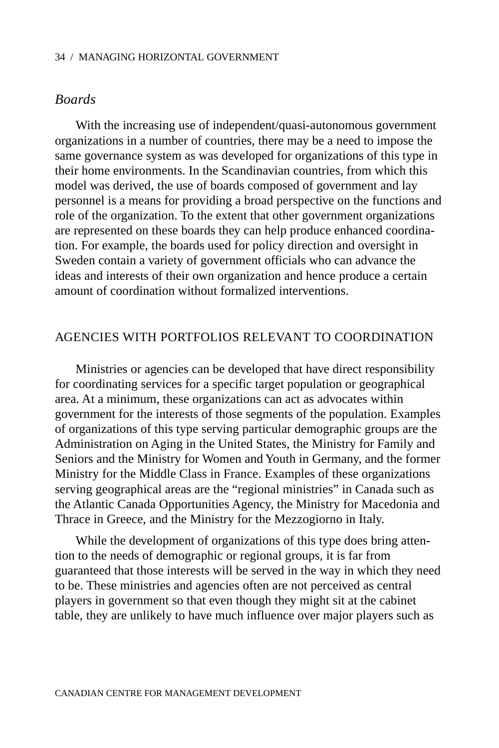### *Boards*

With the increasing use of independent/quasi-autonomous government organizations in a number of countries, there may be a need to impose the same governance system as was developed for organizations of this type in their home environments. In the Scandinavian countries, from which this model was derived, the use of boards composed of government and lay personnel is a means for providing a broad perspective on the functions and role of the organization. To the extent that other government organizations are represented on these boards they can help produce enhanced coordination. For example, the boards used for policy direction and oversight in Sweden contain a variety of government officials who can advance the ideas and interests of their own organization and hence produce a certain amount of coordination without formalized interventions.

## AGENCIES WITH PORTFOLIOS RELEVANT TO COORDINATION

Ministries or agencies can be developed that have direct responsibility for coordinating services for a specific target population or geographical area. At a minimum, these organizations can act as advocates within government for the interests of those segments of the population. Examples of organizations of this type serving particular demographic groups are the Administration on Aging in the United States, the Ministry for Family and Seniors and the Ministry for Women and Youth in Germany, and the former Ministry for the Middle Class in France. Examples of these organizations serving geographical areas are the "regional ministries" in Canada such as the Atlantic Canada Opportunities Agency, the Ministry for Macedonia and Thrace in Greece, and the Ministry for the Mezzogiorno in Italy.

While the development of organizations of this type does bring attention to the needs of demographic or regional groups, it is far from guaranteed that those interests will be served in the way in which they need to be. These ministries and agencies often are not perceived as central players in government so that even though they might sit at the cabinet table, they are unlikely to have much influence over major players such as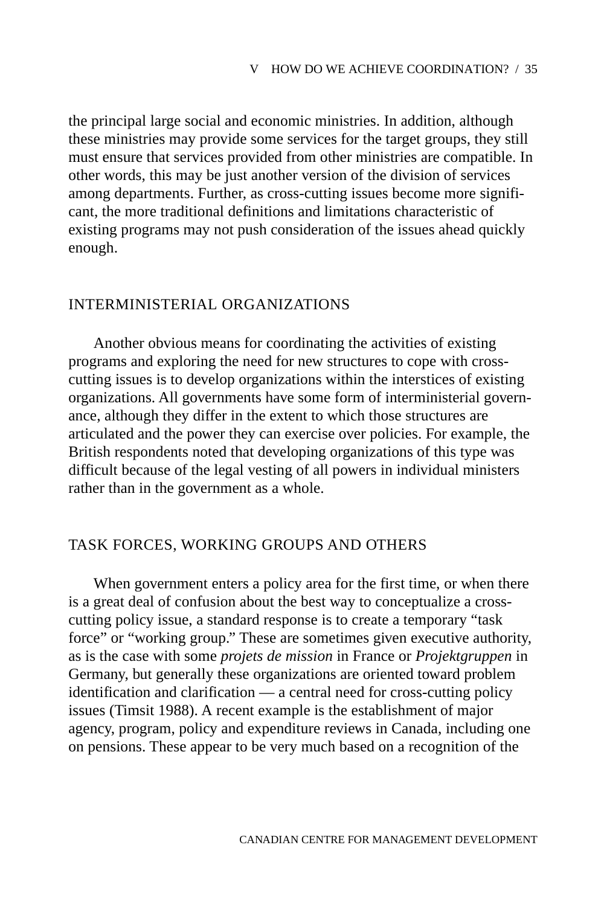the principal large social and economic ministries. In addition, although these ministries may provide some services for the target groups, they still must ensure that services provided from other ministries are compatible. In other words, this may be just another version of the division of services among departments. Further, as cross-cutting issues become more significant, the more traditional definitions and limitations characteristic of existing programs may not push consideration of the issues ahead quickly enough.

## INTERMINISTERIAL ORGANIZATIONS

Another obvious means for coordinating the activities of existing programs and exploring the need for new structures to cope with cross-cutting issues is to develop organizations within the interstices of existing organizations. All governments have some form of interministerial governance, although they differ in the extent to which those structures are articulated and the power they can exercise over policies. For example, the British respondents noted that developing organizations of this type was difficult because of the legal vesting of all powers in individual ministers rather than in the government as a whole.

## TASK FORCES, WORKING GROUPS AND OTHERS

When government enters a policy area for the first time, or when there is a great deal of confusion about the best way to conceptualize a cross-cutting policy issue, a standard response is to create a temporary "task force" or "working group." These are sometimes given executive authority, as is the case with some *projets de mission* in France or *Projektgruppen* in Germany, but generally these organizations are oriented toward problem identification and clarification — a central need for cross-cutting policy issues (Timsit 1988). A recent example is the establishment of major agency, program, policy and expenditure reviews in Canada, including one on pensions. These appear to be very much based on a recognition of the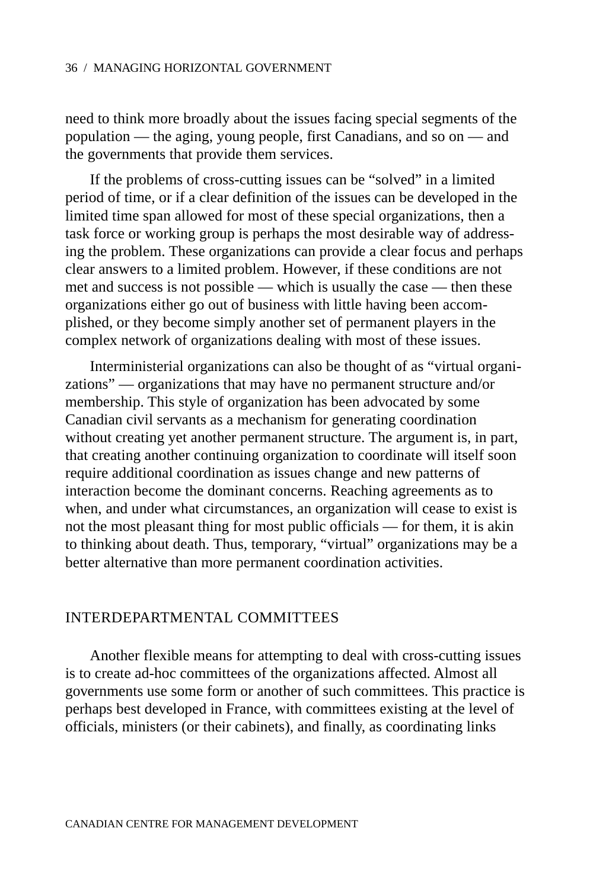need to think more broadly about the issues facing special segments of the population — the aging, young people, first Canadians, and so on — and the governments that provide them services.

If the problems of cross-cutting issues can be "solved" in a limited period of time, or if a clear definition of the issues can be developed in the limited time span allowed for most of these special organizations, then a task force or working group is perhaps the most desirable way of addressing the problem. These organizations can provide a clear focus and perhaps clear answers to a limited problem. However, if these conditions are not met and success is not possible — which is usually the case — then these organizations either go out of business with little having been accomplished, or they become simply another set of permanent players in the complex network of organizations dealing with most of these issues.

Interministerial organizations can also be thought of as "virtual organizations" — organizations that may have no permanent structure and/or membership. This style of organization has been advocated by some Canadian civil servants as a mechanism for generating coordination without creating yet another permanent structure. The argument is, in part, that creating another continuing organization to coordinate will itself soon require additional coordination as issues change and new patterns of interaction become the dominant concerns. Reaching agreements as to when, and under what circumstances, an organization will cease to exist is not the most pleasant thing for most public officials — for them, it is akin to thinking about death. Thus, temporary, "virtual" organizations may be a better alternative than more permanent coordination activities.

## INTERDEPARTMENTAL COMMITTEES

Another flexible means for attempting to deal with cross-cutting issues is to create ad-hoc committees of the organizations affected. Almost all governments use some form or another of such committees. This practice is perhaps best developed in France, with committees existing at the level of officials, ministers (or their cabinets), and finally, as coordinating links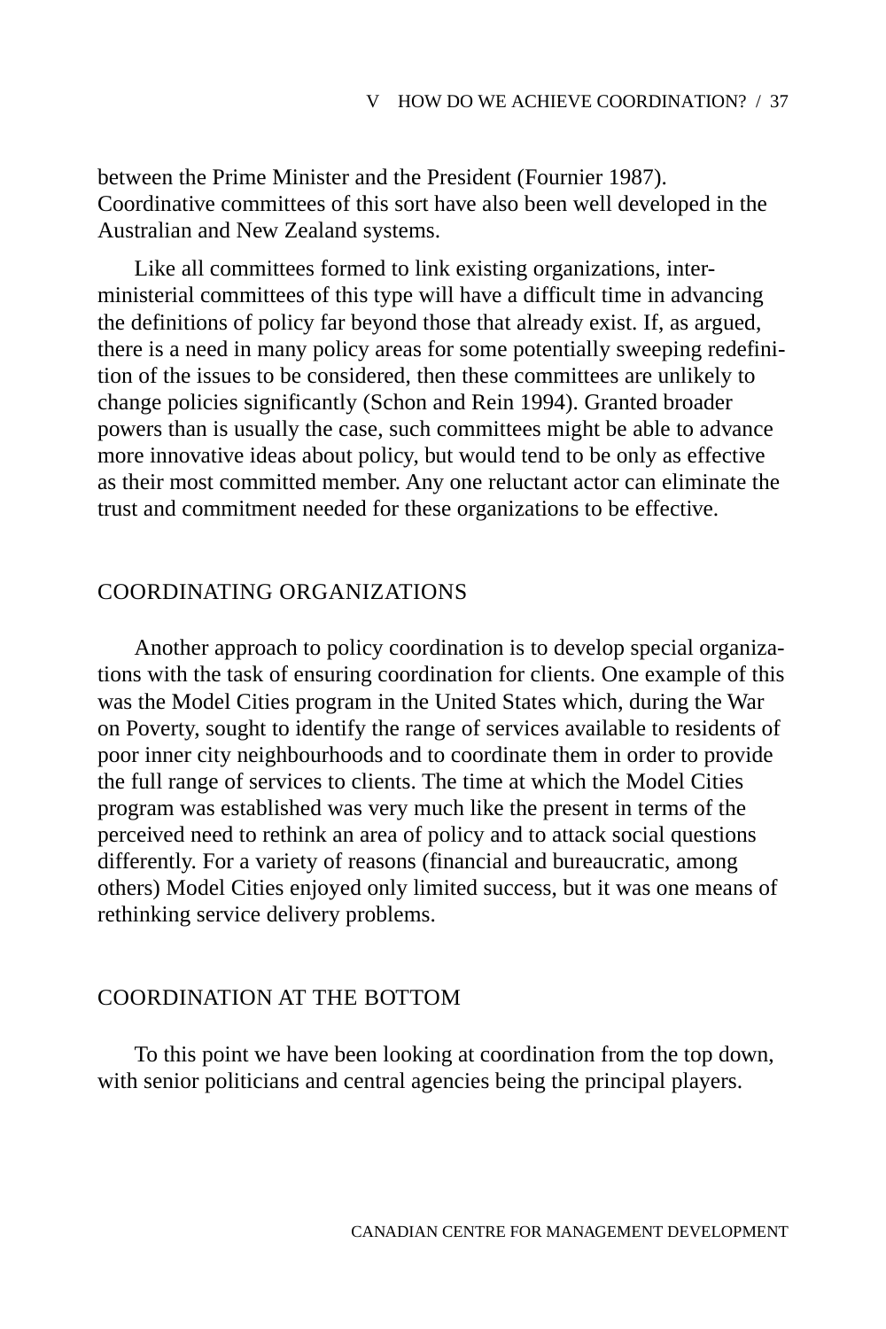between the Prime Minister and the President (Fournier 1987). Coordinative committees of this sort have also been well developed in the Australian and New Zealand systems.

Like all committees formed to link existing organizations, inter-ministerial committees of this type will have a difficult time in advancing the definitions of policy far beyond those that already exist. If, as argued, there is a need in many policy areas for some potentially sweeping redefinition of the issues to be considered, then these committees are unlikely to change policies significantly (Schon and Rein 1994). Granted broader powers than is usually the case, such committees might be able to advance more innovative ideas about policy, but would tend to be only as effective as their most committed member. Any one reluctant actor can eliminate the trust and commitment needed for these organizations to be effective.

## COORDINATING ORGANIZATIONS

Another approach to policy coordination is to develop special organizations with the task of ensuring coordination for clients. One example of this was the Model Cities program in the United States which, during the War on Poverty, sought to identify the range of services available to residents of poor inner city neighbourhoods and to coordinate them in order to provide the full range of services to clients. The time at which the Model Cities program was established was very much like the present in terms of the perceived need to rethink an area of policy and to attack social questions differently. For a variety of reasons (financial and bureaucratic, among others) Model Cities enjoyed only limited success, but it was one means of rethinking service delivery problems.

## COORDINATION AT THE BOTTOM

To this point we have been looking at coordination from the top down, with senior politicians and central agencies being the principal players.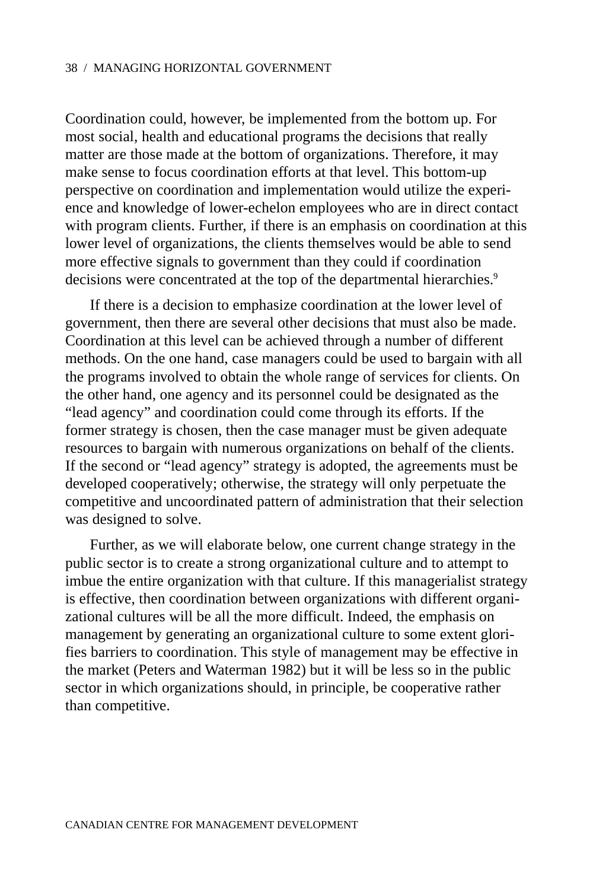Coordination could, however, be implemented from the bottom up. For most social, health and educational programs the decisions that really matter are those made at the bottom of organizations. Therefore, it may make sense to focus coordination efforts at that level. This bottom-up perspective on coordination and implementation would utilize the experience and knowledge of lower-echelon employees who are in direct contact with program clients. Further, if there is an emphasis on coordination at this lower level of organizations, the clients themselves would be able to send more effective signals to government than they could if coordination decisions were concentrated at the top of the departmental hierarchies.[9]

If there is a decision to emphasize coordination at the lower level of government, then there are several other decisions that must also be made. Coordination at this level can be achieved through a number of different methods. On the one hand, case managers could be used to bargain with all the programs involved to obtain the whole range of services for clients. On the other hand, one agency and its personnel could be designated as the "lead agency" and coordination could come through its efforts. If the former strategy is chosen, then the case manager must be given adequate resources to bargain with numerous organizations on behalf of the clients. If the second or "lead agency" strategy is adopted, the agreements must be developed cooperatively; otherwise, the strategy will only perpetuate the competitive and uncoordinated pattern of administration that their selection was designed to solve.

Further, as we will elaborate below, one current change strategy in the public sector is to create a strong organizational culture and to attempt to imbue the entire organization with that culture. If this managerialist strategy is effective, then coordination between organizations with different organizational cultures will be all the more difficult. Indeed, the emphasis on management by generating an organizational culture to some extent glorifies barriers to coordination. This style of management may be effective in the market (Peters and Waterman 1982) but it will be less so in the public sector in which organizations should, in principle, be cooperative rather than competitive.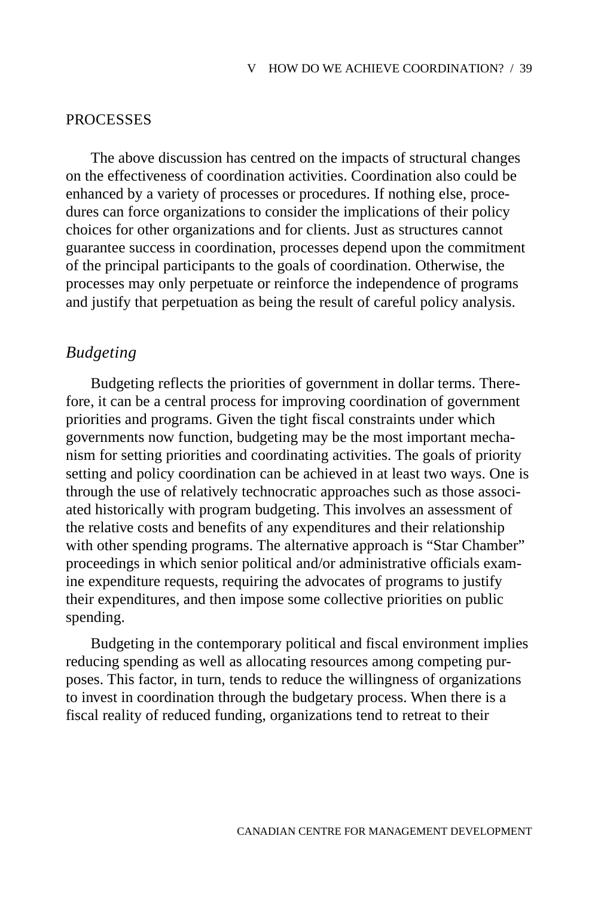## PROCESSES

The above discussion has centred on the impacts of structural changes on the effectiveness of coordination activities. Coordination also could be enhanced by a variety of processes or procedures. If nothing else, procedures can force organizations to consider the implications of their policy choices for other organizations and for clients. Just as structures cannot guarantee success in coordination, processes depend upon the commitment of the principal participants to the goals of coordination. Otherwise, the processes may only perpetuate or reinforce the independence of programs and justify that perpetuation as being the result of careful policy analysis.

### *Budgeting*

Budgeting reflects the priorities of government in dollar terms. Therefore, it can be a central process for improving coordination of government priorities and programs. Given the tight fiscal constraints under which governments now function, budgeting may be the most important mechanism for setting priorities and coordinating activities. The goals of priority setting and policy coordination can be achieved in at least two ways. One is through the use of relatively technocratic approaches such as those associated historically with program budgeting. This involves an assessment of the relative costs and benefits of any expenditures and their relationship with other spending programs. The alternative approach is "Star Chamber" proceedings in which senior political and/or administrative officials examine expenditure requests, requiring the advocates of programs to justify their expenditures, and then impose some collective priorities on public spending.

Budgeting in the contemporary political and fiscal environment implies reducing spending as well as allocating resources among competing purposes. This factor, in turn, tends to reduce the willingness of organizations to invest in coordination through the budgetary process. When there is a fiscal reality of reduced funding, organizations tend to retreat to their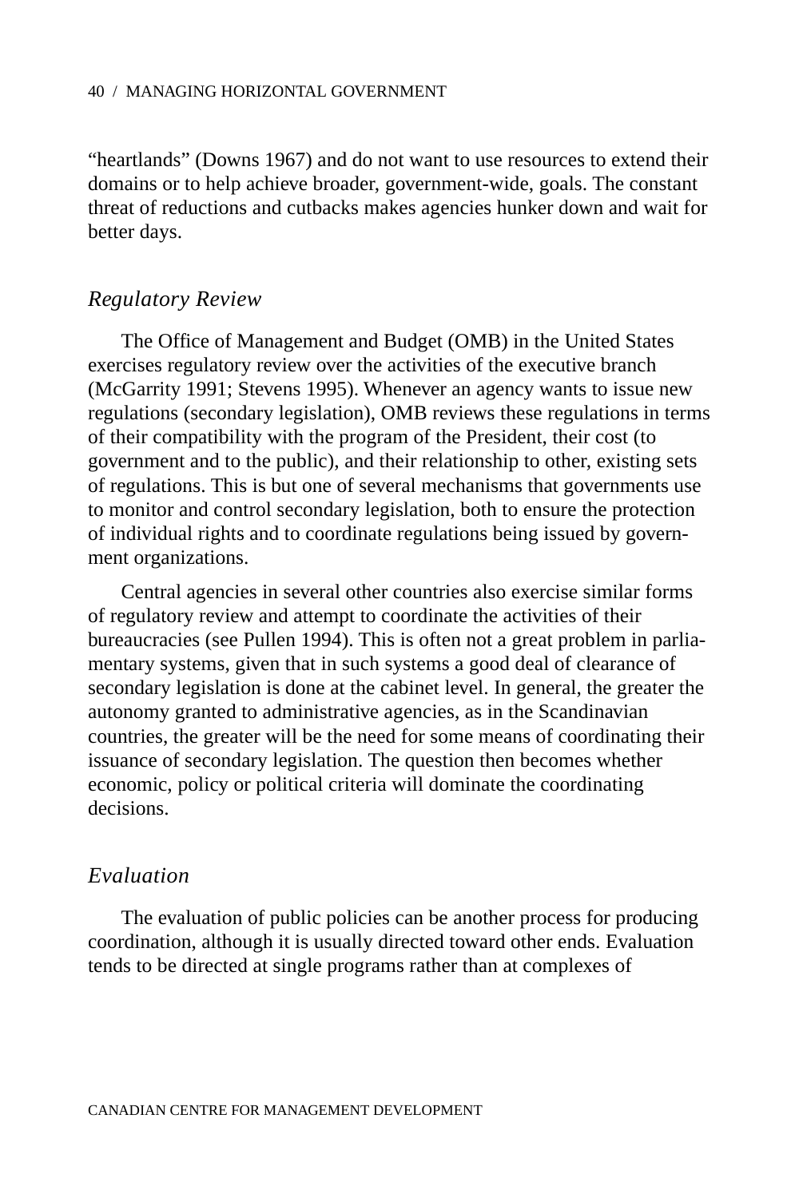"heartlands" (Downs 1967) and do not want to use resources to extend their domains or to help achieve broader, government-wide, goals. The constant threat of reductions and cutbacks makes agencies hunker down and wait for better days.

### *Regulatory Review*

The Office of Management and Budget (OMB) in the United States exercises regulatory review over the activities of the executive branch (McGarrity 1991; Stevens 1995). Whenever an agency wants to issue new regulations (secondary legislation), OMB reviews these regulations in terms of their compatibility with the program of the President, their cost (to government and to the public), and their relationship to other, existing sets of regulations. This is but one of several mechanisms that governments use to monitor and control secondary legislation, both to ensure the protection of individual rights and to coordinate regulations being issued by government organizations.

Central agencies in several other countries also exercise similar forms of regulatory review and attempt to coordinate the activities of their bureaucracies (see Pullen 1994). This is often not a great problem in parliamentary systems, given that in such systems a good deal of clearance of secondary legislation is done at the cabinet level. In general, the greater the autonomy granted to administrative agencies, as in the Scandinavian countries, the greater will be the need for some means of coordinating their issuance of secondary legislation. The question then becomes whether economic, policy or political criteria will dominate the coordinating decisions.

### *Evaluation*

The evaluation of public policies can be another process for producing coordination, although it is usually directed toward other ends. Evaluation tends to be directed at single programs rather than at complexes of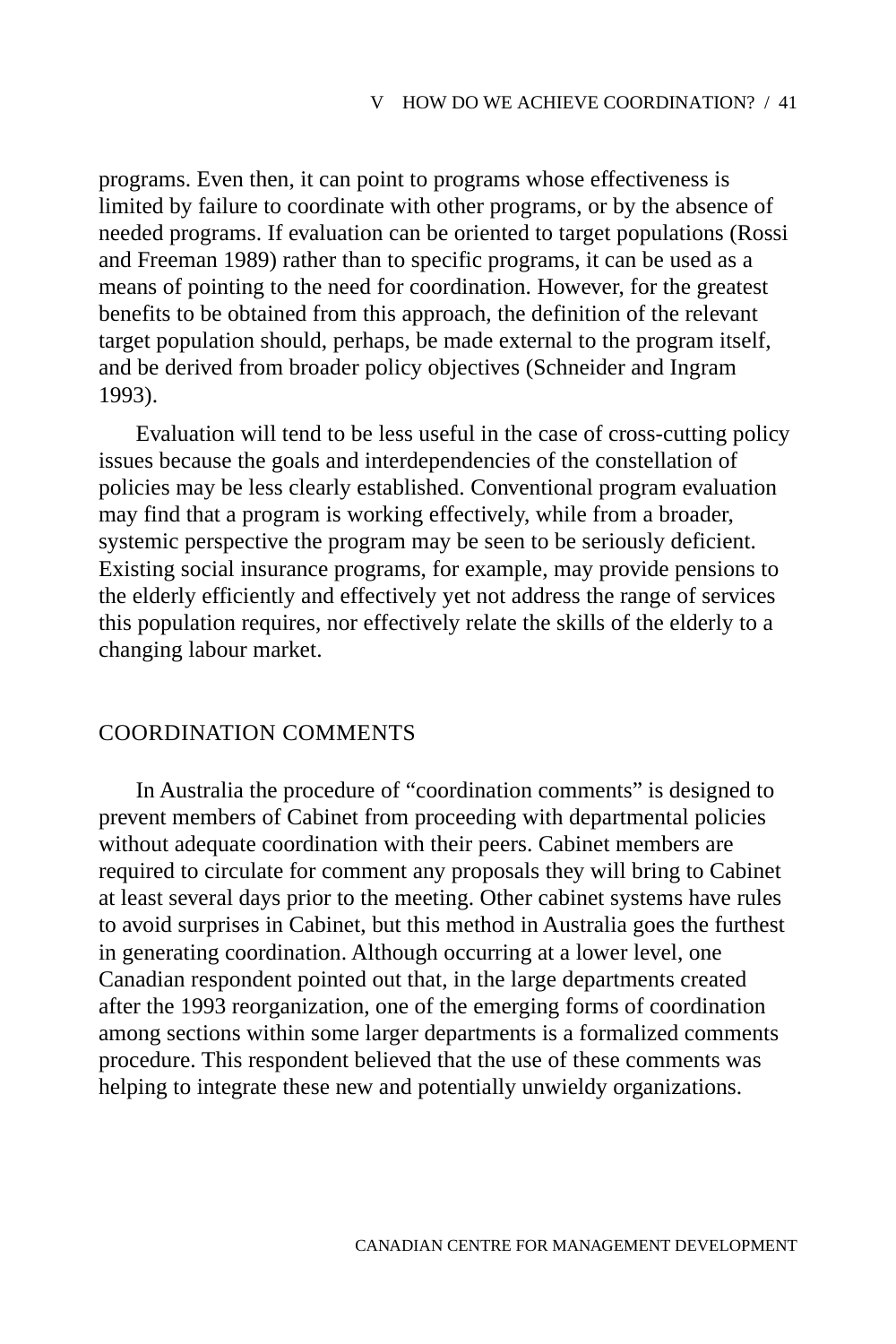programs. Even then, it can point to programs whose effectiveness is limited by failure to coordinate with other programs, or by the absence of needed programs. If evaluation can be oriented to target populations (Rossi and Freeman 1989) rather than to specific programs, it can be used as a means of pointing to the need for coordination. However, for the greatest benefits to be obtained from this approach, the definition of the relevant target population should, perhaps, be made external to the program itself, and be derived from broader policy objectives (Schneider and Ingram 1993).

Evaluation will tend to be less useful in the case of cross-cutting policy issues because the goals and interdependencies of the constellation of policies may be less clearly established. Conventional program evaluation may find that a program is working effectively, while from a broader, systemic perspective the program may be seen to be seriously deficient. Existing social insurance programs, for example, may provide pensions to the elderly efficiently and effectively yet not address the range of services this population requires, nor effectively relate the skills of the elderly to a changing labour market.

## COORDINATION COMMENTS

In Australia the procedure of "coordination comments" is designed to prevent members of Cabinet from proceeding with departmental policies without adequate coordination with their peers. Cabinet members are required to circulate for comment any proposals they will bring to Cabinet at least several days prior to the meeting. Other cabinet systems have rules to avoid surprises in Cabinet, but this method in Australia goes the furthest in generating coordination. Although occurring at a lower level, one Canadian respondent pointed out that, in the large departments created after the 1993 reorganization, one of the emerging forms of coordination among sections within some larger departments is a formalized comments procedure. This respondent believed that the use of these comments was helping to integrate these new and potentially unwieldy organizations.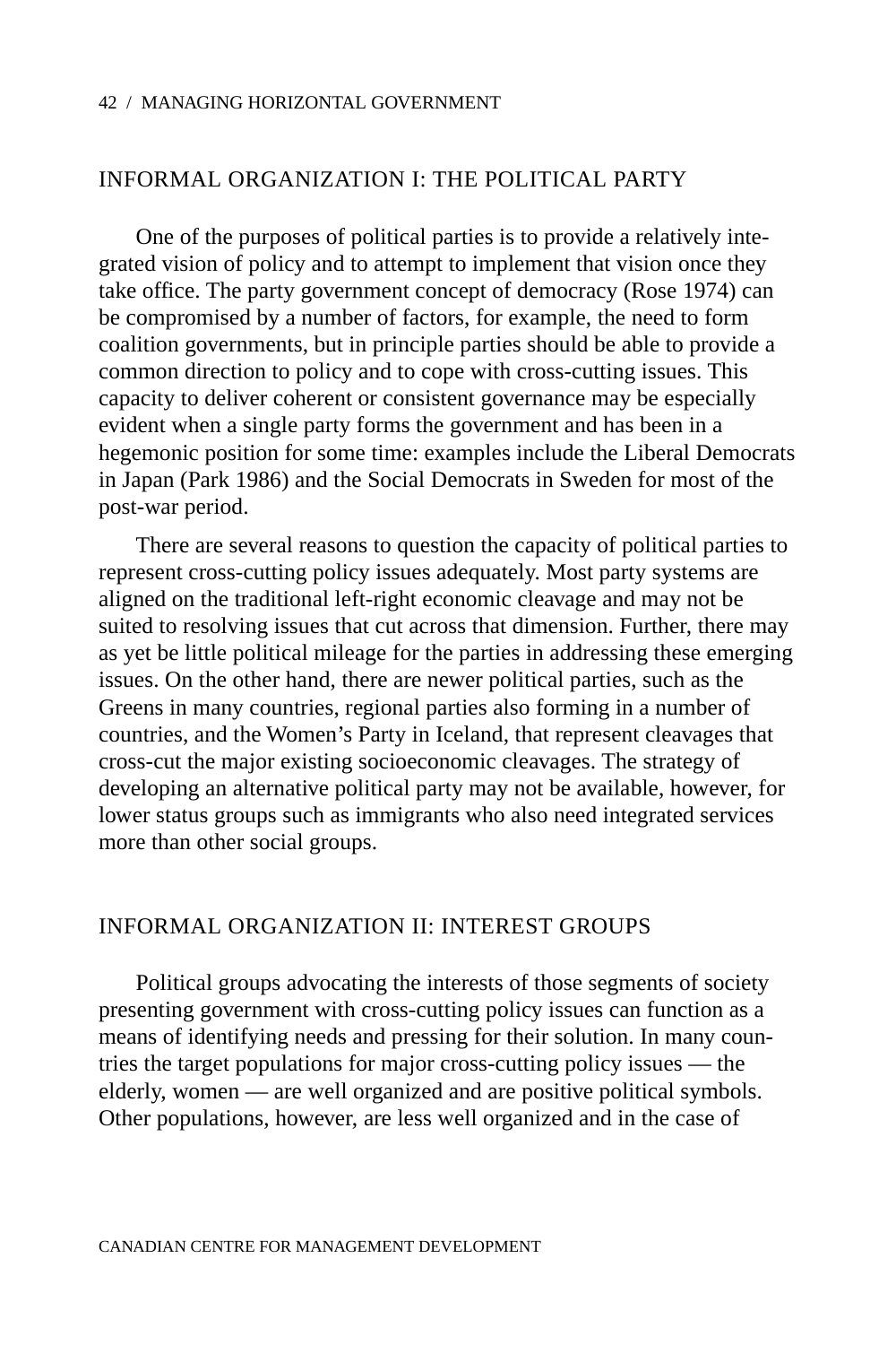## INFORMAL ORGANIZATION I: THE POLITICAL PARTY

One of the purposes of political parties is to provide a relatively integrated vision of policy and to attempt to implement that vision once they take office. The party government concept of democracy (Rose 1974) can be compromised by a number of factors, for example, the need to form coalition governments, but in principle parties should be able to provide a common direction to policy and to cope with cross-cutting issues. This capacity to deliver coherent or consistent governance may be especially evident when a single party forms the government and has been in a hegemonic position for some time: examples include the Liberal Democrats in Japan (Park 1986) and the Social Democrats in Sweden for most of the post-war period.

There are several reasons to question the capacity of political parties to represent cross-cutting policy issues adequately. Most party systems are aligned on the traditional left-right economic cleavage and may not be suited to resolving issues that cut across that dimension. Further, there may as yet be little political mileage for the parties in addressing these emerging issues. On the other hand, there are newer political parties, such as the Greens in many countries, regional parties also forming in a number of countries, and the Women's Party in Iceland, that represent cleavages that cross-cut the major existing socioeconomic cleavages. The strategy of developing an alternative political party may not be available, however, for lower status groups such as immigrants who also need integrated services more than other social groups.

## INFORMAL ORGANIZATION II: INTEREST GROUPS

Political groups advocating the interests of those segments of society presenting government with cross-cutting policy issues can function as a means of identifying needs and pressing for their solution. In many countries the target populations for major cross-cutting policy issues — the elderly, women — are well organized and are positive political symbols. Other populations, however, are less well organized and in the case of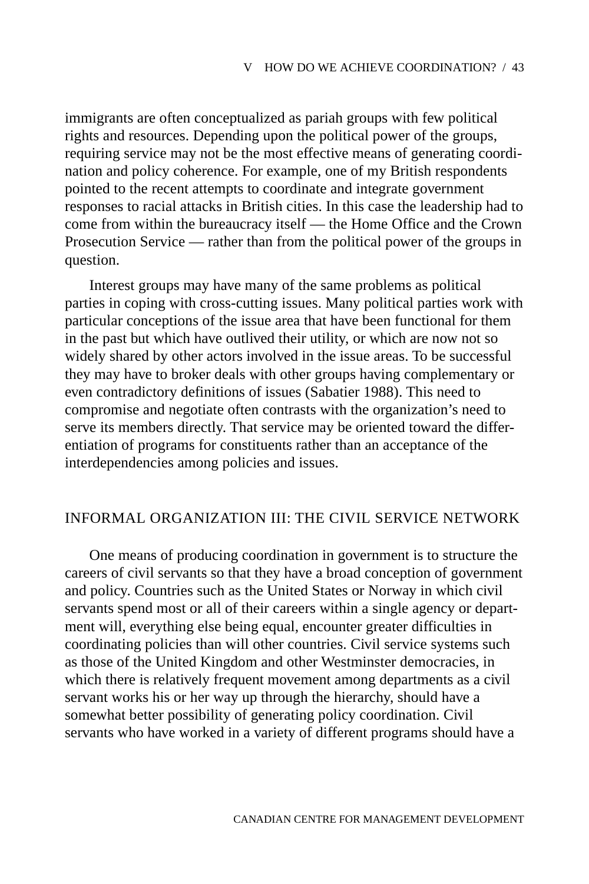immigrants are often conceptualized as pariah groups with few political rights and resources. Depending upon the political power of the groups, requiring service may not be the most effective means of generating coordination and policy coherence. For example, one of my British respondents pointed to the recent attempts to coordinate and integrate government responses to racial attacks in British cities. In this case the leadership had to come from within the bureaucracy itself — the Home Office and the Crown Prosecution Service — rather than from the political power of the groups in question.

Interest groups may have many of the same problems as political parties in coping with cross-cutting issues. Many political parties work with particular conceptions of the issue area that have been functional for them in the past but which have outlived their utility, or which are now not so widely shared by other actors involved in the issue areas. To be successful they may have to broker deals with other groups having complementary or even contradictory definitions of issues (Sabatier 1988). This need to compromise and negotiate often contrasts with the organization's need to serve its members directly. That service may be oriented toward the differentiation of programs for constituents rather than an acceptance of the interdependencies among policies and issues.

## INFORMAL ORGANIZATION III: THE CIVIL SERVICE NETWORK

One means of producing coordination in government is to structure the careers of civil servants so that they have a broad conception of government and policy. Countries such as the United States or Norway in which civil servants spend most or all of their careers within a single agency or department will, everything else being equal, encounter greater difficulties in coordinating policies than will other countries. Civil service systems such as those of the United Kingdom and other Westminster democracies, in which there is relatively frequent movement among departments as a civil servant works his or her way up through the hierarchy, should have a somewhat better possibility of generating policy coordination. Civil servants who have worked in a variety of different programs should have a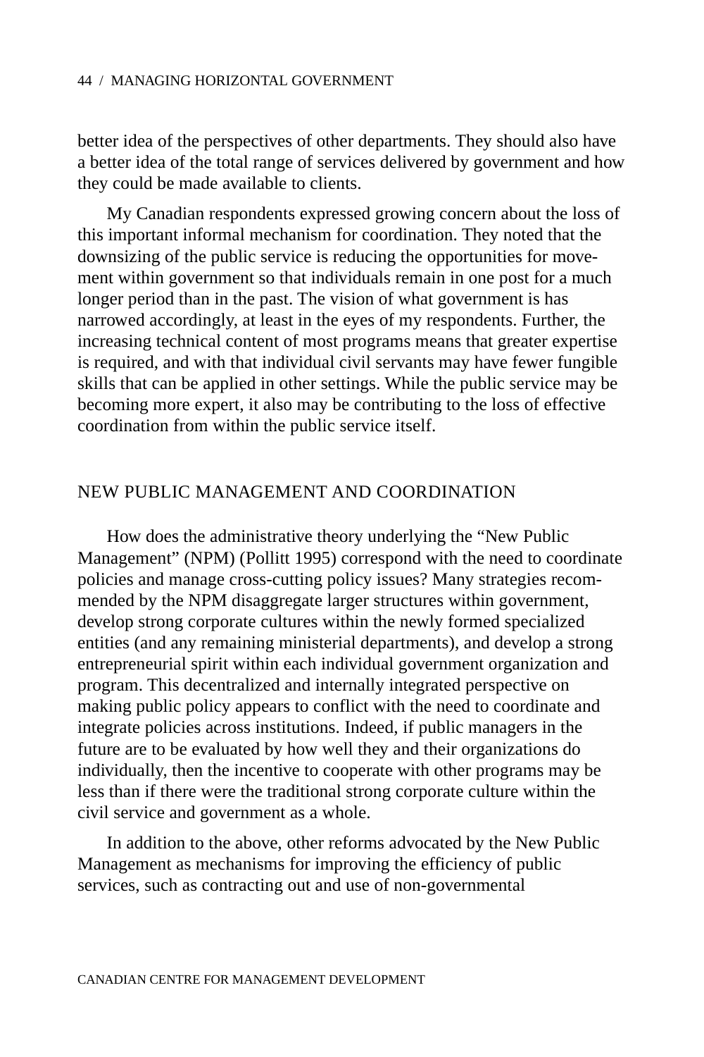better idea of the perspectives of other departments. They should also have a better idea of the total range of services delivered by government and how they could be made available to clients.

My Canadian respondents expressed growing concern about the loss of this important informal mechanism for coordination. They noted that the downsizing of the public service is reducing the opportunities for movement within government so that individuals remain in one post for a much longer period than in the past. The vision of what government is has narrowed accordingly, at least in the eyes of my respondents. Further, the increasing technical content of most programs means that greater expertise is required, and with that individual civil servants may have fewer fungible skills that can be applied in other settings. While the public service may be becoming more expert, it also may be contributing to the loss of effective coordination from within the public service itself.

## NEW PUBLIC MANAGEMENT AND COORDINATION

How does the administrative theory underlying the “New Public Management” (NPM) (Pollitt 1995) correspond with the need to coordinate policies and manage cross-cutting policy issues? Many strategies recommended by the NPM disaggregate larger structures within government, develop strong corporate cultures within the newly formed specialized entities (and any remaining ministerial departments), and develop a strong entrepreneurial spirit within each individual government organization and program. This decentralized and internally integrated perspective on making public policy appears to conflict with the need to coordinate and integrate policies across institutions. Indeed, if public managers in the future are to be evaluated by how well they and their organizations do individually, then the incentive to cooperate with other programs may be less than if there were the traditional strong corporate culture within the civil service and government as a whole.

In addition to the above, other reforms advocated by the New Public Management as mechanisms for improving the efficiency of public services, such as contracting out and use of non-governmental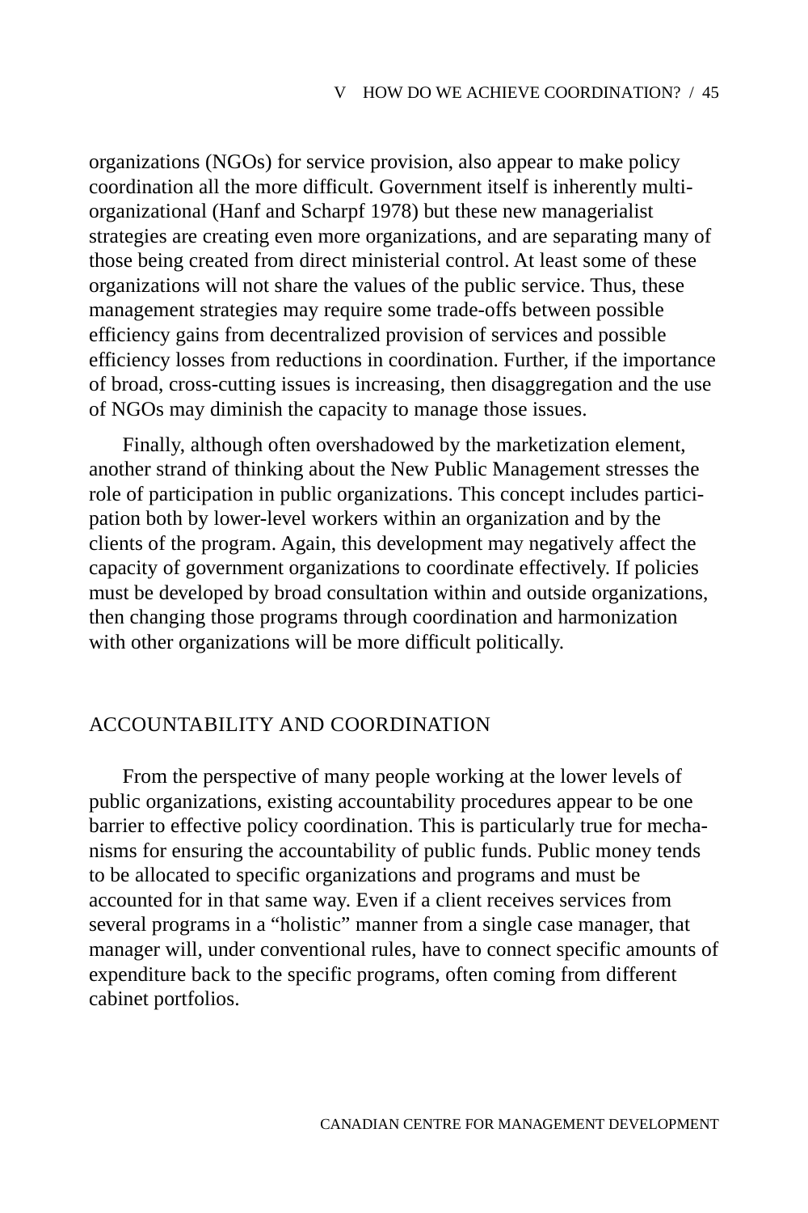organizations (NGOs) for service provision, also appear to make policy coordination all the more difficult. Government itself is inherently multi-organizational (Hanf and Scharpf 1978) but these new managerialist strategies are creating even more organizations, and are separating many of those being created from direct ministerial control. At least some of these organizations will not share the values of the public service. Thus, these management strategies may require some trade-offs between possible efficiency gains from decentralized provision of services and possible efficiency losses from reductions in coordination. Further, if the importance of broad, cross-cutting issues is increasing, then disaggregation and the use of NGOs may diminish the capacity to manage those issues.

Finally, although often overshadowed by the marketization element, another strand of thinking about the New Public Management stresses the role of participation in public organizations. This concept includes participation both by lower-level workers within an organization and by the clients of the program. Again, this development may negatively affect the capacity of government organizations to coordinate effectively. If policies must be developed by broad consultation within and outside organizations, then changing those programs through coordination and harmonization with other organizations will be more difficult politically.

## ACCOUNTABILITY AND COORDINATION

From the perspective of many people working at the lower levels of public organizations, existing accountability procedures appear to be one barrier to effective policy coordination. This is particularly true for mechanisms for ensuring the accountability of public funds. Public money tends to be allocated to specific organizations and programs and must be accounted for in that same way. Even if a client receives services from several programs in a "holistic" manner from a single case manager, that manager will, under conventional rules, have to connect specific amounts of expenditure back to the specific programs, often coming from different cabinet portfolios.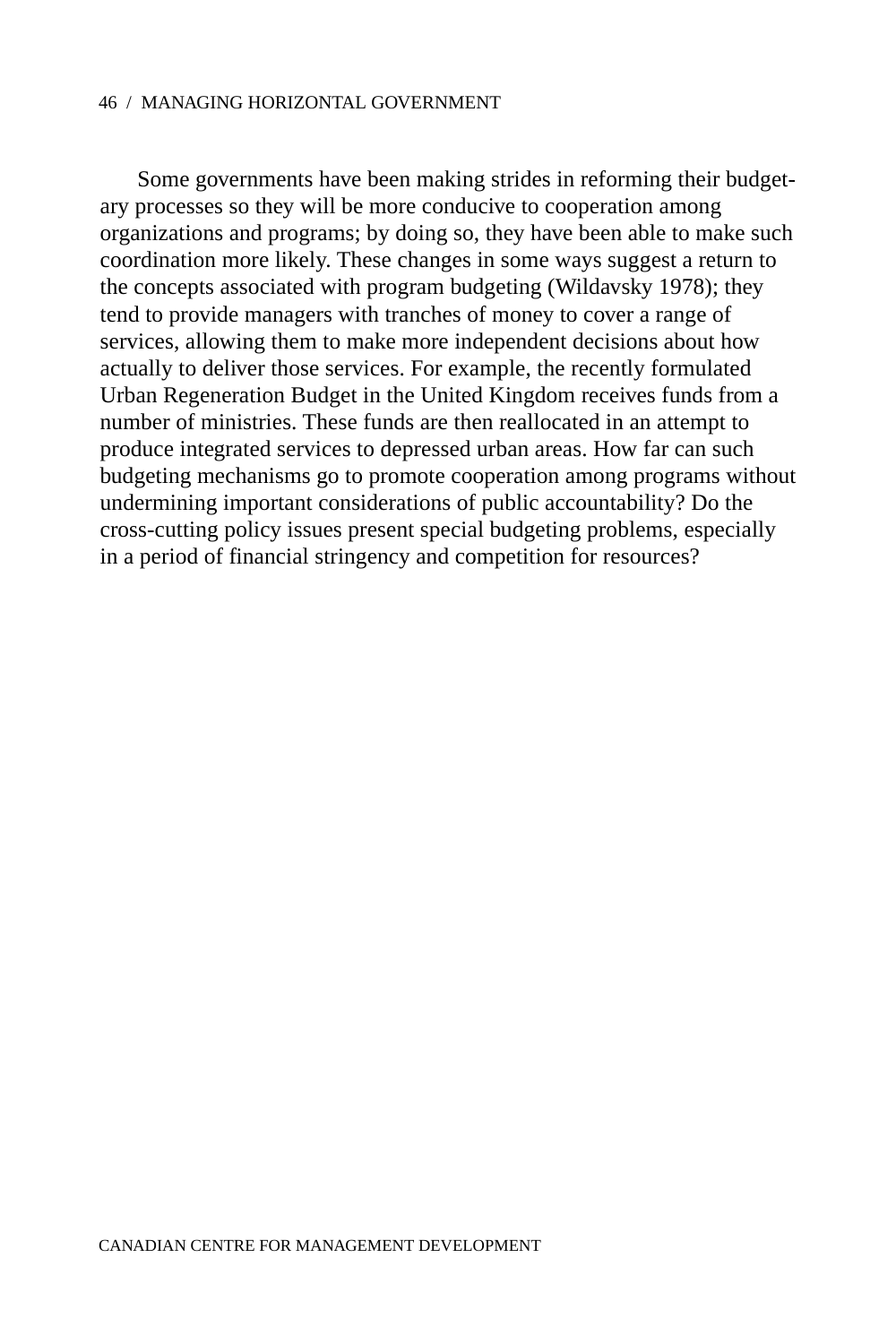Some governments have been making strides in reforming their budgetary processes so they will be more conducive to cooperation among organizations and programs; by doing so, they have been able to make such coordination more likely. These changes in some ways suggest a return to the concepts associated with program budgeting (Wildavsky 1978); they tend to provide managers with tranches of money to cover a range of services, allowing them to make more independent decisions about how actually to deliver those services. For example, the recently formulated Urban Regeneration Budget in the United Kingdom receives funds from a number of ministries. These funds are then reallocated in an attempt to produce integrated services to depressed urban areas. How far can such budgeting mechanisms go to promote cooperation among programs without undermining important considerations of public accountability? Do the cross-cutting policy issues present special budgeting problems, especially in a period of financial stringency and competition for resources?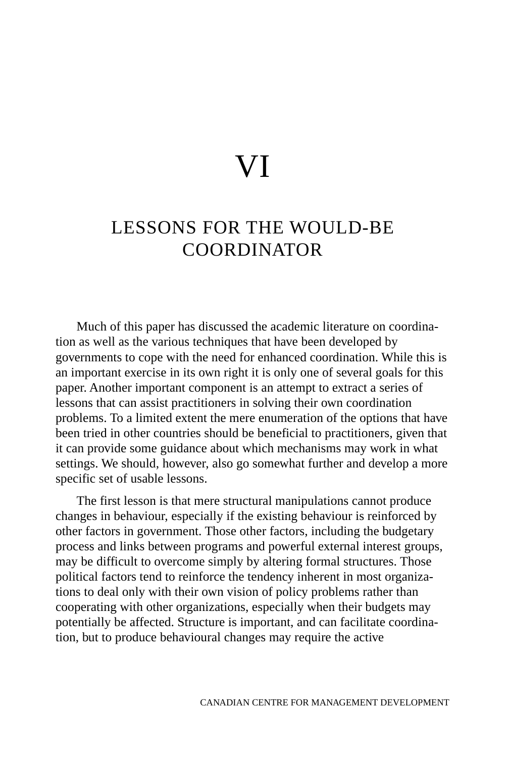# VI

## LESSONS FOR THE WOULD-BE COORDINATOR

Much of this paper has discussed the academic literature on coordination as well as the various techniques that have been developed by governments to cope with the need for enhanced coordination. While this is an important exercise in its own right it is only one of several goals for this paper. Another important component is an attempt to extract a series of lessons that can assist practitioners in solving their own coordination problems. To a limited extent the mere enumeration of the options that have been tried in other countries should be beneficial to practitioners, given that it can provide some guidance about which mechanisms may work in what settings. We should, however, also go somewhat further and develop a more specific set of usable lessons.

The first lesson is that mere structural manipulations cannot produce changes in behaviour, especially if the existing behaviour is reinforced by other factors in government. Those other factors, including the budgetary process and links between programs and powerful external interest groups, may be difficult to overcome simply by altering formal structures. Those political factors tend to reinforce the tendency inherent in most organizations to deal only with their own vision of policy problems rather than cooperating with other organizations, especially when their budgets may potentially be affected. Structure is important, and can facilitate coordination, but to produce behavioural changes may require the active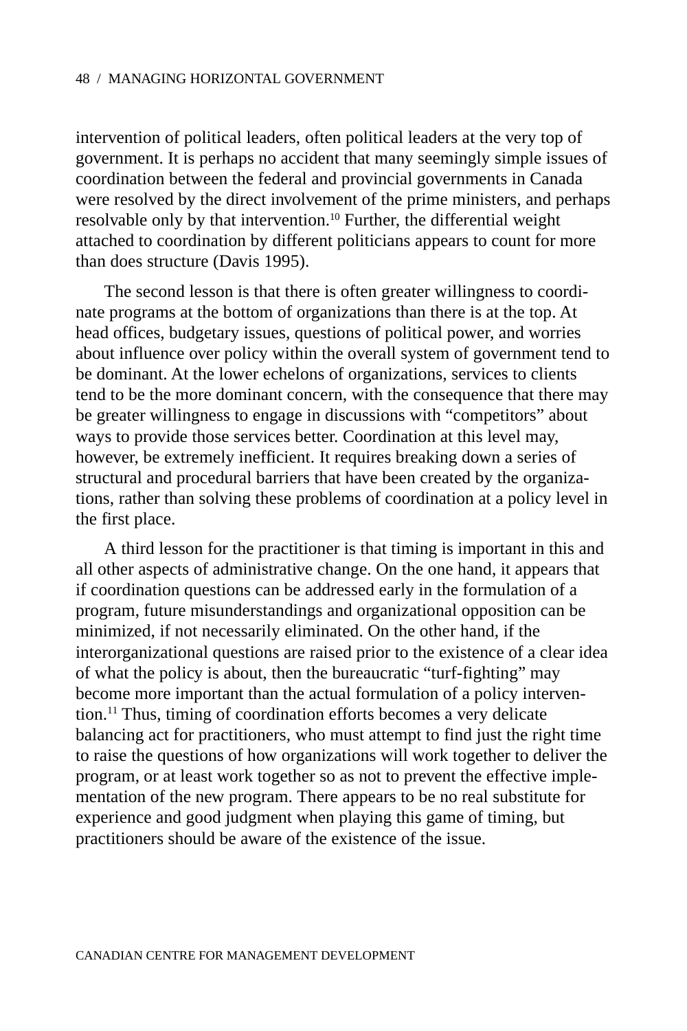intervention of political leaders, often political leaders at the very top of government. It is perhaps no accident that many seemingly simple issues of coordination between the federal and provincial governments in Canada were resolved by the direct involvement of the prime ministers, and perhaps resolvable only by that intervention.[10] Further, the differential weight attached to coordination by different politicians appears to count for more than does structure (Davis 1995).

The second lesson is that there is often greater willingness to coordinate programs at the bottom of organizations than there is at the top. At head offices, budgetary issues, questions of political power, and worries about influence over policy within the overall system of government tend to be dominant. At the lower echelons of organizations, services to clients tend to be the more dominant concern, with the consequence that there may be greater willingness to engage in discussions with "competitors" about ways to provide those services better. Coordination at this level may, however, be extremely inefficient. It requires breaking down a series of structural and procedural barriers that have been created by the organizations, rather than solving these problems of coordination at a policy level in the first place.

A third lesson for the practitioner is that timing is important in this and all other aspects of administrative change. On the one hand, it appears that if coordination questions can be addressed early in the formulation of a program, future misunderstandings and organizational opposition can be minimized, if not necessarily eliminated. On the other hand, if the interorganizational questions are raised prior to the existence of a clear idea of what the policy is about, then the bureaucratic "turf-fighting" may become more important than the actual formulation of a policy intervention.[11] Thus, timing of coordination efforts becomes a very delicate balancing act for practitioners, who must attempt to find just the right time to raise the questions of how organizations will work together to deliver the program, or at least work together so as not to prevent the effective implementation of the new program. There appears to be no real substitute for experience and good judgment when playing this game of timing, but practitioners should be aware of the existence of the issue.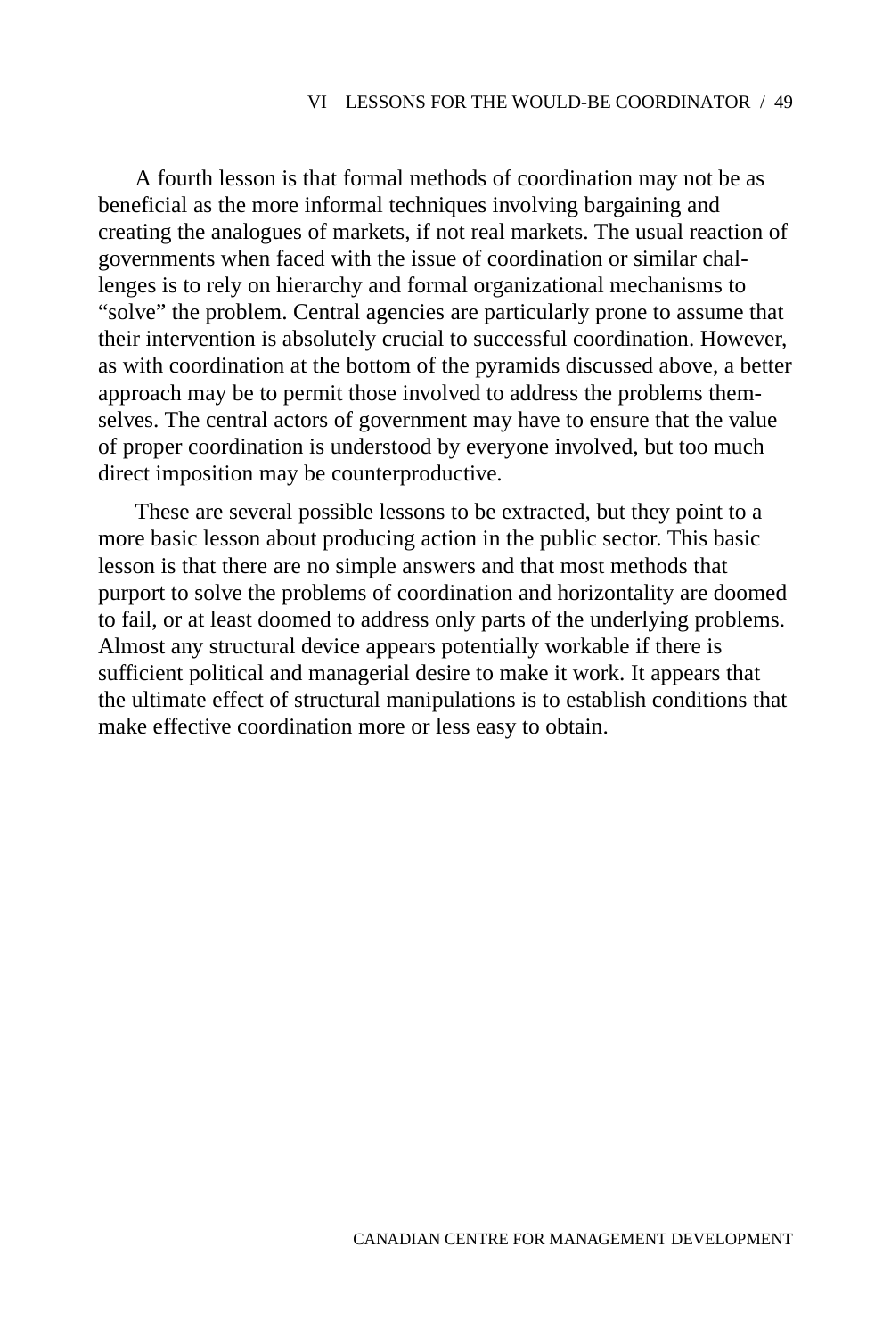A fourth lesson is that formal methods of coordination may not be as beneficial as the more informal techniques involving bargaining and creating the analogues of markets, if not real markets. The usual reaction of governments when faced with the issue of coordination or similar challenges is to rely on hierarchy and formal organizational mechanisms to "solve" the problem. Central agencies are particularly prone to assume that their intervention is absolutely crucial to successful coordination. However, as with coordination at the bottom of the pyramids discussed above, a better approach may be to permit those involved to address the problems themselves. The central actors of government may have to ensure that the value of proper coordination is understood by everyone involved, but too much direct imposition may be counterproductive.

These are several possible lessons to be extracted, but they point to a more basic lesson about producing action in the public sector. This basic lesson is that there are no simple answers and that most methods that purport to solve the problems of coordination and horizontality are doomed to fail, or at least doomed to address only parts of the underlying problems. Almost any structural device appears potentially workable if there is sufficient political and managerial desire to make it work. It appears that the ultimate effect of structural manipulations is to establish conditions that make effective coordination more or less easy to obtain.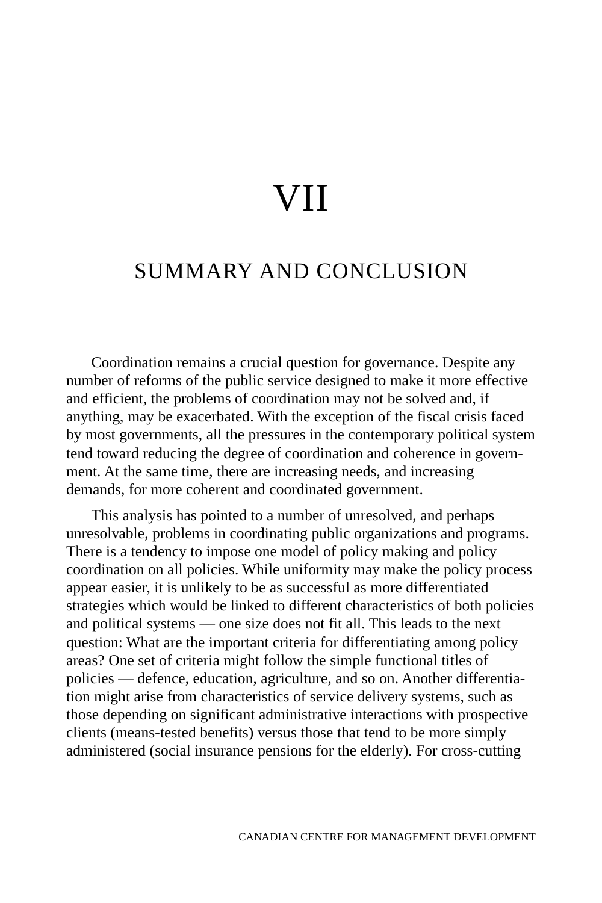# VII

## SUMMARY AND CONCLUSION

Coordination remains a crucial question for governance. Despite any number of reforms of the public service designed to make it more effective and efficient, the problems of coordination may not be solved and, if anything, may be exacerbated. With the exception of the fiscal crisis faced by most governments, all the pressures in the contemporary political system tend toward reducing the degree of coordination and coherence in government. At the same time, there are increasing needs, and increasing demands, for more coherent and coordinated government.

This analysis has pointed to a number of unresolved, and perhaps unresolvable, problems in coordinating public organizations and programs. There is a tendency to impose one model of policy making and policy coordination on all policies. While uniformity may make the policy process appear easier, it is unlikely to be as successful as more differentiated strategies which would be linked to different characteristics of both policies and political systems — one size does not fit all. This leads to the next question: What are the important criteria for differentiating among policy areas? One set of criteria might follow the simple functional titles of policies — defence, education, agriculture, and so on. Another differentiation might arise from characteristics of service delivery systems, such as those depending on significant administrative interactions with prospective clients (means-tested benefits) versus those that tend to be more simply administered (social insurance pensions for the elderly). For cross-cutting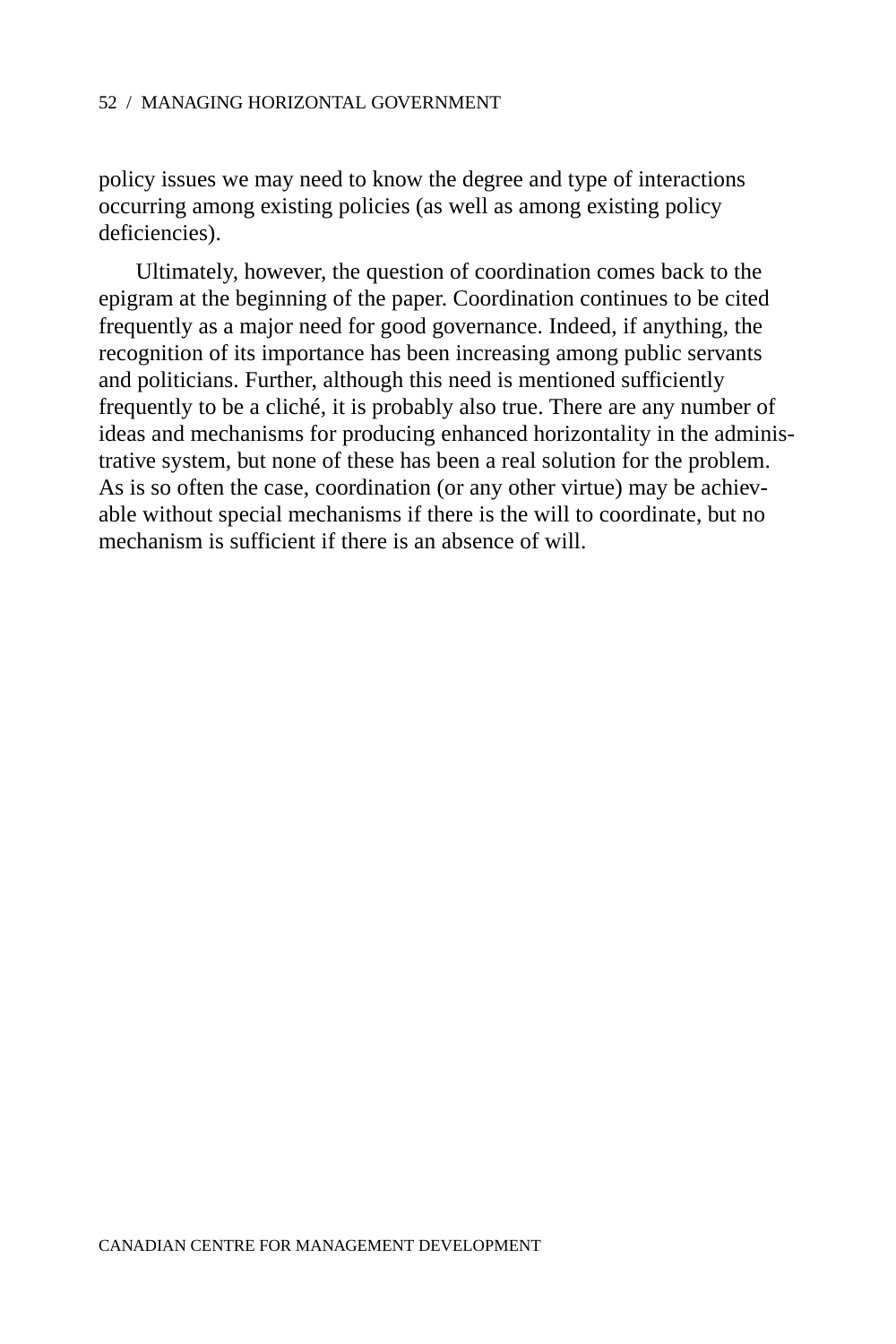policy issues we may need to know the degree and type of interactions occurring among existing policies (as well as among existing policy deficiencies).

Ultimately, however, the question of coordination comes back to the epigram at the beginning of the paper. Coordination continues to be cited frequently as a major need for good governance. Indeed, if anything, the recognition of its importance has been increasing among public servants and politicians. Further, although this need is mentioned sufficiently frequently to be a cliché, it is probably also true. There are any number of ideas and mechanisms for producing enhanced horizontality in the administrative system, but none of these has been a real solution for the problem. As is so often the case, coordination (or any other virtue) may be achievable without special mechanisms if there is the will to coordinate, but no mechanism is sufficient if there is an absence of will.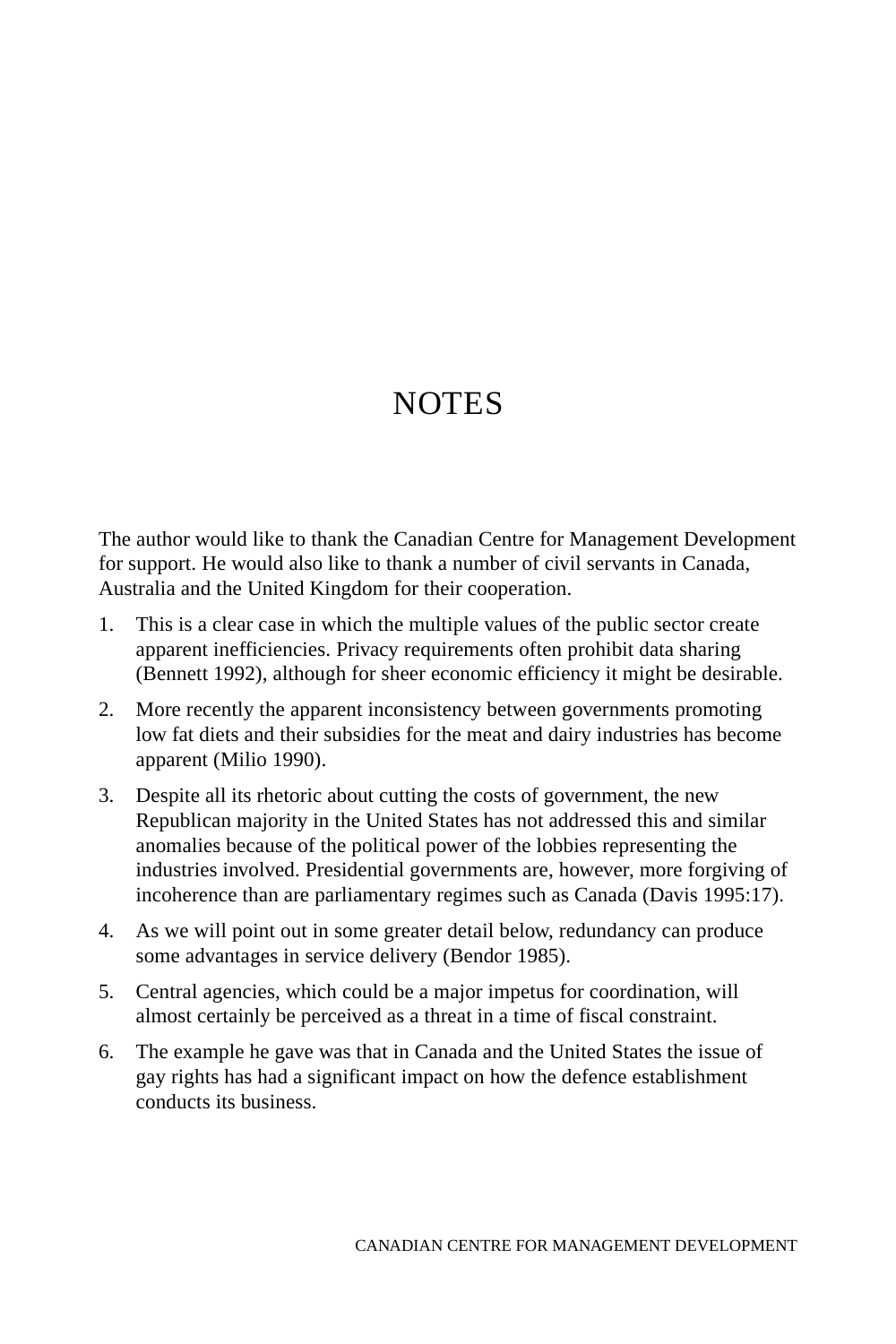# NOTES

The author would like to thank the Canadian Centre for Management Development for support. He would also like to thank a number of civil servants in Canada, Australia and the United Kingdom for their cooperation.

1. This is a clear case in which the multiple values of the public sector create apparent inefficiencies. Privacy requirements often prohibit data sharing (Bennett 1992), although for sheer economic efficiency it might be desirable.

2. More recently the apparent inconsistency between governments promoting low fat diets and their subsidies for the meat and dairy industries has become apparent (Milio 1990).

3. Despite all its rhetoric about cutting the costs of government, the new Republican majority in the United States has not addressed this and similar anomalies because of the political power of the lobbies representing the industries involved. Presidential governments are, however, more forgiving of incoherence than are parliamentary regimes such as Canada (Davis 1995:17).

4. As we will point out in some greater detail below, redundancy can produce some advantages in service delivery (Bendor 1985).

5. Central agencies, which could be a major impetus for coordination, will almost certainly be perceived as a threat in a time of fiscal constraint.

6. The example he gave was that in Canada and the United States the issue of gay rights has had a significant impact on how the defence establishment conducts its business.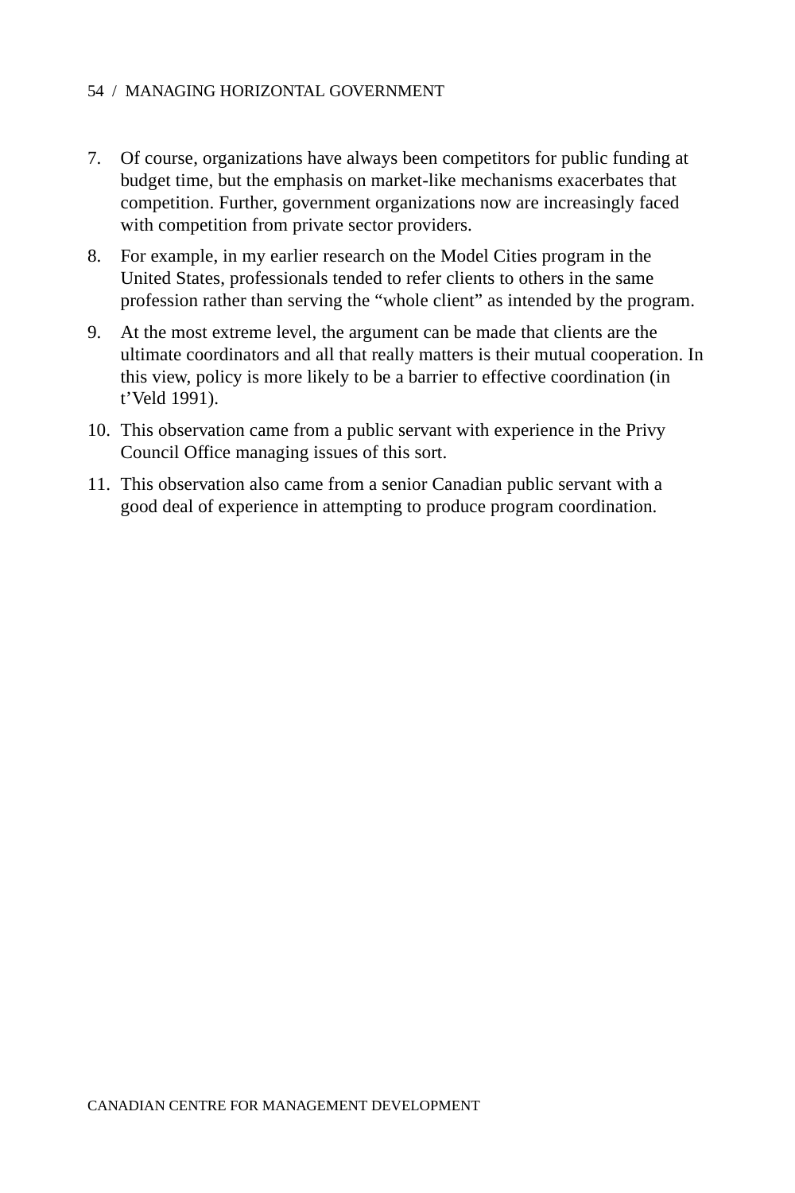7. Of course, organizations have always been competitors for public funding at budget time, but the emphasis on market-like mechanisms exacerbates that competition. Further, government organizations now are increasingly faced with competition from private sector providers.
8. For example, in my earlier research on the Model Cities program in the United States, professionals tended to refer clients to others in the same profession rather than serving the “whole client” as intended by the program.
9. At the most extreme level, the argument can be made that clients are the ultimate coordinators and all that really matters is their mutual cooperation. In this view, policy is more likely to be a barrier to effective coordination (in t’Veld 1991).
10. This observation came from a public servant with experience in the Privy Council Office managing issues of this sort.
11. This observation also came from a senior Canadian public servant with a good deal of experience in attempting to produce program coordination.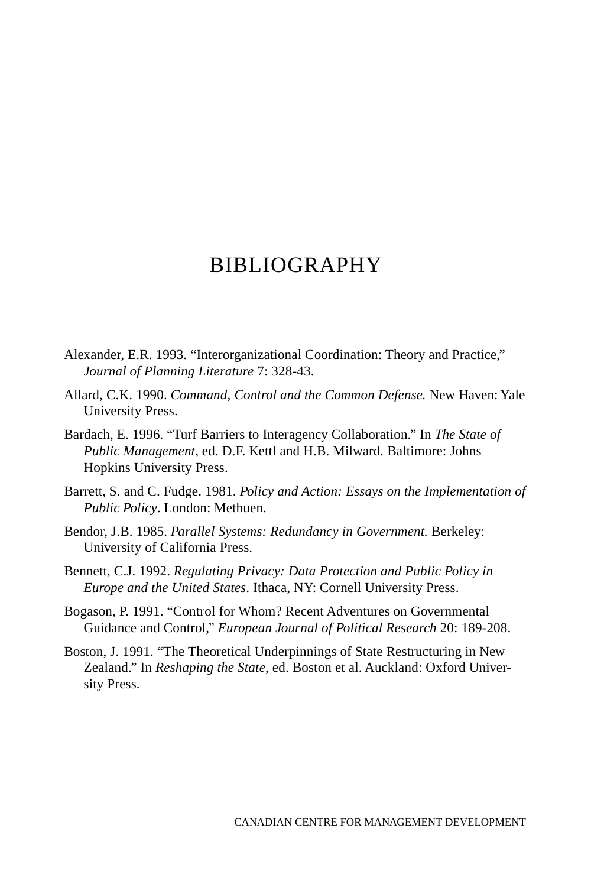# BIBLIOGRAPHY

Alexander, E.R. 1993. “Interorganizational Coordination: Theory and Practice,” *Journal of Planning Literature* 7: 328-43.

Allard, C.K. 1990. *Command, Control and the Common Defense.* New Haven: Yale University Press.

Bardach, E. 1996. “Turf Barriers to Interagency Collaboration.” In *The State of Public Management*, ed. D.F. Kettl and H.B. Milward. Baltimore: Johns Hopkins University Press.

Barrett, S. and C. Fudge. 1981. *Policy and Action: Essays on the Implementation of Public Policy*. London: Methuen.

Bendor, J.B. 1985. *Parallel Systems: Redundancy in Government.* Berkeley: University of California Press.

Bennett, C.J. 1992. *Regulating Privacy: Data Protection and Public Policy in Europe and the United States*. Ithaca, NY: Cornell University Press.

Bogason, P. 1991. “Control for Whom? Recent Adventures on Governmental Guidance and Control,” *European Journal of Political Research* 20: 189-208.

Boston, J. 1991. “The Theoretical Underpinnings of State Restructuring in New Zealand.” In *Reshaping the State*, ed. Boston et al. Auckland: Oxford University Press.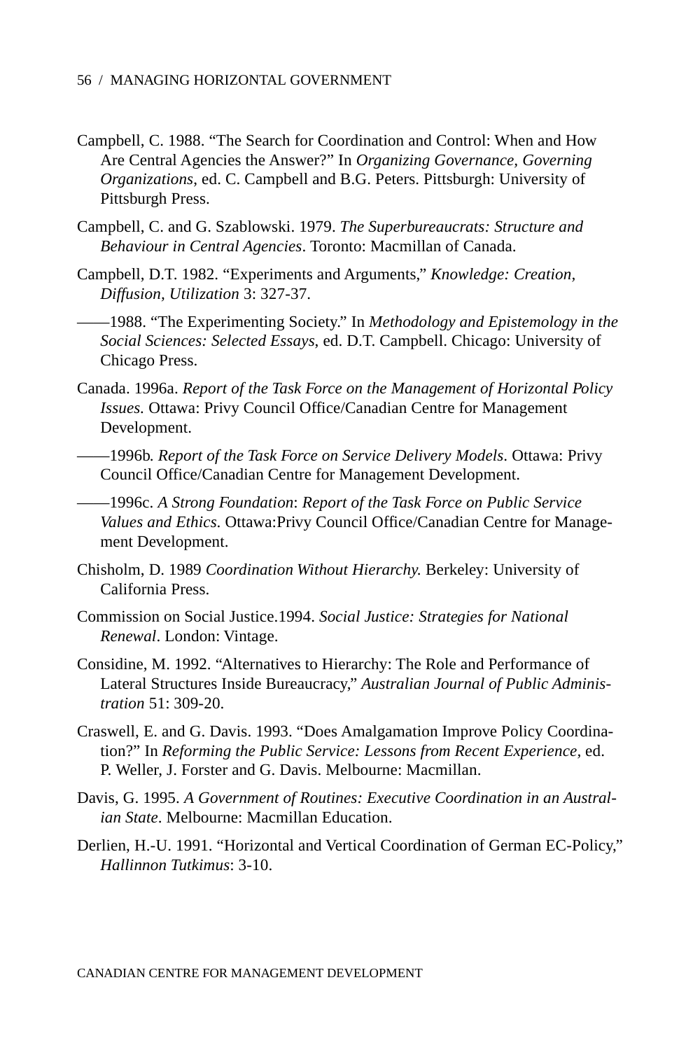Campbell, C. 1988. “The Search for Coordination and Control: When and How Are Central Agencies the Answer?” In *Organizing Governance, Governing Organizations*, ed. C. Campbell and B.G. Peters. Pittsburgh: University of Pittsburgh Press.

Campbell, C. and G. Szablowski. 1979. *The Superbureaucrats: Structure and Behaviour in Central Agencies*. Toronto: Macmillan of Canada.

Campbell, D.T. 1982. “Experiments and Arguments,” *Knowledge: Creation, Diffusion, Utilization* 3: 327-37.

——1988. “The Experimenting Society.” In *Methodology and Epistemology in the Social Sciences: Selected Essays*, ed. D.T. Campbell. Chicago: University of Chicago Press.

Canada. 1996a. *Report of the Task Force on the Management of Horizontal Policy Issues.* Ottawa: Privy Council Office/Canadian Centre for Management Development.

——1996b*. Report of the Task Force on Service Delivery Models*. Ottawa: Privy Council Office/Canadian Centre for Management Development.

——1996c. *A Strong Foundation*: *Report of the Task Force on Public Service Values and Ethics.* Ottawa:Privy Council Office/Canadian Centre for Management Development.

Chisholm, D. 1989 *Coordination Without Hierarchy.* Berkeley: University of California Press.

Commission on Social Justice.1994. *Social Justice: Strategies for National Renewal*. London: Vintage.

Considine, M. 1992. “Alternatives to Hierarchy: The Role and Performance of Lateral Structures Inside Bureaucracy,” *Australian Journal of Public Administration* 51: 309-20.

Craswell, E. and G. Davis. 1993. “Does Amalgamation Improve Policy Coordination?” In *Reforming the Public Service: Lessons from Recent Experience*, ed. P. Weller, J. Forster and G. Davis. Melbourne: Macmillan.

Davis, G. 1995. *A Government of Routines: Executive Coordination in an Australian State*. Melbourne: Macmillan Education.

Derlien, H.-U. 1991. “Horizontal and Vertical Coordination of German EC-Policy,” *Hallinnon Tutkimus*: 3-10.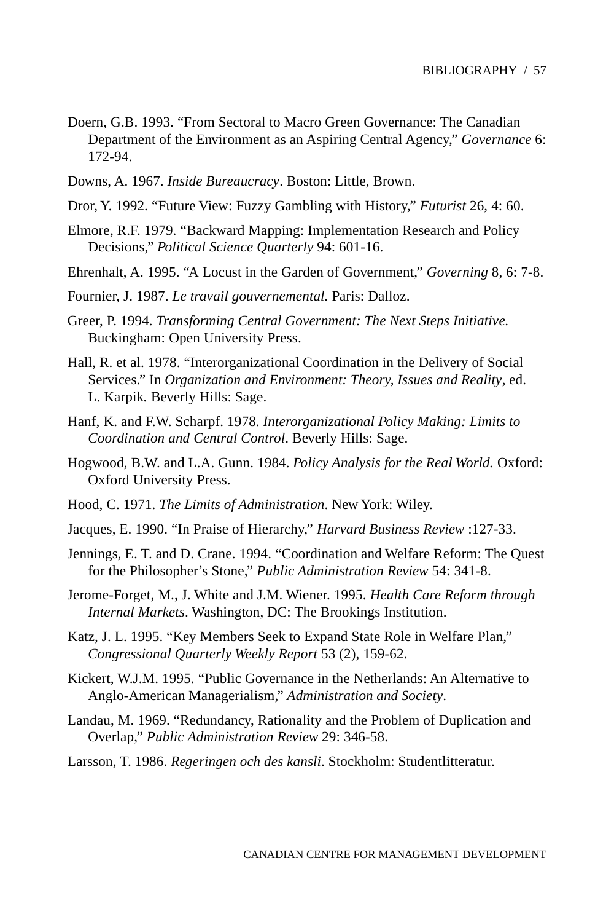Doern, G.B. 1993. "From Sectoral to Macro Green Governance: The Canadian Department of the Environment as an Aspiring Central Agency," *Governance* 6: 172-94.

Downs, A. 1967. *Inside Bureaucracy*. Boston: Little, Brown.

Dror, Y. 1992. "Future View: Fuzzy Gambling with History," *Futurist* 26, 4: 60.

Elmore, R.F. 1979. "Backward Mapping: Implementation Research and Policy Decisions," *Political Science Quarterly* 94: 601-16.

Ehrenhalt, A. 1995. "A Locust in the Garden of Government," *Governing* 8, 6: 7-8.

Fournier, J. 1987. *Le travail gouvernemental.* Paris: Dalloz.

Greer, P. 1994. *Transforming Central Government: The Next Steps Initiative.* Buckingham: Open University Press.

Hall, R. et al. 1978. "Interorganizational Coordination in the Delivery of Social Services." In *Organization and Environment: Theory, Issues and Reality*, ed. L. Karpik. Beverly Hills: Sage.

Hanf, K. and F.W. Scharpf. 1978. *Interorganizational Policy Making: Limits to Coordination and Central Control*. Beverly Hills: Sage.

Hogwood, B.W. and L.A. Gunn. 1984. *Policy Analysis for the Real World.* Oxford: Oxford University Press.

Hood, C. 1971. *The Limits of Administration*. New York: Wiley.

Jacques, E. 1990. "In Praise of Hierarchy," *Harvard Business Review* :127-33.

Jennings, E. T. and D. Crane. 1994. "Coordination and Welfare Reform: The Quest for the Philosopher's Stone," *Public Administration Review* 54: 341-8.

Jerome-Forget, M., J. White and J.M. Wiener. 1995. *Health Care Reform through Internal Markets*. Washington, DC: The Brookings Institution.

Katz, J. L. 1995. "Key Members Seek to Expand State Role in Welfare Plan," *Congressional Quarterly Weekly Report* 53 (2), 159-62.

Kickert, W.J.M. 1995. "Public Governance in the Netherlands: An Alternative to Anglo-American Managerialism," *Administration and Society*.

Landau, M. 1969. "Redundancy, Rationality and the Problem of Duplication and Overlap," *Public Administration Review* 29: 346-58.

Larsson, T. 1986. *Regeringen och des kansli*. Stockholm: Studentlitteratur.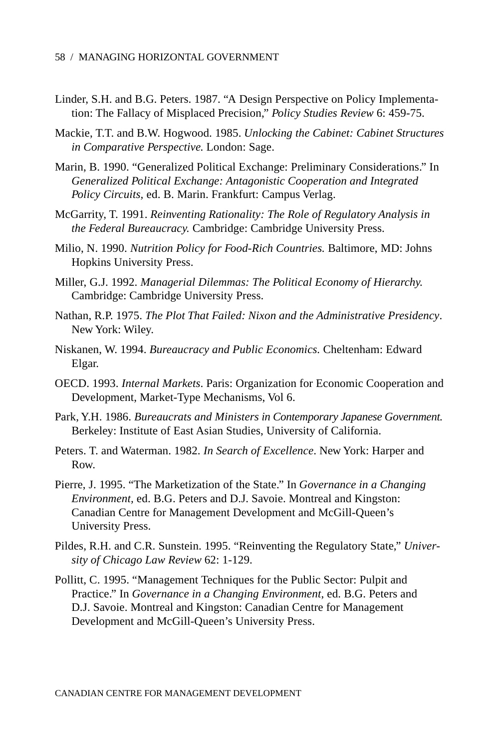Linder, S.H. and B.G. Peters. 1987. "A Design Perspective on Policy Implementation: The Fallacy of Misplaced Precision," *Policy Studies Review* 6: 459-75.

Mackie, T.T. and B.W. Hogwood. 1985. *Unlocking the Cabinet: Cabinet Structures in Comparative Perspective.* London: Sage.

Marin, B. 1990. "Generalized Political Exchange: Preliminary Considerations." In *Generalized Political Exchange: Antagonistic Cooperation and Integrated Policy Circuits*, ed. B. Marin. Frankfurt: Campus Verlag.

McGarrity, T. 1991. *Reinventing Rationality: The Role of Regulatory Analysis in the Federal Bureaucracy.* Cambridge: Cambridge University Press.

Milio, N. 1990. *Nutrition Policy for Food-Rich Countries.* Baltimore, MD: Johns Hopkins University Press.

Miller, G.J. 1992. *Managerial Dilemmas: The Political Economy of Hierarchy.* Cambridge: Cambridge University Press.

Nathan, R.P. 1975. *The Plot That Failed: Nixon and the Administrative Presidency*. New York: Wiley.

Niskanen, W. 1994. *Bureaucracy and Public Economics.* Cheltenham: Edward Elgar.

OECD. 1993. *Internal Markets*. Paris: Organization for Economic Cooperation and Development, Market-Type Mechanisms, Vol 6.

Park, Y.H. 1986. *Bureaucrats and Ministers in Contemporary Japanese Government.* Berkeley: Institute of East Asian Studies, University of California.

Peters. T. and Waterman. 1982. *In Search of Excellence*. New York: Harper and Row.

Pierre, J. 1995. "The Marketization of the State." In *Governance in a Changing Environment*, ed. B.G. Peters and D.J. Savoie. Montreal and Kingston: Canadian Centre for Management Development and McGill-Queen's University Press.

Pildes, R.H. and C.R. Sunstein. 1995. "Reinventing the Regulatory State," *University of Chicago Law Review* 62: 1-129.

Pollitt, C. 1995. "Management Techniques for the Public Sector: Pulpit and Practice." In *Governance in a Changing Environment*, ed. B.G. Peters and D.J. Savoie. Montreal and Kingston: Canadian Centre for Management Development and McGill-Queen's University Press.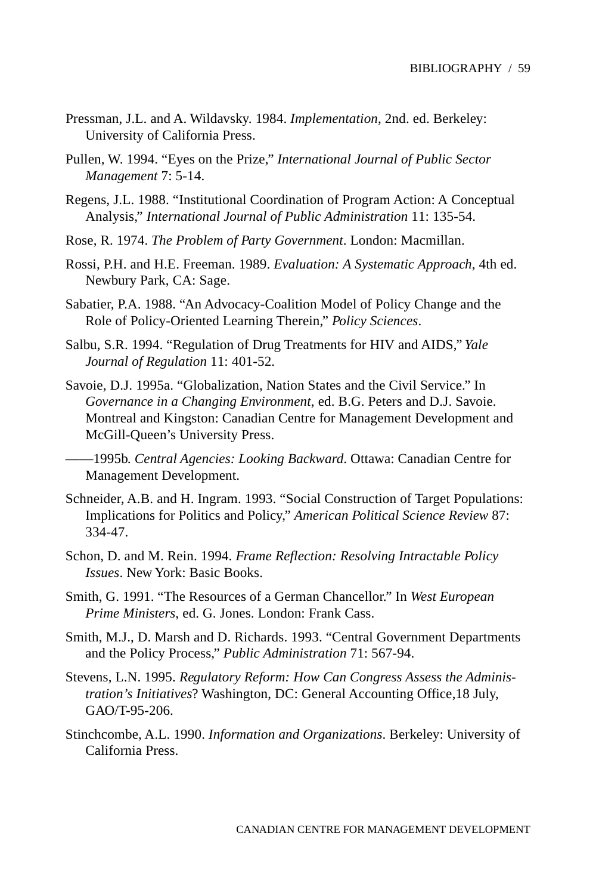Pressman, J.L. and A. Wildavsky. 1984. *Implementation*, 2nd. ed. Berkeley: University of California Press.

Pullen, W. 1994. "Eyes on the Prize," *International Journal of Public Sector Management* 7: 5-14.

Regens, J.L. 1988. "Institutional Coordination of Program Action: A Conceptual Analysis," *International Journal of Public Administration* 11: 135-54.

Rose, R. 1974. *The Problem of Party Government*. London: Macmillan.

Rossi, P.H. and H.E. Freeman. 1989. *Evaluation: A Systematic Approach*, 4th ed. Newbury Park, CA: Sage.

Sabatier, P.A. 1988. "An Advocacy-Coalition Model of Policy Change and the Role of Policy-Oriented Learning Therein," *Policy Sciences*.

Salbu, S.R. 1994. "Regulation of Drug Treatments for HIV and AIDS," *Yale Journal of Regulation* 11: 401-52.

Savoie, D.J. 1995a. "Globalization, Nation States and the Civil Service." In *Governance in a Changing Environment*, ed. B.G. Peters and D.J. Savoie. Montreal and Kingston: Canadian Centre for Management Development and McGill-Queen's University Press.

——1995b. *Central Agencies: Looking Backward*. Ottawa: Canadian Centre for Management Development.

Schneider, A.B. and H. Ingram. 1993. "Social Construction of Target Populations: Implications for Politics and Policy," *American Political Science Review* 87: 334-47.

Schon, D. and M. Rein. 1994. *Frame Reflection: Resolving Intractable Policy Issues*. New York: Basic Books.

Smith, G. 1991. "The Resources of a German Chancellor." In *West European Prime Ministers*, ed. G. Jones. London: Frank Cass.

Smith, M.J., D. Marsh and D. Richards. 1993. "Central Government Departments and the Policy Process," *Public Administration* 71: 567-94.

Stevens, L.N. 1995. *Regulatory Reform: How Can Congress Assess the Administration's Initiatives*? Washington, DC: General Accounting Office,18 July, GAO/T-95-206.

Stinchcombe, A.L. 1990. *Information and Organizations*. Berkeley: University of California Press.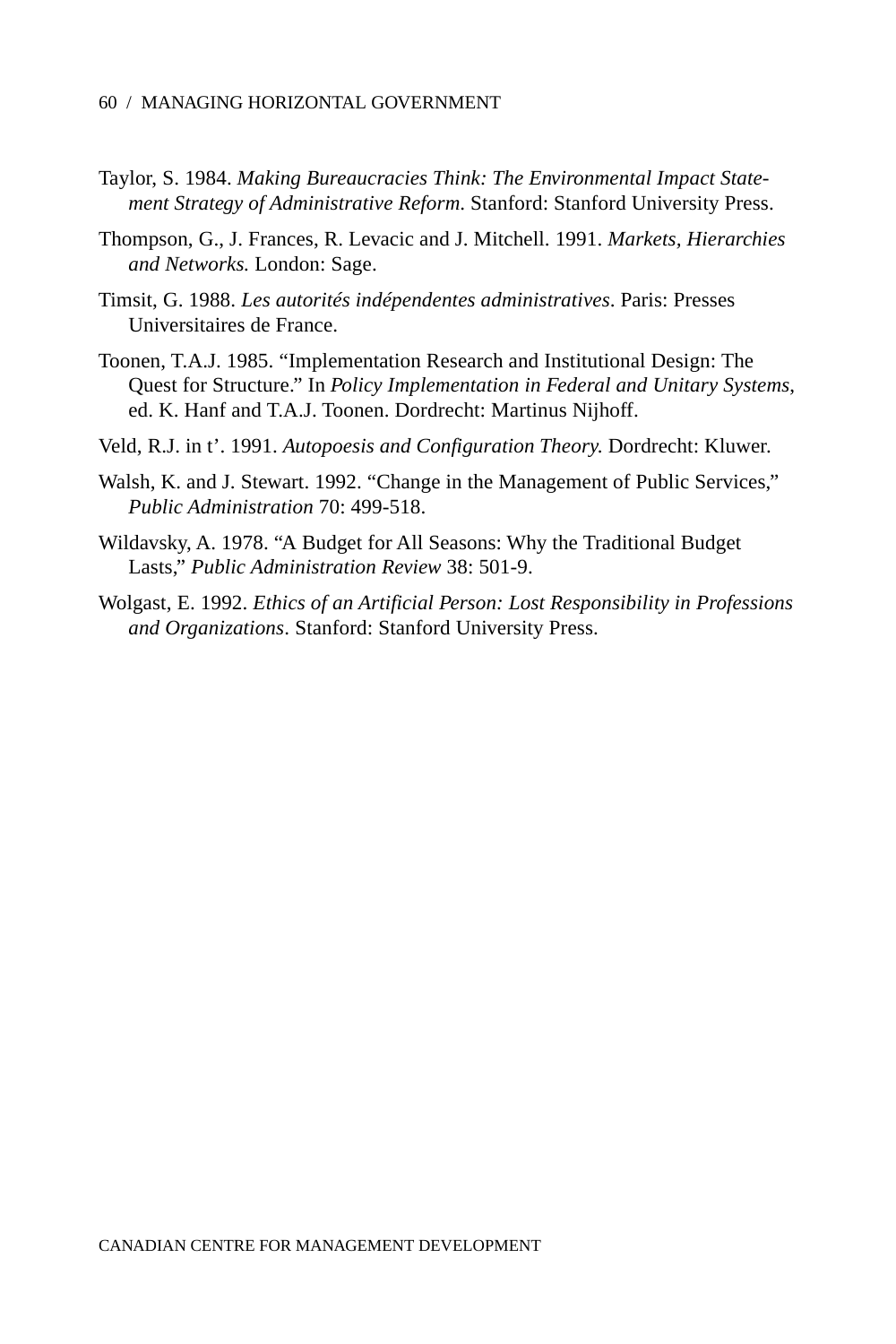Taylor, S. 1984. *Making Bureaucracies Think: The Environmental Impact Statement Strategy of Administrative Reform*. Stanford: Stanford University Press.

Thompson, G., J. Frances, R. Levacic and J. Mitchell. 1991. *Markets, Hierarchies and Networks.* London: Sage.

Timsit, G. 1988. *Les autorités indépendentes administratives*. Paris: Presses Universitaires de France.

Toonen, T.A.J. 1985. "Implementation Research and Institutional Design: The Quest for Structure." In *Policy Implementation in Federal and Unitary Systems*, ed. K. Hanf and T.A.J. Toonen. Dordrecht: Martinus Nijhoff.

Veld, R.J. in t'. 1991. *Autopoesis and Configuration Theory.* Dordrecht: Kluwer.

Walsh, K. and J. Stewart. 1992. "Change in the Management of Public Services," *Public Administration* 70: 499-518.

Wildavsky, A. 1978. "A Budget for All Seasons: Why the Traditional Budget Lasts," *Public Administration Review* 38: 501-9.

Wolgast, E. 1992. *Ethics of an Artificial Person: Lost Responsibility in Professions and Organizations*. Stanford: Stanford University Press.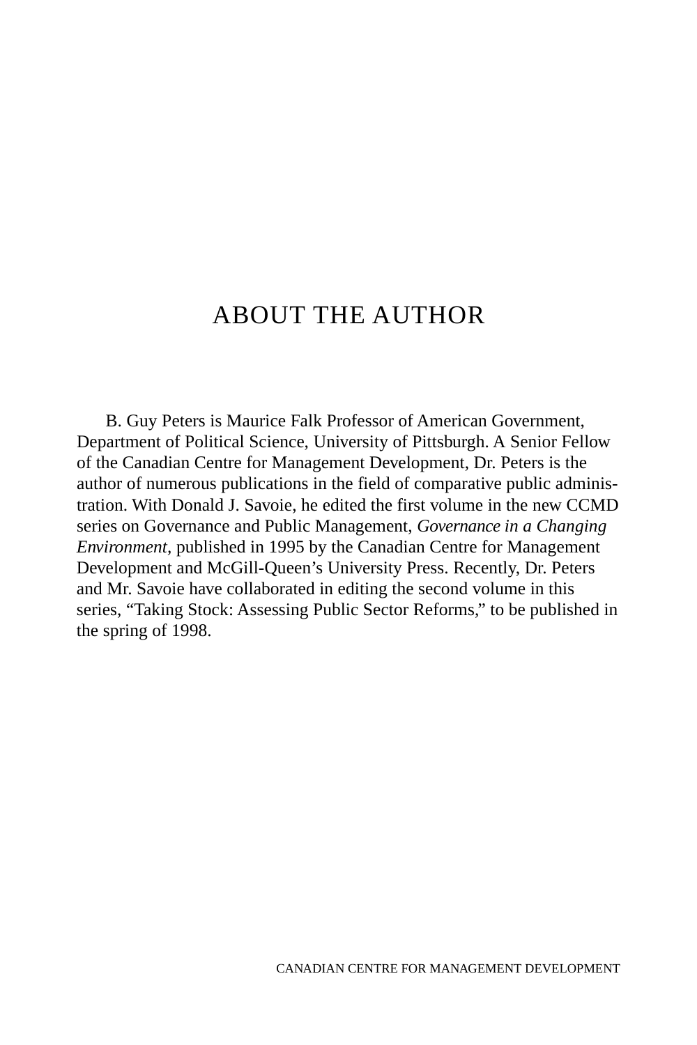# ABOUT THE AUTHOR

B. Guy Peters is Maurice Falk Professor of American Government, Department of Political Science, University of Pittsburgh. A Senior Fellow of the Canadian Centre for Management Development, Dr. Peters is the author of numerous publications in the field of comparative public administration. With Donald J. Savoie, he edited the first volume in the new CCMD series on Governance and Public Management, *Governance in a Changing Environment*, published in 1995 by the Canadian Centre for Management Development and McGill-Queen's University Press. Recently, Dr. Peters and Mr. Savoie have collaborated in editing the second volume in this series, "Taking Stock: Assessing Public Sector Reforms," to be published in the spring of 1998.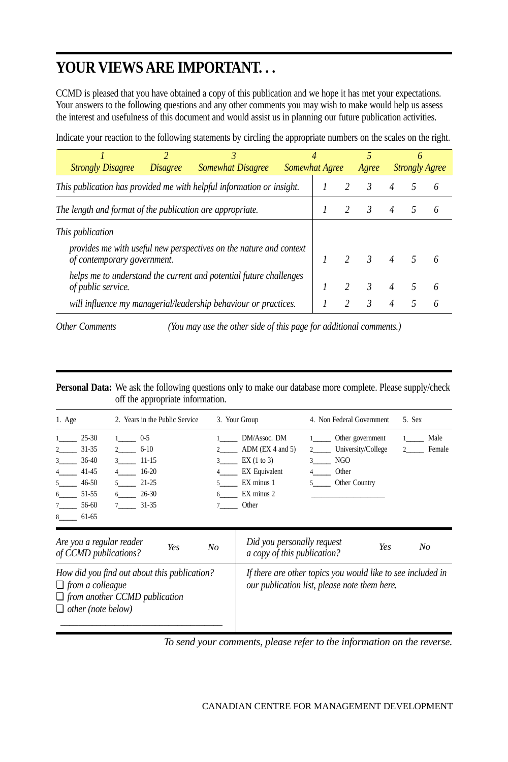# YOUR VIEWS ARE IMPORTANT. . .

CCMD is pleased that you have obtained a copy of this publication and we hope it has met your expectations. Your answers to the following questions and any other comments you may wish to make would help us assess the interest and usefulness of this document and would assist us in planning our future publication activities.

Indicate your reaction to the following statements by circling the appropriate numbers on the scales on the right.

| *1 Strongly Disagree* | *2 Disagree* | *3 Somewhat Disagree* | *4 Somewhat Agree* | *5 Agree* | *6 Strongly Agree* |
|---|---|---|---|---|---|

| Statement | | | | | | |
|---|---|---|---|---|---|---|
| *This publication has provided me with helpful information or insight.* | *1* | *2* | *3* | *4* | *5* | *6* |
| *The length and format of the publication are appropriate.* | *1* | *2* | *3* | *4* | *5* | *6* |
| *This publication* | | | | | | |
| *provides me with useful new perspectives on the nature and context of contemporary government.* | *1* | *2* | *3* | *4* | *5* | *6* |
| *helps me to understand the current and potential future challenges of public service.* | *1* | *2* | *3* | *4* | *5* | *6* |
| *will influence my managerial/leadership behaviour or practices.* | *1* | *2* | *3* | *4* | *5* | *6* |

*Other Comments* *(You may use the other side of this page for additional comments.)*

---

**Personal Data:** We ask the following questions only to make our database more complete. Please supply/check off the appropriate information.

| 1. Age | 2. Years in the Public Service | 3. Your Group | 4. Non Federal Government | 5. Sex |
|---|---|---|---|---|
| 1_____ 25-30 | 1_____ 0-5 | 1_____ DM/Assoc. DM | 1_____ Other government | 1_____ Male |
| 2_____ 31-35 | 2_____ 6-10 | 2_____ ADM (EX 4 and 5) | 2_____ University/College | 2_____ Female |
| 3_____ 36-40 | 3_____ 11-15 | 3_____ EX (1 to 3) | 3_____ NGO | |
| 4_____ 41-45 | 4_____ 16-20 | 4_____ EX Equivalent | 4_____ Other | |
| 5_____ 46-50 | 5_____ 21-25 | 5_____ EX minus 1 | 5_____ Other Country | |
| 6_____ 51-55 | 6_____ 26-30 | 6_____ EX minus 2 | __________________ | |
| 7_____ 56-60 | 7_____ 31-35 | 7_____ Other | | |
| 8_____ 61-65 | | | | |

*Are you a regular reader of CCMD publications?* *Yes* *No*

*Did you personally request a copy of this publication?* *Yes* *No*

*How did you find out about this publication?*

- ❑ *from a colleague*
- ❑ *from another CCMD publication*
- ❑ *other (note below)*

_________________________________

*If there are other topics you would like to see included in our publication list, please note them here.*

*To send your comments, please refer to the information on the reverse.*

CANADIAN CENTRE FOR MANAGEMENT DEVELOPMENT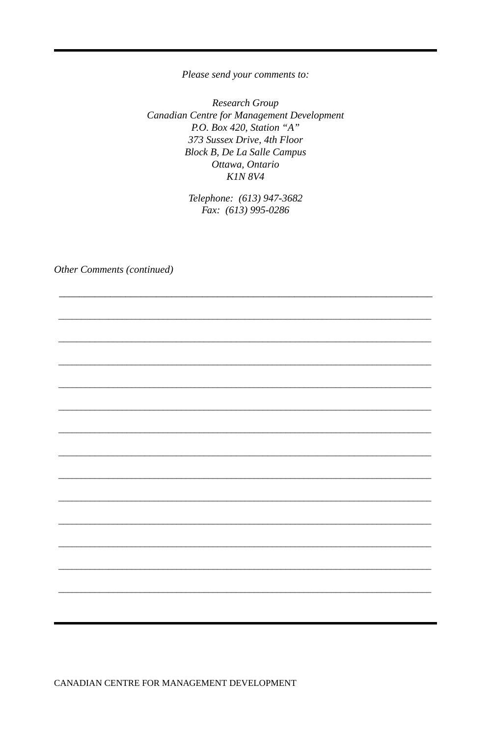*Please send your comments to:*

*Research Group*
*Canadian Centre for Management Development*
*P.O. Box 420, Station "A"*
*373 Sussex Drive, 4th Floor*
*Block B, De La Salle Campus*
*Ottawa, Ontario*
*K1N 8V4*

*Telephone: (613) 947-3682*
*Fax: (613) 995-0286*

*Other Comments (continued)*

______________________________________________________________________________

______________________________________________________________________________

______________________________________________________________________________

______________________________________________________________________________

______________________________________________________________________________

______________________________________________________________________________

______________________________________________________________________________

______________________________________________________________________________

______________________________________________________________________________

______________________________________________________________________________

______________________________________________________________________________

______________________________________________________________________________

______________________________________________________________________________

______________________________________________________________________________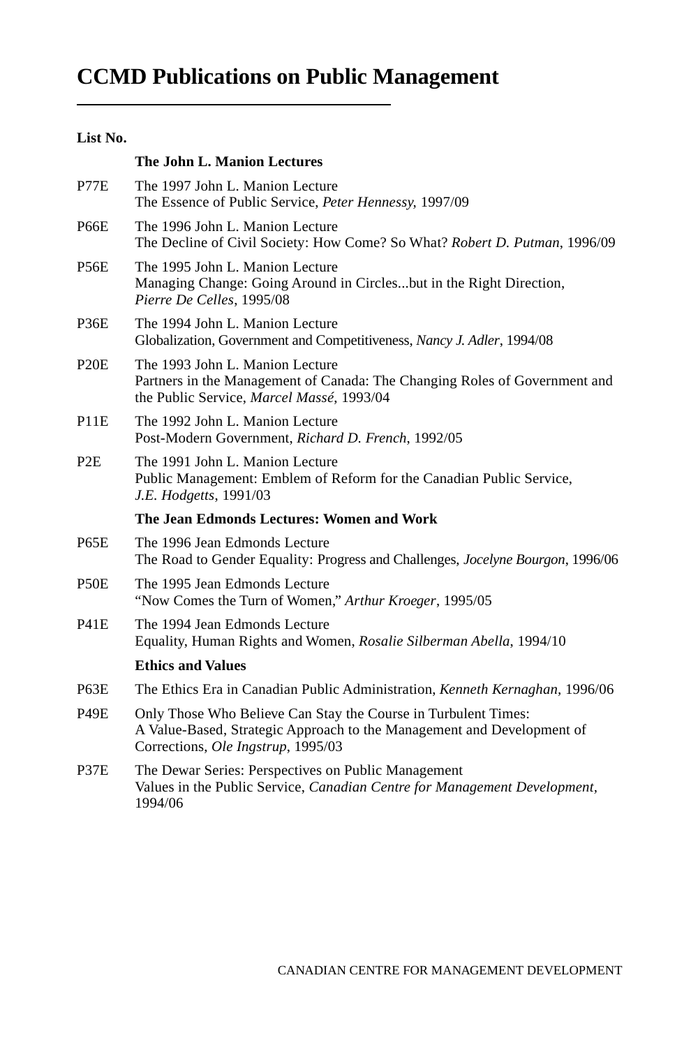# CCMD Publications on Public Management

**List No.**

**The John L. Manion Lectures**

P77E The 1997 John L. Manion Lecture
The Essence of Public Service, *Peter Hennessy,* 1997/09

P66E The 1996 John L. Manion Lecture
The Decline of Civil Society: How Come? So What? *Robert D. Putman*, 1996/09

P56E The 1995 John L. Manion Lecture
Managing Change: Going Around in Circles...but in the Right Direction, *Pierre De Celles*, 1995/08

P36E The 1994 John L. Manion Lecture
Globalization, Government and Competitiveness, *Nancy J. Adler*, 1994/08

P20E The 1993 John L. Manion Lecture
Partners in the Management of Canada: The Changing Roles of Government and the Public Service, *Marcel Massé*, 1993/04

P11E The 1992 John L. Manion Lecture
Post-Modern Government, *Richard D. French*, 1992/05

P2E The 1991 John L. Manion Lecture
Public Management: Emblem of Reform for the Canadian Public Service, *J.E. Hodgetts*, 1991/03

**The Jean Edmonds Lectures: Women and Work**

P65E The 1996 Jean Edmonds Lecture
The Road to Gender Equality: Progress and Challenges, *Jocelyne Bourgon*, 1996/06

P50E The 1995 Jean Edmonds Lecture
"Now Comes the Turn of Women," *Arthur Kroeger*, 1995/05

P41E The 1994 Jean Edmonds Lecture
Equality, Human Rights and Women, *Rosalie Silberman Abella*, 1994/10

**Ethics and Values**

P63E The Ethics Era in Canadian Public Administration, *Kenneth Kernaghan*, 1996/06

P49E Only Those Who Believe Can Stay the Course in Turbulent Times:
A Value-Based, Strategic Approach to the Management and Development of Corrections, *Ole Ingstrup*, 1995/03

P37E The Dewar Series: Perspectives on Public Management
Values in the Public Service, *Canadian Centre for Management Development*, 1994/06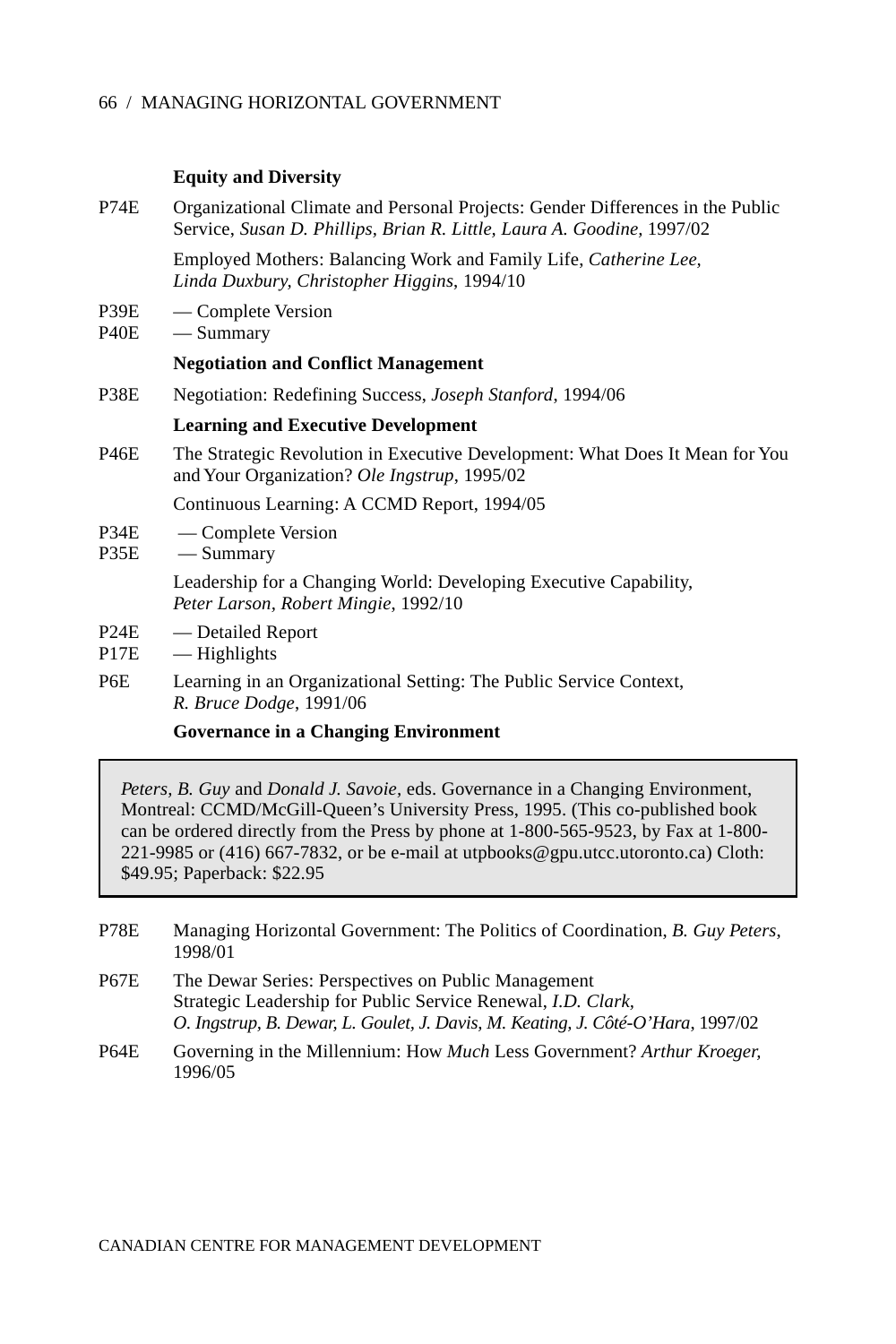**Equity and Diversity**

P74E Organizational Climate and Personal Projects: Gender Differences in the Public Service, *Susan D. Phillips, Brian R. Little, Laura A. Goodine*, 1997/02

Employed Mothers: Balancing Work and Family Life, *Catherine Lee, Linda Duxbury, Christopher Higgins*, 1994/10

P39E — Complete Version
P40E — Summary

**Negotiation and Conflict Management**

P38E Negotiation: Redefining Success, *Joseph Stanford*, 1994/06

**Learning and Executive Development**

P46E The Strategic Revolution in Executive Development: What Does It Mean for You and Your Organization? *Ole Ingstrup*, 1995/02

Continuous Learning: A CCMD Report, 1994/05

P34E — Complete Version
P35E — Summary

Leadership for a Changing World: Developing Executive Capability, *Peter Larson, Robert Mingie*, 1992/10

P24E — Detailed Report
P17E — Highlights

P6E Learning in an Organizational Setting: The Public Service Context, *R. Bruce Dodge*, 1991/06

**Governance in a Changing Environment**

> *Peters, B. Guy* and *Donald J. Savoie*, eds. Governance in a Changing Environment, Montreal: CCMD/McGill-Queen's University Press, 1995. (This co-published book can be ordered directly from the Press by phone at 1-800-565-9523, by Fax at 1-800-221-9985 or (416) 667-7832, or be e-mail at utpbooks@gpu.utcc.utoronto.ca) Cloth: $49.95; Paperback: $22.95

P78E Managing Horizontal Government: The Politics of Coordination, *B. Guy Peters*, 1998/01

P67E The Dewar Series: Perspectives on Public Management
Strategic Leadership for Public Service Renewal, *I.D. Clark, O. Ingstrup, B. Dewar, L. Goulet, J. Davis, M. Keating, J. Côté-O'Hara*, 1997/02

P64E Governing in the Millennium: How *Much* Less Government? *Arthur Kroeger*, 1996/05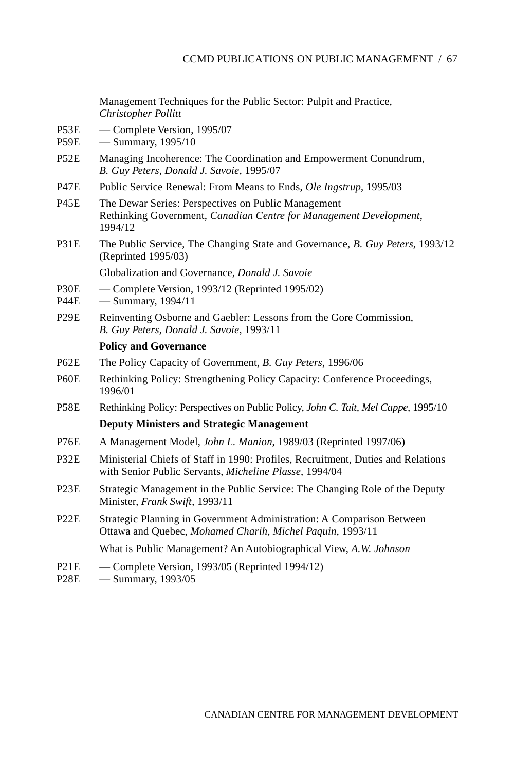Management Techniques for the Public Sector: Pulpit and Practice, *Christopher Pollitt*

P53E — Complete Version, 1995/07
P59E — Summary, 1995/10

P52E Managing Incoherence: The Coordination and Empowerment Conundrum, *B. Guy Peters, Donald J. Savoie*, 1995/07

P47E Public Service Renewal: From Means to Ends, *Ole Ingstrup*, 1995/03

P45E The Dewar Series: Perspectives on Public Management
Rethinking Government, *Canadian Centre for Management Development*, 1994/12

P31E The Public Service, The Changing State and Governance, *B. Guy Peters*, 1993/12 (Reprinted 1995/03)

Globalization and Governance, *Donald J. Savoie*

P30E — Complete Version, 1993/12 (Reprinted 1995/02)
P44E — Summary, 1994/11

P29E Reinventing Osborne and Gaebler: Lessons from the Gore Commission, *B. Guy Peters, Donald J. Savoie*, 1993/11

**Policy and Governance**

P62E The Policy Capacity of Government, *B. Guy Peters*, 1996/06

P60E Rethinking Policy: Strengthening Policy Capacity: Conference Proceedings, 1996/01

P58E Rethinking Policy: Perspectives on Public Policy, *John C. Tait, Mel Cappe*, 1995/10

**Deputy Ministers and Strategic Management**

P76E A Management Model, *John L. Manion*, 1989/03 (Reprinted 1997/06)

P32E Ministerial Chiefs of Staff in 1990: Profiles, Recruitment, Duties and Relations with Senior Public Servants, *Micheline Plasse*, 1994/04

P23E Strategic Management in the Public Service: The Changing Role of the Deputy Minister, *Frank Swift*, 1993/11

P22E Strategic Planning in Government Administration: A Comparison Between Ottawa and Quebec, *Mohamed Charih, Michel Paquin*, 1993/11

What is Public Management? An Autobiographical View, *A.W. Johnson*

P21E — Complete Version, 1993/05 (Reprinted 1994/12)
P28E — Summary, 1993/05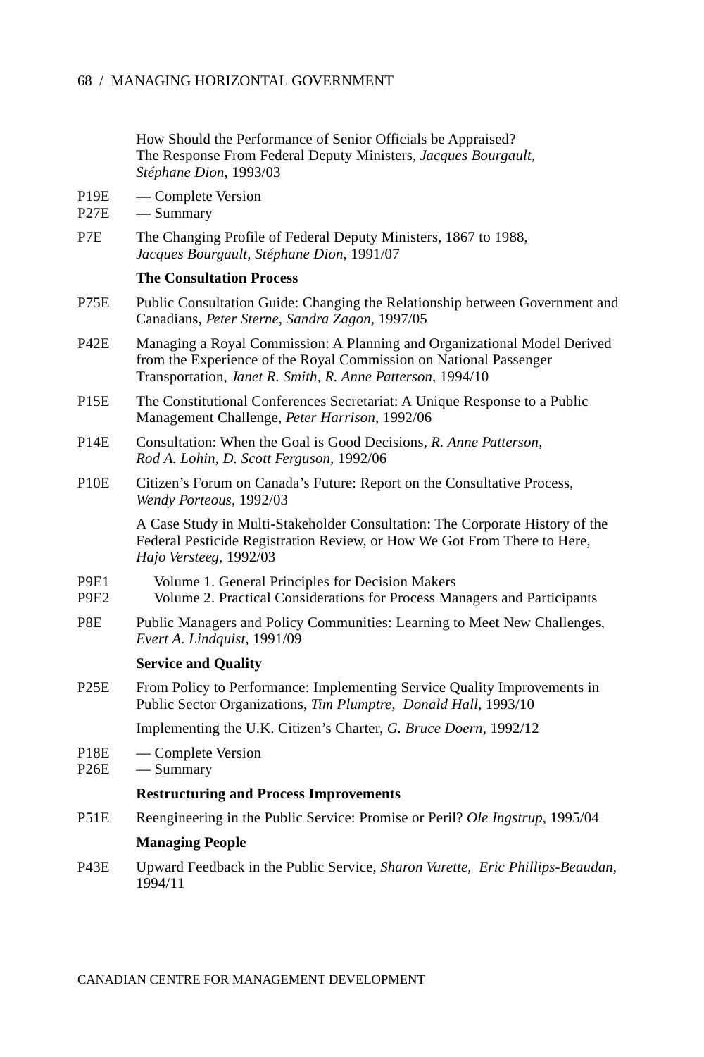How Should the Performance of Senior Officials be Appraised? The Response From Federal Deputy Ministers, *Jacques Bourgault, Stéphane Dion*, 1993/03

P19E — Complete Version
P27E — Summary

P7E The Changing Profile of Federal Deputy Ministers, 1867 to 1988, *Jacques Bourgault, Stéphane Dion*, 1991/07

**The Consultation Process**

P75E Public Consultation Guide: Changing the Relationship between Government and Canadians, *Peter Sterne, Sandra Zagon*, 1997/05

P42E Managing a Royal Commission: A Planning and Organizational Model Derived from the Experience of the Royal Commission on National Passenger Transportation, *Janet R. Smith, R. Anne Patterson*, 1994/10

P15E The Constitutional Conferences Secretariat: A Unique Response to a Public Management Challenge, *Peter Harrison*, 1992/06

P14E Consultation: When the Goal is Good Decisions, *R. Anne Patterson, Rod A. Lohin, D. Scott Ferguson*, 1992/06

P10E Citizen's Forum on Canada's Future: Report on the Consultative Process, *Wendy Porteous*, 1992/03

A Case Study in Multi-Stakeholder Consultation: The Corporate History of the Federal Pesticide Registration Review, or How We Got From There to Here, *Hajo Versteeg*, 1992/03

P9E1 Volume 1. General Principles for Decision Makers
P9E2 Volume 2. Practical Considerations for Process Managers and Participants

P8E Public Managers and Policy Communities: Learning to Meet New Challenges, *Evert A. Lindquist*, 1991/09

**Service and Quality**

P25E From Policy to Performance: Implementing Service Quality Improvements in Public Sector Organizations, *Tim Plumptre, Donald Hall*, 1993/10

Implementing the U.K. Citizen's Charter, *G. Bruce Doern*, 1992/12

P18E — Complete Version
P26E — Summary

**Restructuring and Process Improvements**

P51E Reengineering in the Public Service: Promise or Peril? *Ole Ingstrup*, 1995/04

**Managing People**

P43E Upward Feedback in the Public Service, *Sharon Varette, Eric Phillips-Beaudan*, 1994/11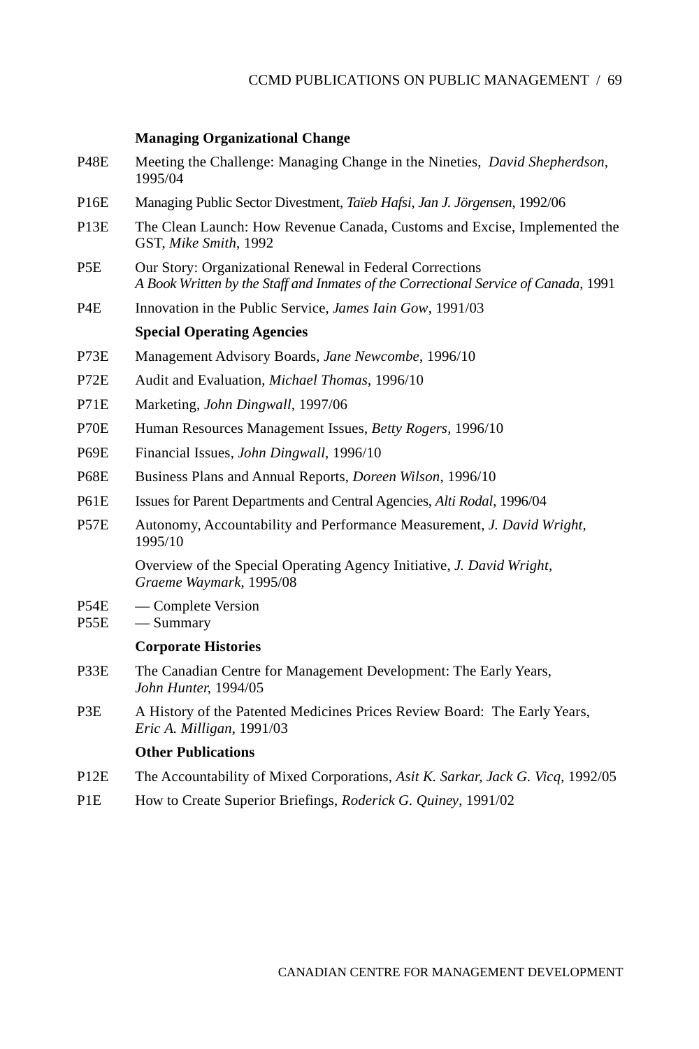### Managing Organizational Change

P48E Meeting the Challenge: Managing Change in the Nineties, *David Shepherdson*, 1995/04

P16E Managing Public Sector Divestment, *Taïeb Hafsi, Jan J. Jörgensen*, 1992/06

P13E The Clean Launch: How Revenue Canada, Customs and Excise, Implemented the GST, *Mike Smith*, 1992

P5E Our Story: Organizational Renewal in Federal Corrections *A Book Written by the Staff and Inmates of the Correctional Service of Canada*, 1991

P4E Innovation in the Public Service, *James Iain Gow*, 1991/03

### Special Operating Agencies

P73E Management Advisory Boards, *Jane Newcombe*, 1996/10

P72E Audit and Evaluation, *Michael Thomas*, 1996/10

P71E Marketing, *John Dingwall*, 1997/06

P70E Human Resources Management Issues, *Betty Rogers*, 1996/10

P69E Financial Issues, *John Dingwall*, 1996/10

P68E Business Plans and Annual Reports, *Doreen Wilson*, 1996/10

P61E Issues for Parent Departments and Central Agencies, *Alti Rodal*, 1996/04

P57E Autonomy, Accountability and Performance Measurement, *J. David Wright*, 1995/10

Overview of the Special Operating Agency Initiative, *J. David Wright, Graeme Waymark*, 1995/08

P54E — Complete Version
P55E — Summary

### Corporate Histories

P33E The Canadian Centre for Management Development: The Early Years, *John Hunter*, 1994/05

P3E A History of the Patented Medicines Prices Review Board: The Early Years, *Eric A. Milligan*, 1991/03

### Other Publications

P12E The Accountability of Mixed Corporations, *Asit K. Sarkar, Jack G. Vicq*, 1992/05

P1E How to Create Superior Briefings, *Roderick G. Quiney*, 1991/02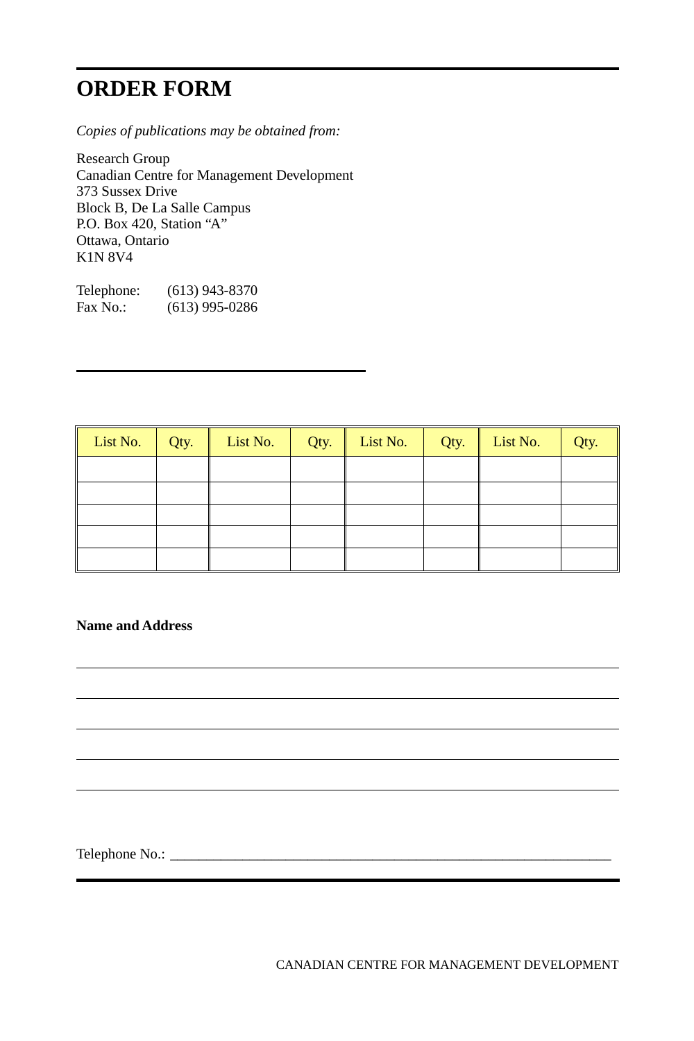# ORDER FORM

*Copies of publications may be obtained from:*

Research Group
Canadian Centre for Management Development
373 Sussex Drive
Block B, De La Salle Campus
P.O. Box 420, Station "A"
Ottawa, Ontario
K1N 8V4

Telephone: (613) 943-8370
Fax No.: (613) 995-0286

| List No. | Qty. | List No. | Qty. | List No. | Qty. | List No. | Qty. |
|---|---|---|---|---|---|---|---|
| | | | | | | | |
| | | | | | | | |
| | | | | | | | |
| | | | | | | | |
| | | | | | | | |

**Name and Address**

\_\_\_\_\_\_\_\_\_\_\_\_\_\_\_\_\_\_\_\_\_\_\_\_\_\_\_\_\_\_\_\_\_\_\_\_\_\_\_\_

\_\_\_\_\_\_\_\_\_\_\_\_\_\_\_\_\_\_\_\_\_\_\_\_\_\_\_\_\_\_\_\_\_\_\_\_\_\_\_\_

\_\_\_\_\_\_\_\_\_\_\_\_\_\_\_\_\_\_\_\_\_\_\_\_\_\_\_\_\_\_\_\_\_\_\_\_\_\_\_\_

\_\_\_\_\_\_\_\_\_\_\_\_\_\_\_\_\_\_\_\_\_\_\_\_\_\_\_\_\_\_\_\_\_\_\_\_\_\_\_\_

\_\_\_\_\_\_\_\_\_\_\_\_\_\_\_\_\_\_\_\_\_\_\_\_\_\_\_\_\_\_\_\_\_\_\_\_\_\_\_\_

Telephone No.: \_\_\_\_\_\_\_\_\_\_\_\_\_\_\_\_\_\_\_\_\_\_\_\_\_\_\_\_\_\_\_\_\_\_\_\_\_\_\_\_